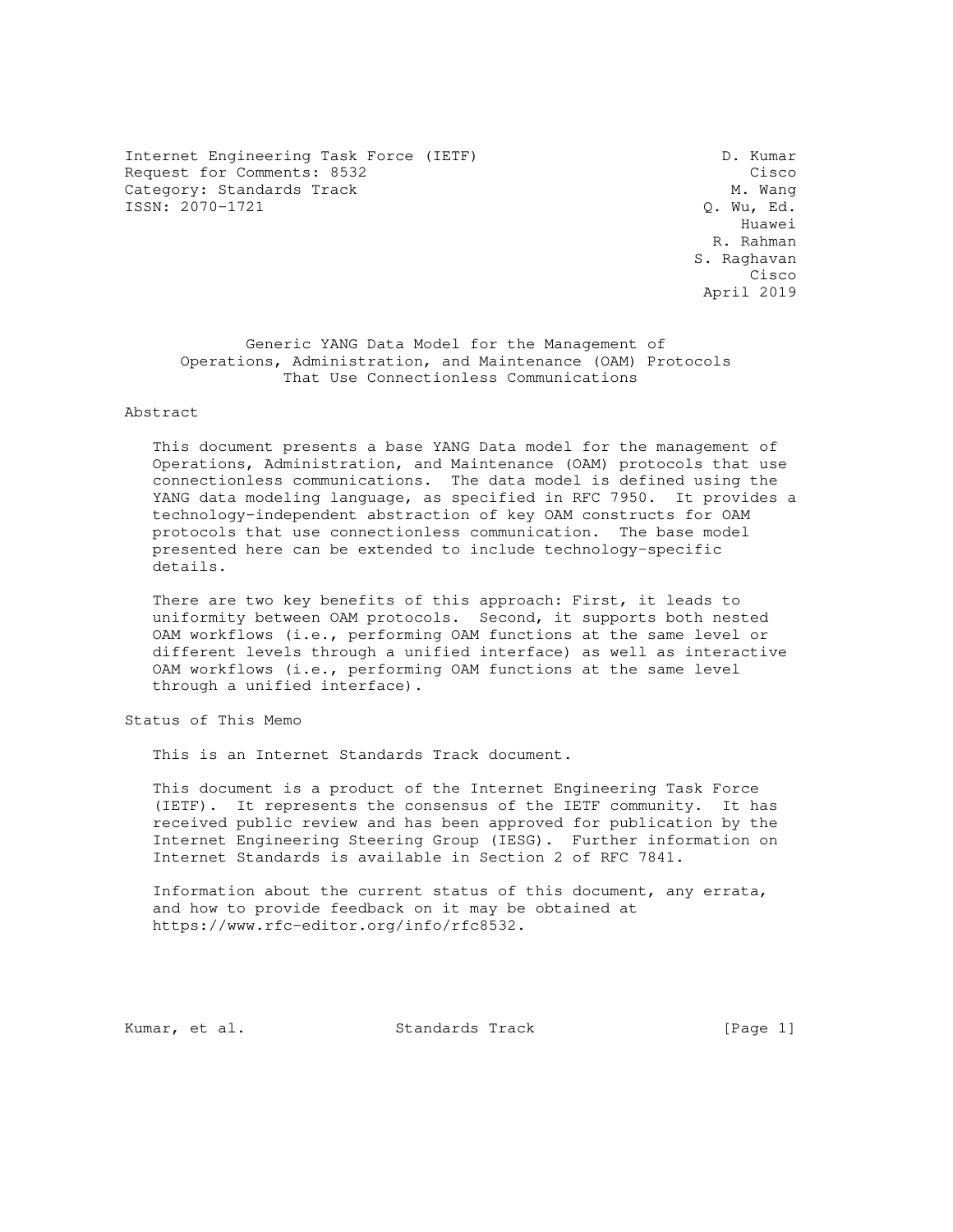Internet Engineering Task Force (IETF)  
Request for Comments: 8532  
Category: Standards Track  
ISSN: 2070-1721

D. Kumar  
Cisco  
M. Wang  
Q. Wu, Ed.  
Huawei  
R. Rahman  
S. Raghavan  
Cisco  
April 2019

# Generic YANG Data Model for the Management of Operations, Administration, and Maintenance (OAM) Protocols That Use Connectionless Communications

## Abstract

This document presents a base YANG Data model for the management of Operations, Administration, and Maintenance (OAM) protocols that use connectionless communications. The data model is defined using the YANG data modeling language, as specified in RFC 7950. It provides a technology-independent abstraction of key OAM constructs for OAM protocols that use connectionless communication. The base model presented here can be extended to include technology-specific details.

There are two key benefits of this approach: First, it leads to uniformity between OAM protocols. Second, it supports both nested OAM workflows (i.e., performing OAM functions at the same level or different levels through a unified interface) as well as interactive OAM workflows (i.e., performing OAM functions at the same level through a unified interface).

## Status of This Memo

This is an Internet Standards Track document.

This document is a product of the Internet Engineering Task Force (IETF). It represents the consensus of the IETF community. It has received public review and has been approved for publication by the Internet Engineering Steering Group (IESG). Further information on Internet Standards is available in Section 2 of RFC 7841.

Information about the current status of this document, any errata, and how to provide feedback on it may be obtained at https://www.rfc-editor.org/info/rfc8532.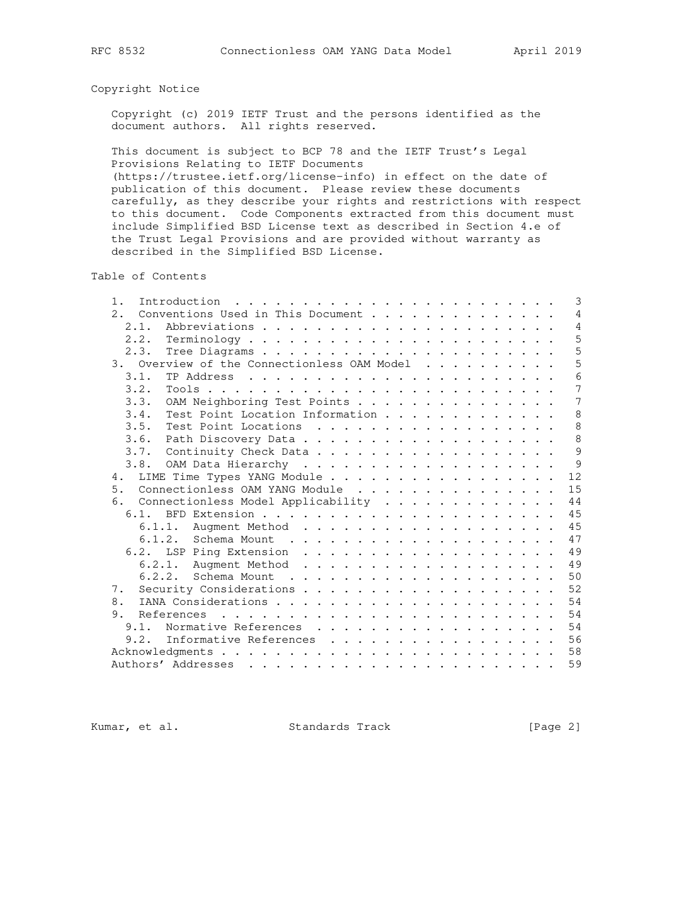## Copyright Notice

Copyright (c) 2019 IETF Trust and the persons identified as the document authors. All rights reserved.

This document is subject to BCP 78 and the IETF Trust's Legal Provisions Relating to IETF Documents (https://trustee.ietf.org/license-info) in effect on the date of publication of this document. Please review these documents carefully, as they describe your rights and restrictions with respect to this document. Code Components extracted from this document must include Simplified BSD License text as described in Section 4.e of the Trust Legal Provisions and are provided without warranty as described in the Simplified BSD License.

## Table of Contents

```
   1.  Introduction  . . . . . . . . . . . . . . . . . . . . . . . .   3
   2.  Conventions Used in This Document . . . . . . . . . . . . . .   4
     2.1.  Abbreviations . . . . . . . . . . . . . . . . . . . . . .   4
     2.2.  Terminology . . . . . . . . . . . . . . . . . . . . . . .   5
     2.3.  Tree Diagrams . . . . . . . . . . . . . . . . . . . . . .   5
   3.  Overview of the Connectionless OAM Model  . . . . . . . . . .   5
     3.1.  TP Address  . . . . . . . . . . . . . . . . . . . . . . .   6
     3.2.  Tools . . . . . . . . . . . . . . . . . . . . . . . . . .   7
     3.3.  OAM Neighboring Test Points . . . . . . . . . . . . . . .   7
     3.4.  Test Point Location Information . . . . . . . . . . . . .   8
     3.5.  Test Point Locations  . . . . . . . . . . . . . . . . . .   8
     3.6.  Path Discovery Data . . . . . . . . . . . . . . . . . . .   8
     3.7.  Continuity Check Data . . . . . . . . . . . . . . . . . .   9
     3.8.  OAM Data Hierarchy  . . . . . . . . . . . . . . . . . . .   9
   4.  LIME Time Types YANG Module . . . . . . . . . . . . . . . . .  12
   5.  Connectionless OAM YANG Module  . . . . . . . . . . . . . . .  15
   6.  Connectionless Model Applicability  . . . . . . . . . . . . .  44
     6.1.  BFD Extension . . . . . . . . . . . . . . . . . . . . . .  45
       6.1.1.  Augment Method  . . . . . . . . . . . . . . . . . . .  45
       6.1.2.  Schema Mount  . . . . . . . . . . . . . . . . . . . .  47
     6.2.  LSP Ping Extension  . . . . . . . . . . . . . . . . . . .  49
       6.2.1.  Augment Method  . . . . . . . . . . . . . . . . . . .  49
       6.2.2.  Schema Mount  . . . . . . . . . . . . . . . . . . . .  50
   7.  Security Considerations . . . . . . . . . . . . . . . . . . .  52
   8.  IANA Considerations . . . . . . . . . . . . . . . . . . . . .  54
   9.  References  . . . . . . . . . . . . . . . . . . . . . . . . .  54
     9.1.  Normative References  . . . . . . . . . . . . . . . . . .  54
     9.2.  Informative References  . . . . . . . . . . . . . . . . .  56
   Acknowledgments . . . . . . . . . . . . . . . . . . . . . . . . .  58
   Authors' Addresses  . . . . . . . . . . . . . . . . . . . . . . .  59
```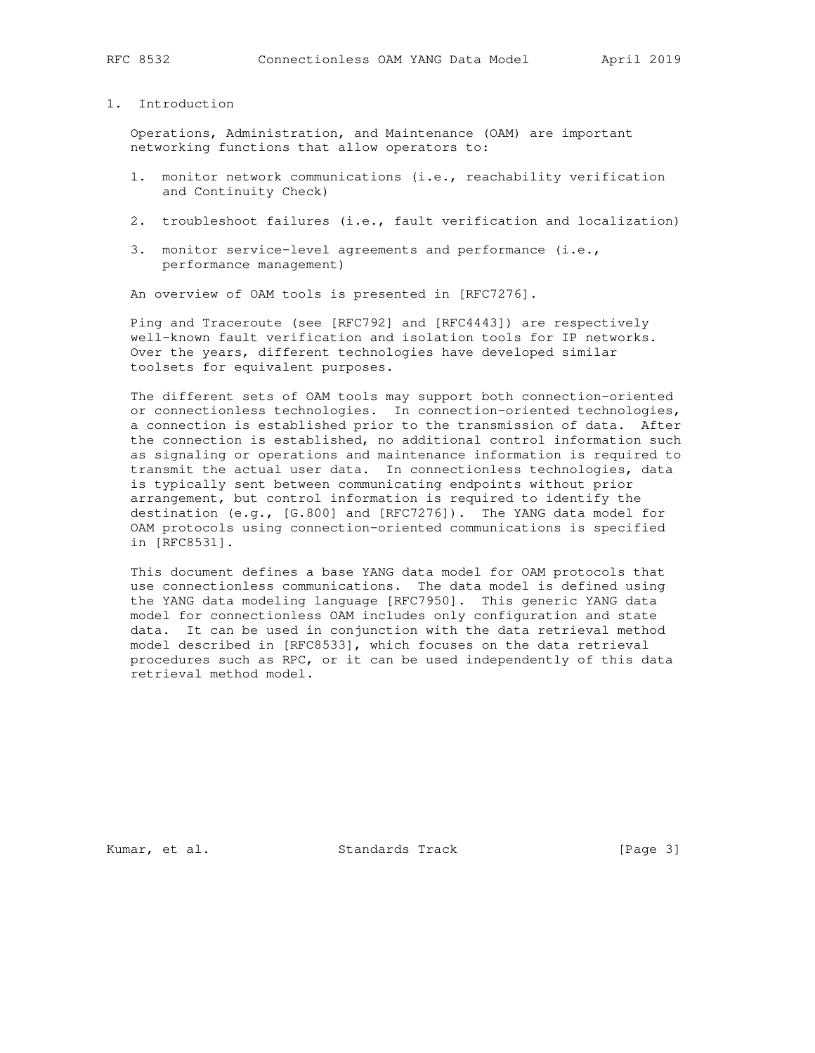# 1. Introduction

Operations, Administration, and Maintenance (OAM) are important networking functions that allow operators to:

1. monitor network communications (i.e., reachability verification and Continuity Check)
2. troubleshoot failures (i.e., fault verification and localization)
3. monitor service-level agreements and performance (i.e., performance management)

An overview of OAM tools is presented in [RFC7276].

Ping and Traceroute (see [RFC792] and [RFC4443]) are respectively well-known fault verification and isolation tools for IP networks. Over the years, different technologies have developed similar toolsets for equivalent purposes.

The different sets of OAM tools may support both connection-oriented or connectionless technologies. In connection-oriented technologies, a connection is established prior to the transmission of data. After the connection is established, no additional control information such as signaling or operations and maintenance information is required to transmit the actual user data. In connectionless technologies, data is typically sent between communicating endpoints without prior arrangement, but control information is required to identify the destination (e.g., [G.800] and [RFC7276]). The YANG data model for OAM protocols using connection-oriented communications is specified in [RFC8531].

This document defines a base YANG data model for OAM protocols that use connectionless communications. The data model is defined using the YANG data modeling language [RFC7950]. This generic YANG data model for connectionless OAM includes only configuration and state data. It can be used in conjunction with the data retrieval method model described in [RFC8533], which focuses on the data retrieval procedures such as RPC, or it can be used independently of this data retrieval method model.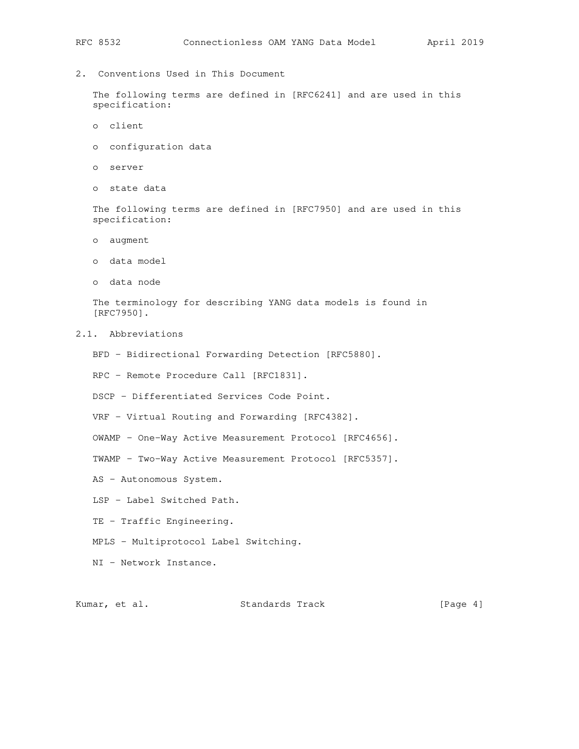## 2. Conventions Used in This Document

The following terms are defined in [RFC6241] and are used in this specification:

- client
- configuration data
- server
- state data

The following terms are defined in [RFC7950] and are used in this specification:

- augment
- data model
- data node

The terminology for describing YANG data models is found in [RFC7950].

### 2.1. Abbreviations

BFD - Bidirectional Forwarding Detection [RFC5880].

RPC - Remote Procedure Call [RFC1831].

DSCP - Differentiated Services Code Point.

VRF - Virtual Routing and Forwarding [RFC4382].

OWAMP - One-Way Active Measurement Protocol [RFC4656].

TWAMP - Two-Way Active Measurement Protocol [RFC5357].

AS - Autonomous System.

LSP - Label Switched Path.

TE - Traffic Engineering.

MPLS - Multiprotocol Label Switching.

NI - Network Instance.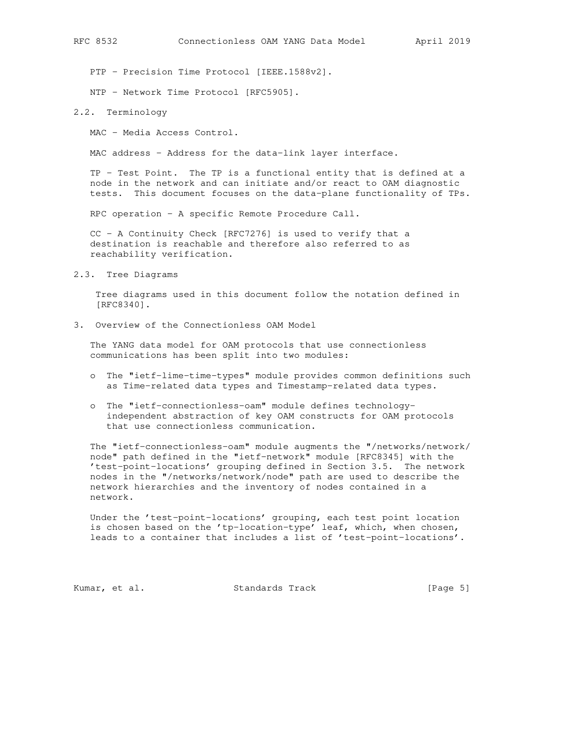PTP - Precision Time Protocol [IEEE.1588v2].

NTP - Network Time Protocol [RFC5905].

## 2.2. Terminology

MAC - Media Access Control.

MAC address - Address for the data-link layer interface.

TP - Test Point. The TP is a functional entity that is defined at a node in the network and can initiate and/or react to OAM diagnostic tests. This document focuses on the data-plane functionality of TPs.

RPC operation - A specific Remote Procedure Call.

CC - A Continuity Check [RFC7276] is used to verify that a destination is reachable and therefore also referred to as reachability verification.

## 2.3. Tree Diagrams

Tree diagrams used in this document follow the notation defined in [RFC8340].

# 3. Overview of the Connectionless OAM Model

The YANG data model for OAM protocols that use connectionless communications has been split into two modules:

- The "ietf-lime-time-types" module provides common definitions such as Time-related data types and Timestamp-related data types.
- The "ietf-connectionless-oam" module defines technology-independent abstraction of key OAM constructs for OAM protocols that use connectionless communication.

The "ietf-connectionless-oam" module augments the "/networks/network/node" path defined in the "ietf-network" module [RFC8345] with the 'test-point-locations' grouping defined in Section 3.5. The network nodes in the "/networks/network/node" path are used to describe the network hierarchies and the inventory of nodes contained in a network.

Under the 'test-point-locations' grouping, each test point location is chosen based on the 'tp-location-type' leaf, which, when chosen, leads to a container that includes a list of 'test-point-locations'.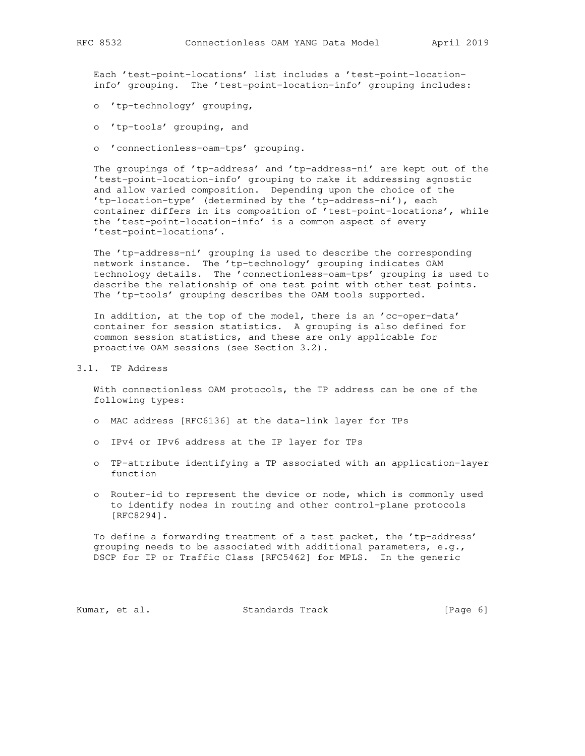Each 'test-point-locations' list includes a 'test-point-location-info' grouping. The 'test-point-location-info' grouping includes:

- 'tp-technology' grouping,
- 'tp-tools' grouping, and
- 'connectionless-oam-tps' grouping.

The groupings of 'tp-address' and 'tp-address-ni' are kept out of the 'test-point-location-info' grouping to make it addressing agnostic and allow varied composition. Depending upon the choice of the 'tp-location-type' (determined by the 'tp-address-ni'), each container differs in its composition of 'test-point-locations', while the 'test-point-location-info' is a common aspect of every 'test-point-locations'.

The 'tp-address-ni' grouping is used to describe the corresponding network instance. The 'tp-technology' grouping indicates OAM technology details. The 'connectionless-oam-tps' grouping is used to describe the relationship of one test point with other test points. The 'tp-tools' grouping describes the OAM tools supported.

In addition, at the top of the model, there is an 'cc-oper-data' container for session statistics. A grouping is also defined for common session statistics, and these are only applicable for proactive OAM sessions (see Section 3.2).

## 3.1. TP Address

With connectionless OAM protocols, the TP address can be one of the following types:

- MAC address [RFC6136] at the data-link layer for TPs
- IPv4 or IPv6 address at the IP layer for TPs
- TP-attribute identifying a TP associated with an application-layer function
- Router-id to represent the device or node, which is commonly used to identify nodes in routing and other control-plane protocols [RFC8294].

To define a forwarding treatment of a test packet, the 'tp-address' grouping needs to be associated with additional parameters, e.g., DSCP for IP or Traffic Class [RFC5462] for MPLS. In the generic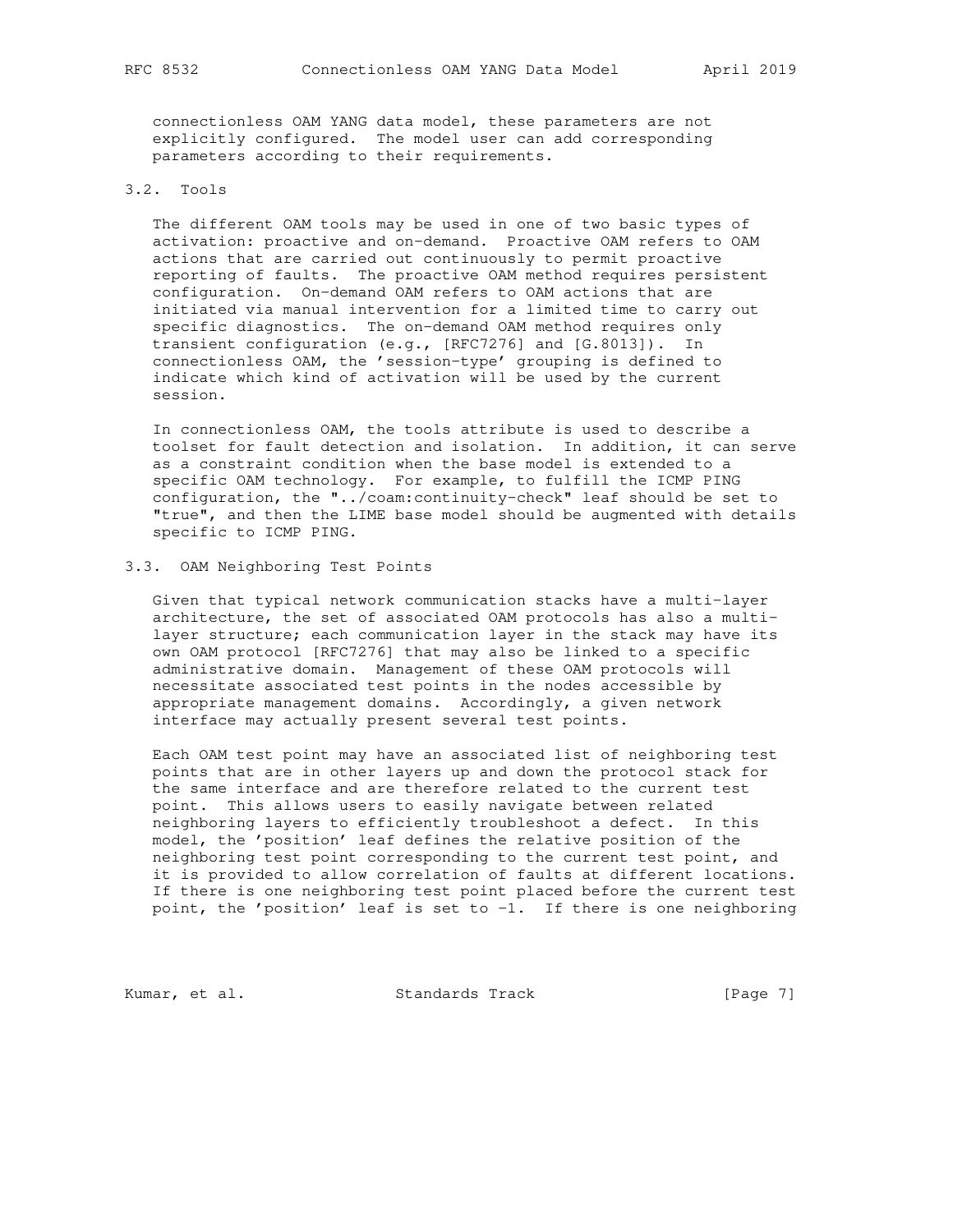connectionless OAM YANG data model, these parameters are not explicitly configured. The model user can add corresponding parameters according to their requirements.

### 3.2. Tools

The different OAM tools may be used in one of two basic types of activation: proactive and on-demand. Proactive OAM refers to OAM actions that are carried out continuously to permit proactive reporting of faults. The proactive OAM method requires persistent configuration. On-demand OAM refers to OAM actions that are initiated via manual intervention for a limited time to carry out specific diagnostics. The on-demand OAM method requires only transient configuration (e.g., [RFC7276] and [G.8013]). In connectionless OAM, the 'session-type' grouping is defined to indicate which kind of activation will be used by the current session.

In connectionless OAM, the tools attribute is used to describe a toolset for fault detection and isolation. In addition, it can serve as a constraint condition when the base model is extended to a specific OAM technology. For example, to fulfill the ICMP PING configuration, the "../coam:continuity-check" leaf should be set to "true", and then the LIME base model should be augmented with details specific to ICMP PING.

### 3.3. OAM Neighboring Test Points

Given that typical network communication stacks have a multi-layer architecture, the set of associated OAM protocols has also a multi-layer structure; each communication layer in the stack may have its own OAM protocol [RFC7276] that may also be linked to a specific administrative domain. Management of these OAM protocols will necessitate associated test points in the nodes accessible by appropriate management domains. Accordingly, a given network interface may actually present several test points.

Each OAM test point may have an associated list of neighboring test points that are in other layers up and down the protocol stack for the same interface and are therefore related to the current test point. This allows users to easily navigate between related neighboring layers to efficiently troubleshoot a defect. In this model, the 'position' leaf defines the relative position of the neighboring test point corresponding to the current test point, and it is provided to allow correlation of faults at different locations. If there is one neighboring test point placed before the current test point, the 'position' leaf is set to -1. If there is one neighboring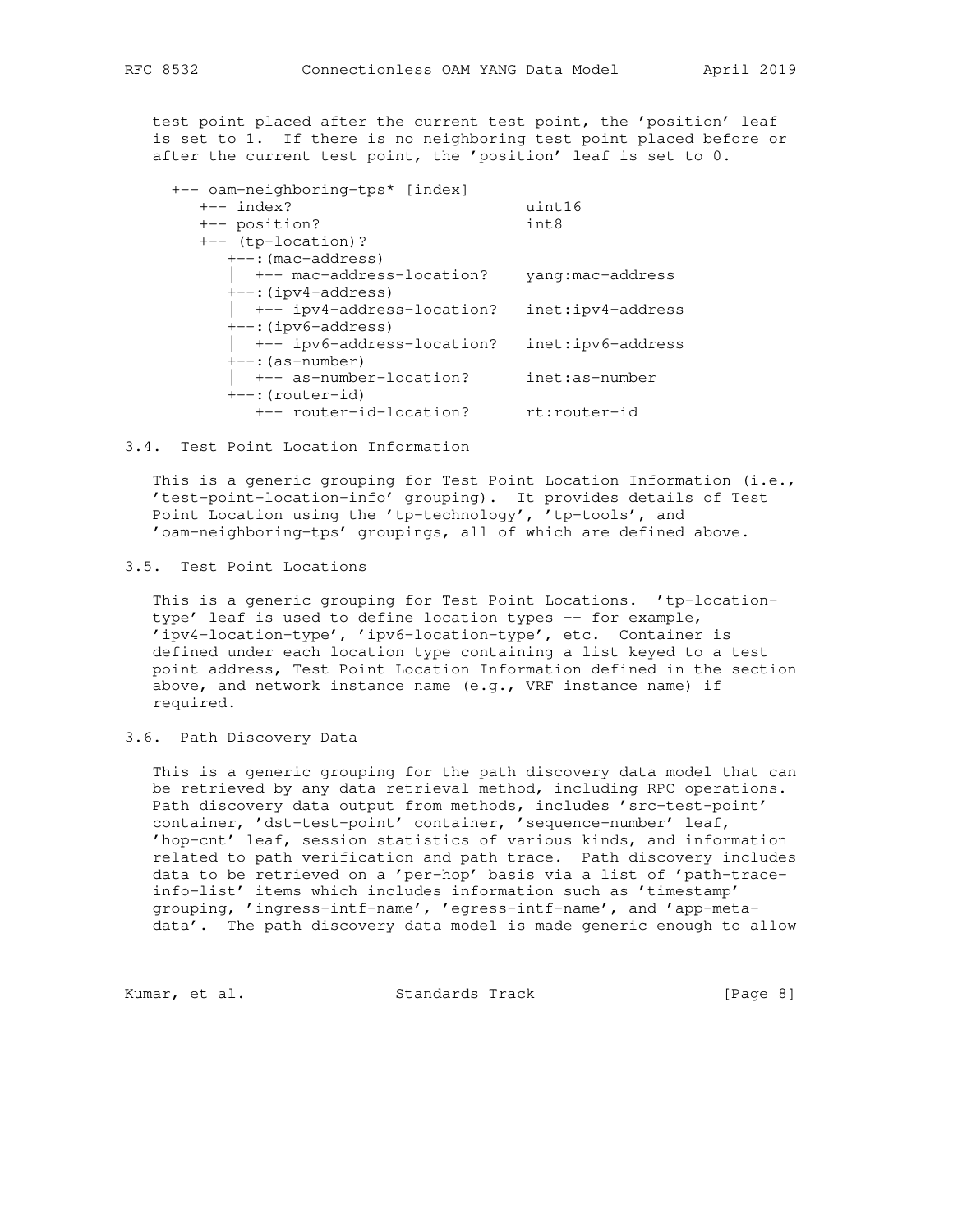test point placed after the current test point, the 'position' leaf is set to 1. If there is no neighboring test point placed before or after the current test point, the 'position' leaf is set to 0.

```
  +-- oam-neighboring-tps* [index]
     +-- index?                         uint16
     +-- position?                      int8
     +-- (tp-location)?
        +--:(mac-address)
        |  +-- mac-address-location?    yang:mac-address
        +--:(ipv4-address)
        |  +-- ipv4-address-location?   inet:ipv4-address
        +--:(ipv6-address)
        |  +-- ipv6-address-location?   inet:ipv6-address
        +--:(as-number)
        |  +-- as-number-location?      inet:as-number
        +--:(router-id)
           +-- router-id-location?      rt:router-id
```

### 3.4. Test Point Location Information

This is a generic grouping for Test Point Location Information (i.e., 'test-point-location-info' grouping). It provides details of Test Point Location using the 'tp-technology', 'tp-tools', and 'oam-neighboring-tps' groupings, all of which are defined above.

### 3.5. Test Point Locations

This is a generic grouping for Test Point Locations. 'tp-location-type' leaf is used to define location types -- for example, 'ipv4-location-type', 'ipv6-location-type', etc. Container is defined under each location type containing a list keyed to a test point address, Test Point Location Information defined in the section above, and network instance name (e.g., VRF instance name) if required.

### 3.6. Path Discovery Data

This is a generic grouping for the path discovery data model that can be retrieved by any data retrieval method, including RPC operations. Path discovery data output from methods, includes 'src-test-point' container, 'dst-test-point' container, 'sequence-number' leaf, 'hop-cnt' leaf, session statistics of various kinds, and information related to path verification and path trace. Path discovery includes data to be retrieved on a 'per-hop' basis via a list of 'path-trace-info-list' items which includes information such as 'timestamp' grouping, 'ingress-intf-name', 'egress-intf-name', and 'app-meta-data'. The path discovery data model is made generic enough to allow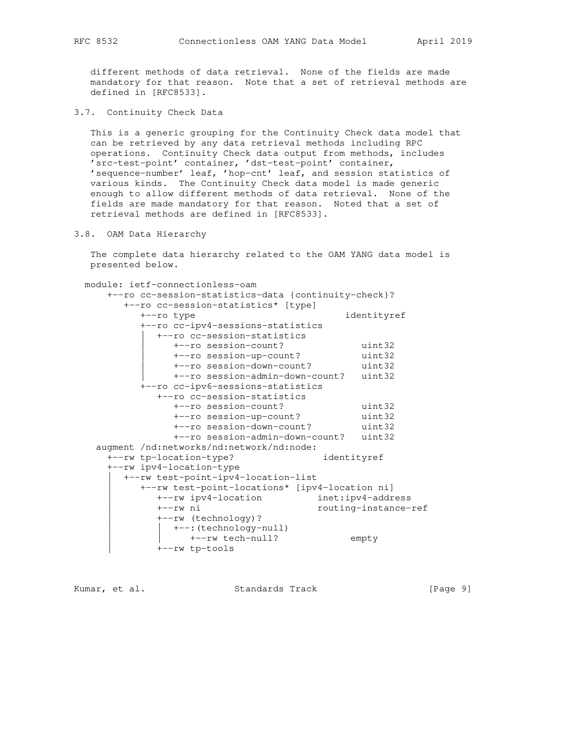different methods of data retrieval. None of the fields are made mandatory for that reason. Note that a set of retrieval methods are defined in [RFC8533].

### 3.7. Continuity Check Data

This is a generic grouping for the Continuity Check data model that can be retrieved by any data retrieval methods including RPC operations. Continuity Check data output from methods, includes 'src-test-point' container, 'dst-test-point' container, 'sequence-number' leaf, 'hop-cnt' leaf, and session statistics of various kinds. The Continuity Check data model is made generic enough to allow different methods of data retrieval. None of the fields are made mandatory for that reason. Noted that a set of retrieval methods are defined in [RFC8533].

### 3.8. OAM Data Hierarchy

The complete data hierarchy related to the OAM YANG data model is presented below.

```
  module: ietf-connectionless-oam
      +--ro cc-session-statistics-data {continuity-check}?
         +--ro cc-session-statistics* [type]
            +--ro type                            identityref
            +--ro cc-ipv4-sessions-statistics
            |  +--ro cc-session-statistics
            |     +--ro session-count?              uint32
            |     +--ro session-up-count?           uint32
            |     +--ro session-down-count?         uint32
            |     +--ro session-admin-down-count?   uint32
            +--ro cc-ipv6-sessions-statistics
               +--ro cc-session-statistics
                  +--ro session-count?              uint32
                  +--ro session-up-count?           uint32
                  +--ro session-down-count?         uint32
                  +--ro session-admin-down-count?   uint32
    augment /nd:networks/nd:network/nd:node:
      +--rw tp-location-type?                identityref
      +--rw ipv4-location-type
      |  +--rw test-point-ipv4-location-list
      |     +--rw test-point-locations* [ipv4-location ni]
      |        +--rw ipv4-location          inet:ipv4-address
      |        +--rw ni                     routing-instance-ref
      |        +--rw (technology)?
      |        |  +--:(technology-null)
      |        |     +--rw tech-null?             empty
      |        +--rw tp-tools
```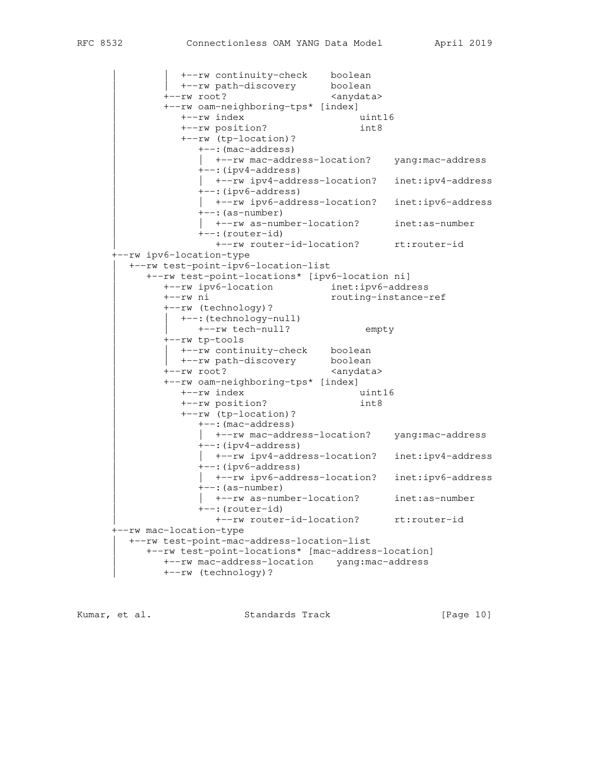```
     |          |  +--rw continuity-check    boolean
     |          |  +--rw path-discovery      boolean
     |          +--rw root?                  <anydata>
     |          +--rw oam-neighboring-tps* [index]
     |             +--rw index                      uint16
     |             +--rw position?                  int8
     |             +--rw (tp-location)?
     |                +--:(mac-address)
     |                |  +--rw mac-address-location?    yang:mac-address
     |                +--:(ipv4-address)
     |                |  +--rw ipv4-address-location?   inet:ipv4-address
     |                +--:(ipv6-address)
     |                |  +--rw ipv6-address-location?   inet:ipv6-address
     |                +--:(as-number)
     |                |  +--rw as-number-location?      inet:as-number
     |                +--:(router-id)
     |                   +--rw router-id-location?      rt:router-id
     +--rw ipv6-location-type
     |  +--rw test-point-ipv6-location-list
     |     +--rw test-point-locations* [ipv6-location ni]
     |        +--rw ipv6-location          inet:ipv6-address
     |        +--rw ni                     routing-instance-ref
     |        +--rw (technology)?
     |        |  +--:(technology-null)
     |        |     +--rw tech-null?             empty
     |        +--rw tp-tools
     |        |  +--rw continuity-check    boolean
     |        |  +--rw path-discovery      boolean
     |        +--rw root?                  <anydata>
     |        +--rw oam-neighboring-tps* [index]
     |           +--rw index                      uint16
     |           +--rw position?                  int8
     |           +--rw (tp-location)?
     |              +--:(mac-address)
     |              |  +--rw mac-address-location?    yang:mac-address
     |              +--:(ipv4-address)
     |              |  +--rw ipv4-address-location?   inet:ipv4-address
     |              +--:(ipv6-address)
     |              |  +--rw ipv6-address-location?   inet:ipv6-address
     |              +--:(as-number)
     |              |  +--rw as-number-location?      inet:as-number
     |              +--:(router-id)
     |                 +--rw router-id-location?      rt:router-id
     +--rw mac-location-type
     |  +--rw test-point-mac-address-location-list
     |     +--rw test-point-locations* [mac-address-location]
     |        +--rw mac-address-location    yang:mac-address
     |        +--rw (technology)?
```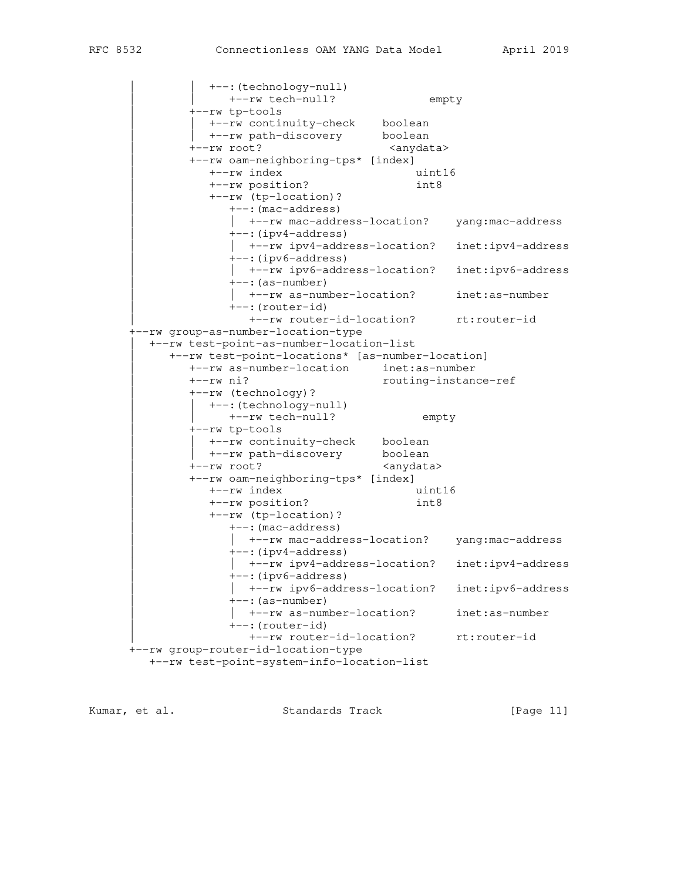```
     |        |  +--:(technology-null)
     |        |     +--rw tech-null?              empty
     |        +--rw tp-tools
     |        |  +--rw continuity-check    boolean
     |        |  +--rw path-discovery      boolean
     |        +--rw root?                   <anydata>
     |        +--rw oam-neighboring-tps* [index]
     |           +--rw index                      uint16
     |           +--rw position?                  int8
     |           +--rw (tp-location)?
     |              +--:(mac-address)
     |              |  +--rw mac-address-location?    yang:mac-address
     |              +--:(ipv4-address)
     |              |  +--rw ipv4-address-location?   inet:ipv4-address
     |              +--:(ipv6-address)
     |              |  +--rw ipv6-address-location?   inet:ipv6-address
     |              +--:(as-number)
     |              |  +--rw as-number-location?      inet:as-number
     |              +--:(router-id)
     |                 +--rw router-id-location?      rt:router-id
     +--rw group-as-number-location-type
     |  +--rw test-point-as-number-location-list
     |     +--rw test-point-locations* [as-number-location]
     |        +--rw as-number-location     inet:as-number
     |        +--rw ni?                    routing-instance-ref
     |        +--rw (technology)?
     |        |  +--:(technology-null)
     |        |     +--rw tech-null?             empty
     |        +--rw tp-tools
     |        |  +--rw continuity-check    boolean
     |        |  +--rw path-discovery      boolean
     |        +--rw root?                  <anydata>
     |        +--rw oam-neighboring-tps* [index]
     |           +--rw index                      uint16
     |           +--rw position?                  int8
     |           +--rw (tp-location)?
     |              +--:(mac-address)
     |              |  +--rw mac-address-location?    yang:mac-address
     |              +--:(ipv4-address)
     |              |  +--rw ipv4-address-location?   inet:ipv4-address
     |              +--:(ipv6-address)
     |              |  +--rw ipv6-address-location?   inet:ipv6-address
     |              +--:(as-number)
     |              |  +--rw as-number-location?      inet:as-number
     |              +--:(router-id)
     |                 +--rw router-id-location?      rt:router-id
     +--rw group-router-id-location-type
        +--rw test-point-system-info-location-list
```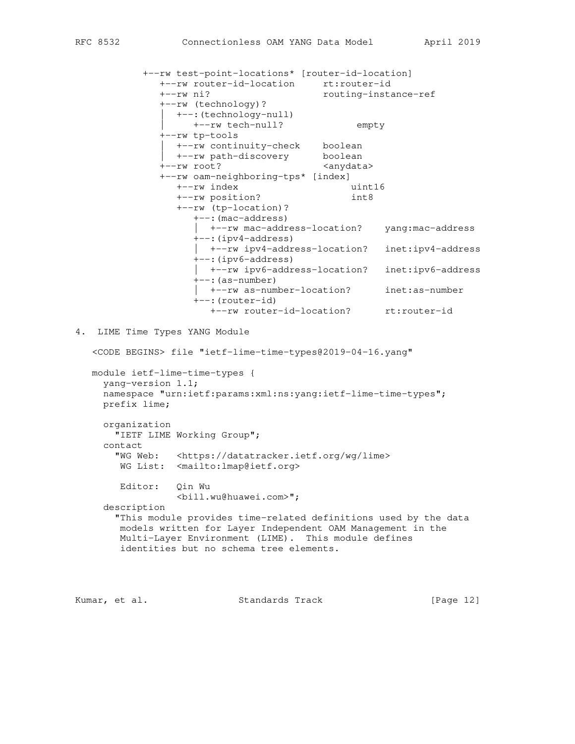```
           +--rw test-point-locations* [router-id-location]
              +--rw router-id-location     rt:router-id
              +--rw ni?                    routing-instance-ref
              +--rw (technology)?
              |  +--:(technology-null)
              |     +--rw tech-null?             empty
              +--rw tp-tools
              |  +--rw continuity-check    boolean
              |  +--rw path-discovery      boolean
              +--rw root?                  <anydata>
              +--rw oam-neighboring-tps* [index]
                 +--rw index                     uint16
                 +--rw position?                 int8
                 +--rw (tp-location)?
                    +--:(mac-address)
                    |  +--rw mac-address-location?    yang:mac-address
                    +--:(ipv4-address)
                    |  +--rw ipv4-address-location?   inet:ipv4-address
                    +--:(ipv6-address)
                    |  +--rw ipv6-address-location?   inet:ipv6-address
                    +--:(as-number)
                    |  +--rw as-number-location?      inet:as-number
                    +--:(router-id)
                       +--rw router-id-location?      rt:router-id
```

## 4. LIME Time Types YANG Module

```
<CODE BEGINS> file "ietf-lime-time-types@2019-04-16.yang"

module ietf-lime-time-types {
  yang-version 1.1;
  namespace "urn:ietf:params:xml:ns:yang:ietf-lime-time-types";
  prefix lime;

  organization
    "IETF LIME Working Group";
  contact
    "WG Web:   <https://datatracker.ietf.org/wg/lime>
     WG List:  <mailto:lmap@ietf.org>

     Editor:   Qin Wu
               <bill.wu@huawei.com>";
  description
    "This module provides time-related definitions used by the data
     models written for Layer Independent OAM Management in the
     Multi-Layer Environment (LIME).  This module defines
     identities but no schema tree elements.
```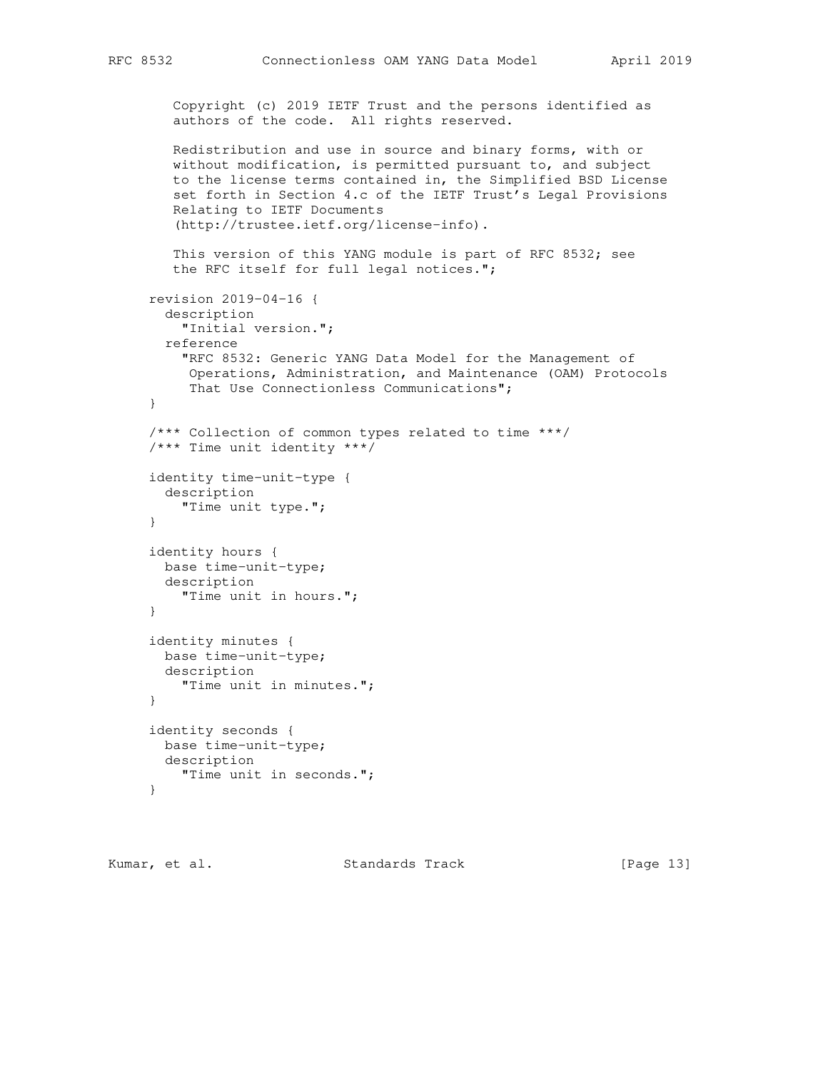```
     Copyright (c) 2019 IETF Trust and the persons identified as
     authors of the code.  All rights reserved.

     Redistribution and use in source and binary forms, with or
     without modification, is permitted pursuant to, and subject
     to the license terms contained in, the Simplified BSD License
     set forth in Section 4.c of the IETF Trust's Legal Provisions
     Relating to IETF Documents
     (http://trustee.ietf.org/license-info).

     This version of this YANG module is part of RFC 8532; see
     the RFC itself for full legal notices.";

  revision 2019-04-16 {
    description
      "Initial version.";
    reference
      "RFC 8532: Generic YANG Data Model for the Management of
       Operations, Administration, and Maintenance (OAM) Protocols
       That Use Connectionless Communications";
  }

  /*** Collection of common types related to time ***/
  /*** Time unit identity ***/

  identity time-unit-type {
    description
      "Time unit type.";
  }

  identity hours {
    base time-unit-type;
    description
      "Time unit in hours.";
  }

  identity minutes {
    base time-unit-type;
    description
      "Time unit in minutes.";
  }

  identity seconds {
    base time-unit-type;
    description
      "Time unit in seconds.";
  }
```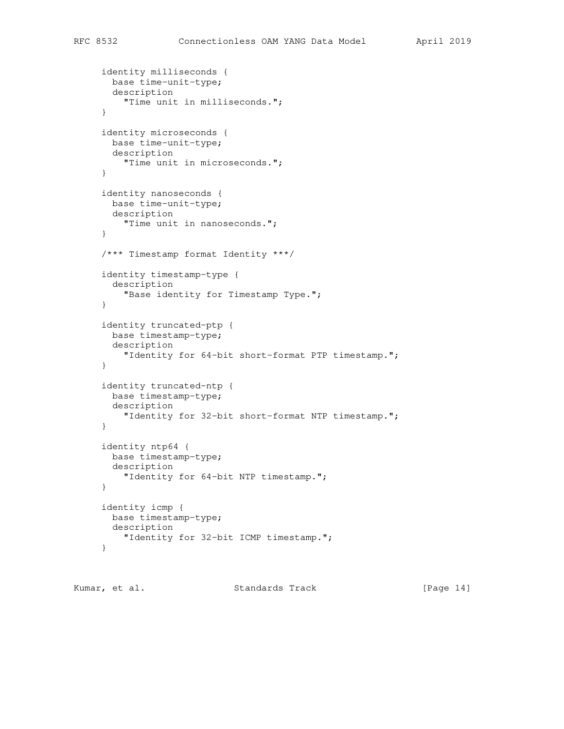```
     identity milliseconds {
       base time-unit-type;
       description
         "Time unit in milliseconds.";
     }

     identity microseconds {
       base time-unit-type;
       description
         "Time unit in microseconds.";
     }

     identity nanoseconds {
       base time-unit-type;
       description
         "Time unit in nanoseconds.";
     }

     /*** Timestamp format Identity ***/

     identity timestamp-type {
       description
         "Base identity for Timestamp Type.";
     }

     identity truncated-ptp {
       base timestamp-type;
       description
         "Identity for 64-bit short-format PTP timestamp.";
     }

     identity truncated-ntp {
       base timestamp-type;
       description
         "Identity for 32-bit short-format NTP timestamp.";
     }

     identity ntp64 {
       base timestamp-type;
       description
         "Identity for 64-bit NTP timestamp.";
     }

     identity icmp {
       base timestamp-type;
       description
         "Identity for 32-bit ICMP timestamp.";
     }
```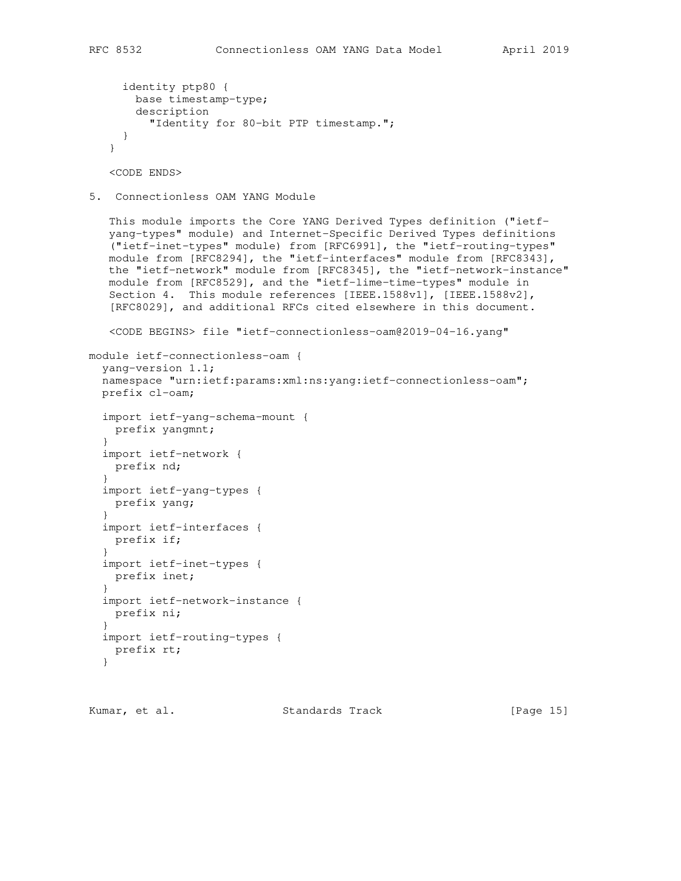```
     identity ptp80 {
       base timestamp-type;
       description
         "Identity for 80-bit PTP timestamp.";
     }
   }

   <CODE ENDS>
```

## 5. Connectionless OAM YANG Module

This module imports the Core YANG Derived Types definition ("ietf-yang-types" module) and Internet-Specific Derived Types definitions ("ietf-inet-types" module) from [RFC6991], the "ietf-routing-types" module from [RFC8294], the "ietf-interfaces" module from [RFC8343], the "ietf-network" module from [RFC8345], the "ietf-network-instance" module from [RFC8529], and the "ietf-lime-time-types" module in Section 4. This module references [IEEE.1588v1], [IEEE.1588v2], [RFC8029], and additional RFCs cited elsewhere in this document.

```
   <CODE BEGINS> file "ietf-connectionless-oam@2019-04-16.yang"

module ietf-connectionless-oam {
  yang-version 1.1;
  namespace "urn:ietf:params:xml:ns:yang:ietf-connectionless-oam";
  prefix cl-oam;

  import ietf-yang-schema-mount {
    prefix yangmnt;
  }
  import ietf-network {
    prefix nd;
  }
  import ietf-yang-types {
    prefix yang;
  }
  import ietf-interfaces {
    prefix if;
  }
  import ietf-inet-types {
    prefix inet;
  }
  import ietf-network-instance {
    prefix ni;
  }
  import ietf-routing-types {
    prefix rt;
  }
```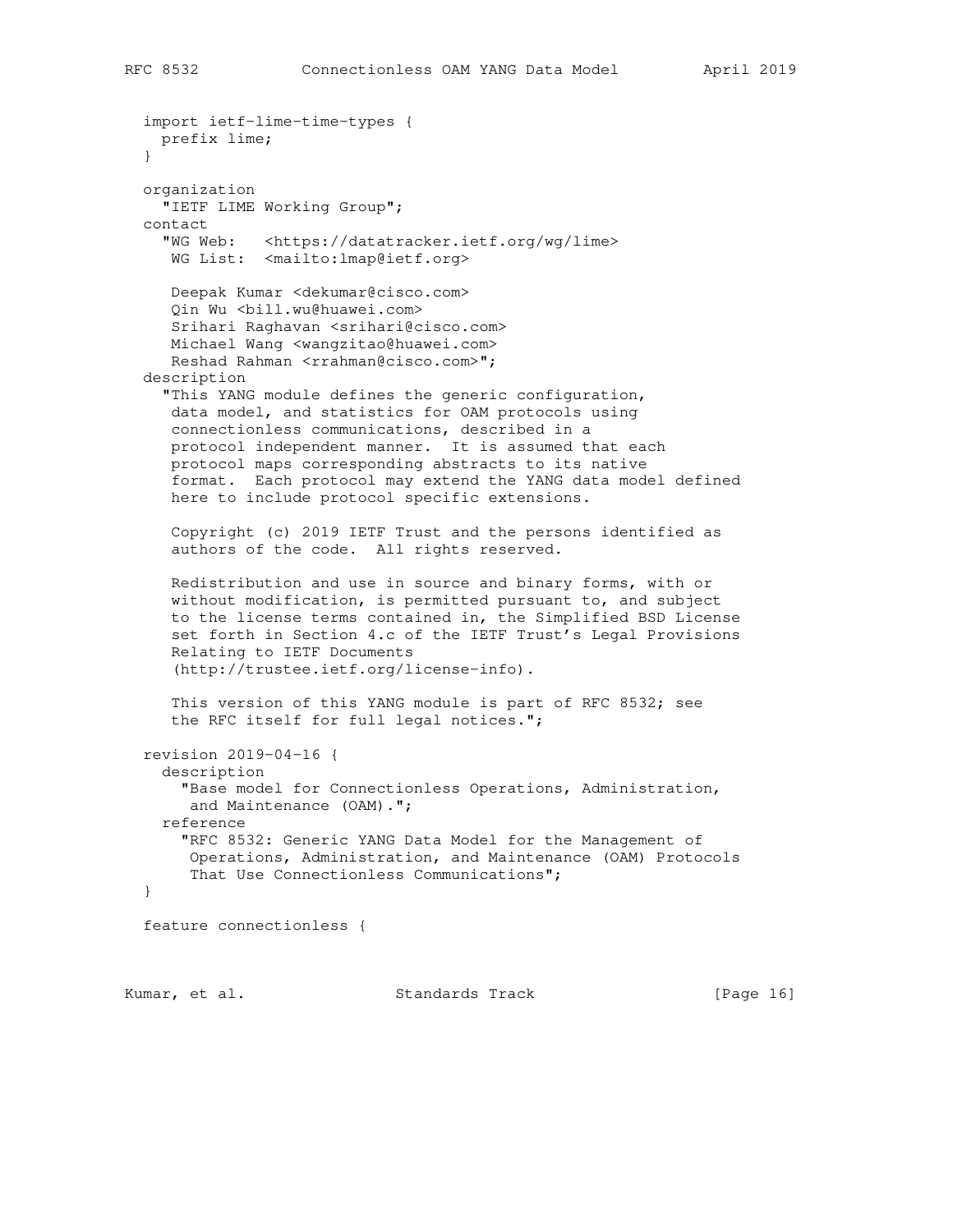```
  import ietf-lime-time-types {
    prefix lime;
  }

  organization
    "IETF LIME Working Group";
  contact
    "WG Web:   <https://datatracker.ietf.org/wg/lime>
     WG List:  <mailto:lmap@ietf.org>

     Deepak Kumar <dekumar@cisco.com>
     Qin Wu <bill.wu@huawei.com>
     Srihari Raghavan <srihari@cisco.com>
     Michael Wang <wangzitao@huawei.com>
     Reshad Rahman <rrahman@cisco.com>";
  description
    "This YANG module defines the generic configuration,
     data model, and statistics for OAM protocols using
     connectionless communications, described in a
     protocol independent manner.  It is assumed that each
     protocol maps corresponding abstracts to its native
     format.  Each protocol may extend the YANG data model defined
     here to include protocol specific extensions.

     Copyright (c) 2019 IETF Trust and the persons identified as
     authors of the code.  All rights reserved.

     Redistribution and use in source and binary forms, with or
     without modification, is permitted pursuant to, and subject
     to the license terms contained in, the Simplified BSD License
     set forth in Section 4.c of the IETF Trust's Legal Provisions
     Relating to IETF Documents
     (http://trustee.ietf.org/license-info).

     This version of this YANG module is part of RFC 8532; see
     the RFC itself for full legal notices.";

  revision 2019-04-16 {
    description
      "Base model for Connectionless Operations, Administration,
       and Maintenance (OAM).";
    reference
      "RFC 8532: Generic YANG Data Model for the Management of
       Operations, Administration, and Maintenance (OAM) Protocols
       That Use Connectionless Communications";
  }

  feature connectionless {
```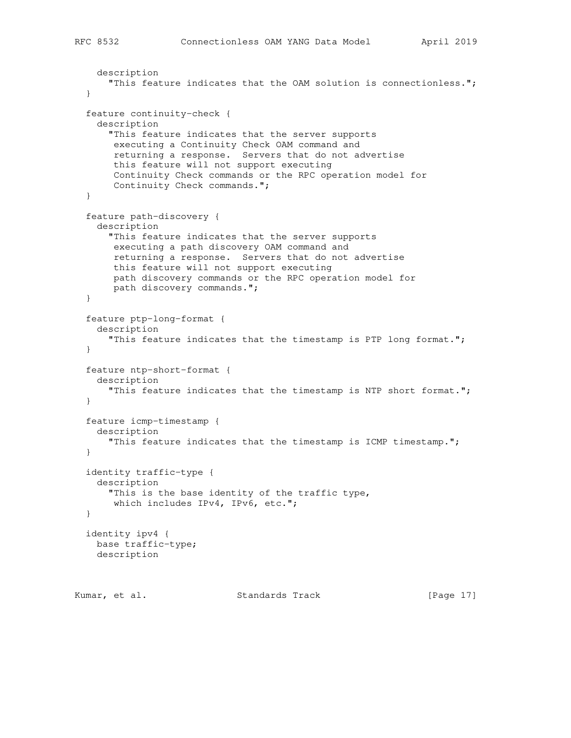```
    description
      "This feature indicates that the OAM solution is connectionless.";
  }

  feature continuity-check {
    description
      "This feature indicates that the server supports
       executing a Continuity Check OAM command and
       returning a response.  Servers that do not advertise
       this feature will not support executing
       Continuity Check commands or the RPC operation model for
       Continuity Check commands.";
  }

  feature path-discovery {
    description
      "This feature indicates that the server supports
       executing a path discovery OAM command and
       returning a response.  Servers that do not advertise
       this feature will not support executing
       path discovery commands or the RPC operation model for
       path discovery commands.";
  }

  feature ptp-long-format {
    description
      "This feature indicates that the timestamp is PTP long format.";
  }

  feature ntp-short-format {
    description
      "This feature indicates that the timestamp is NTP short format.";
  }

  feature icmp-timestamp {
    description
      "This feature indicates that the timestamp is ICMP timestamp.";
  }

  identity traffic-type {
    description
      "This is the base identity of the traffic type,
       which includes IPv4, IPv6, etc.";
  }

  identity ipv4 {
    base traffic-type;
    description
```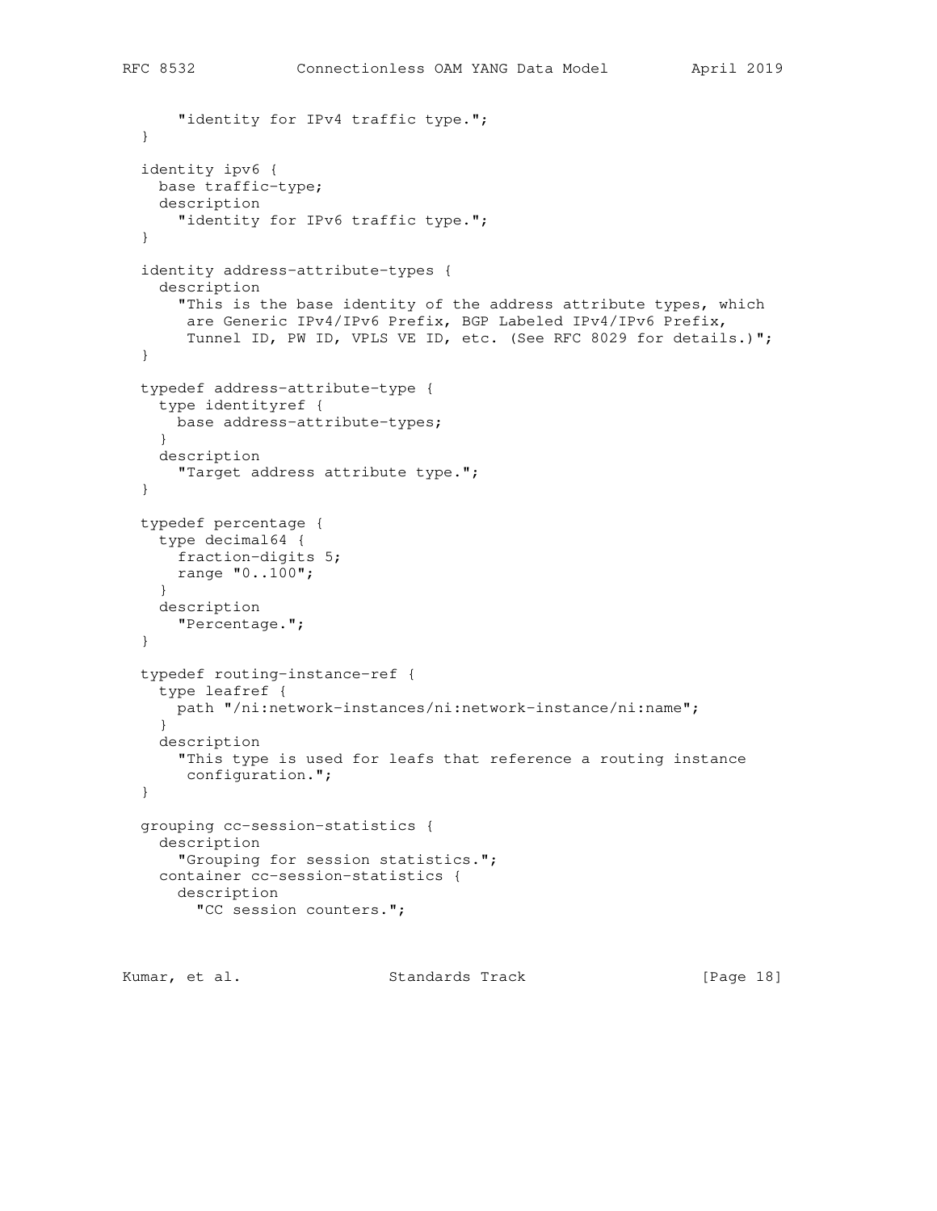```
      "identity for IPv4 traffic type.";
  }

  identity ipv6 {
    base traffic-type;
    description
      "identity for IPv6 traffic type.";
  }

  identity address-attribute-types {
    description
      "This is the base identity of the address attribute types, which
       are Generic IPv4/IPv6 Prefix, BGP Labeled IPv4/IPv6 Prefix,
       Tunnel ID, PW ID, VPLS VE ID, etc. (See RFC 8029 for details.)";
  }

  typedef address-attribute-type {
    type identityref {
      base address-attribute-types;
    }
    description
      "Target address attribute type.";
  }

  typedef percentage {
    type decimal64 {
      fraction-digits 5;
      range "0..100";
    }
    description
      "Percentage.";
  }

  typedef routing-instance-ref {
    type leafref {
      path "/ni:network-instances/ni:network-instance/ni:name";
    }
    description
      "This type is used for leafs that reference a routing instance
       configuration.";
  }

  grouping cc-session-statistics {
    description
      "Grouping for session statistics.";
    container cc-session-statistics {
      description
        "CC session counters.";
```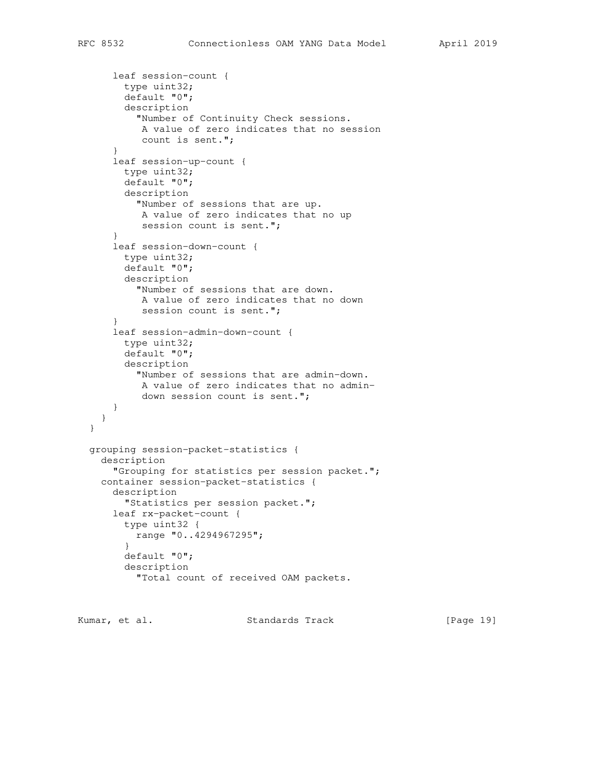```
      leaf session-count {
        type uint32;
        default "0";
        description
          "Number of Continuity Check sessions.
           A value of zero indicates that no session
           count is sent.";
      }
      leaf session-up-count {
        type uint32;
        default "0";
        description
          "Number of sessions that are up.
           A value of zero indicates that no up
           session count is sent.";
      }
      leaf session-down-count {
        type uint32;
        default "0";
        description
          "Number of sessions that are down.
           A value of zero indicates that no down
           session count is sent.";
      }
      leaf session-admin-down-count {
        type uint32;
        default "0";
        description
          "Number of sessions that are admin-down.
           A value of zero indicates that no admin-
           down session count is sent.";
      }
    }
  }

  grouping session-packet-statistics {
    description
      "Grouping for statistics per session packet.";
    container session-packet-statistics {
      description
        "Statistics per session packet.";
      leaf rx-packet-count {
        type uint32 {
          range "0..4294967295";
        }
        default "0";
        description
          "Total count of received OAM packets.
```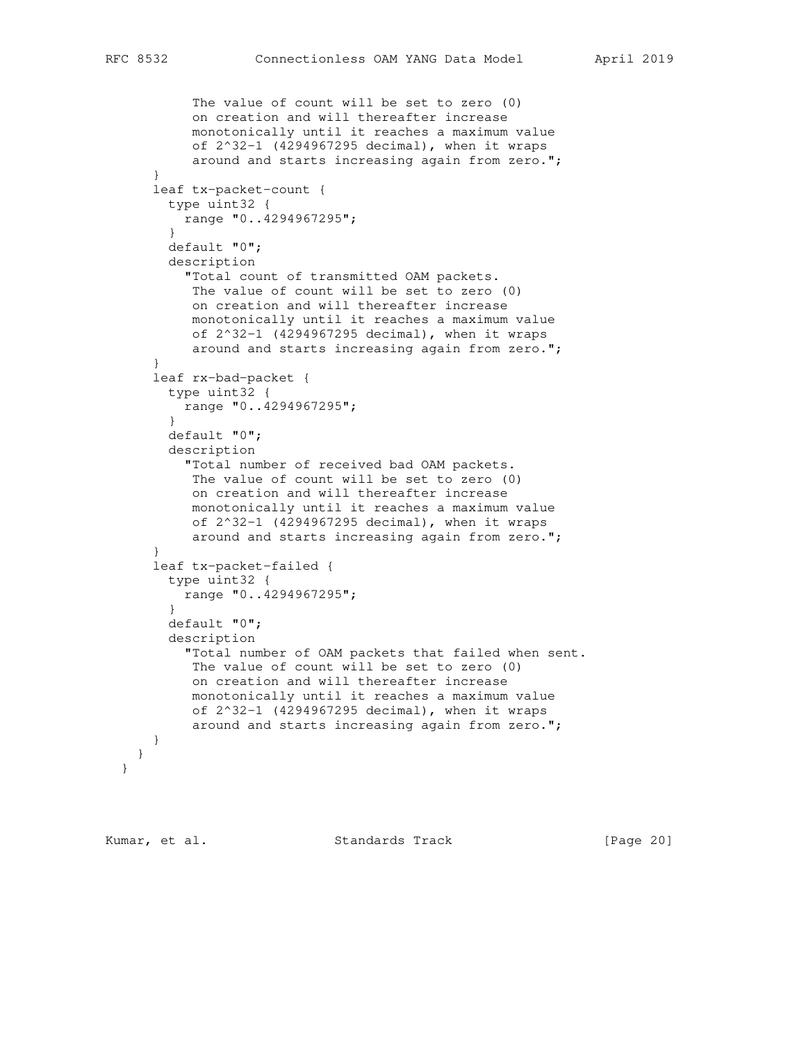```
           The value of count will be set to zero (0)
           on creation and will thereafter increase
           monotonically until it reaches a maximum value
           of 2^32-1 (4294967295 decimal), when it wraps
           around and starts increasing again from zero.";
      }
      leaf tx-packet-count {
        type uint32 {
          range "0..4294967295";
        }
        default "0";
        description
          "Total count of transmitted OAM packets.
           The value of count will be set to zero (0)
           on creation and will thereafter increase
           monotonically until it reaches a maximum value
           of 2^32-1 (4294967295 decimal), when it wraps
           around and starts increasing again from zero.";
      }
      leaf rx-bad-packet {
        type uint32 {
          range "0..4294967295";
        }
        default "0";
        description
          "Total number of received bad OAM packets.
           The value of count will be set to zero (0)
           on creation and will thereafter increase
           monotonically until it reaches a maximum value
           of 2^32-1 (4294967295 decimal), when it wraps
           around and starts increasing again from zero.";
      }
      leaf tx-packet-failed {
        type uint32 {
          range "0..4294967295";
        }
        default "0";
        description
          "Total number of OAM packets that failed when sent.
           The value of count will be set to zero (0)
           on creation and will thereafter increase
           monotonically until it reaches a maximum value
           of 2^32-1 (4294967295 decimal), when it wraps
           around and starts increasing again from zero.";
      }
    }
  }
```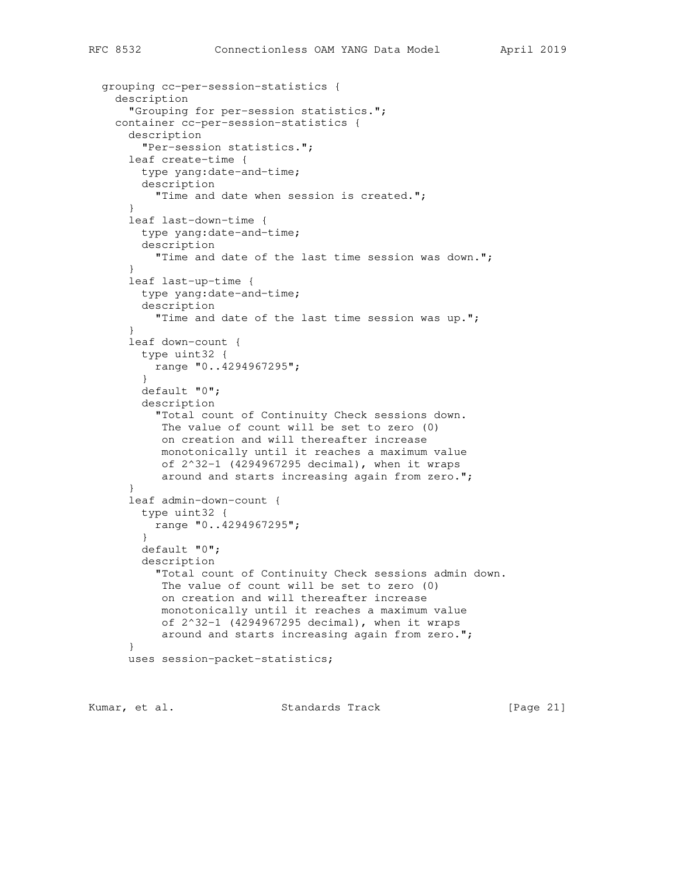```
  grouping cc-per-session-statistics {
    description
      "Grouping for per-session statistics.";
    container cc-per-session-statistics {
      description
        "Per-session statistics.";
      leaf create-time {
        type yang:date-and-time;
        description
          "Time and date when session is created.";
      }
      leaf last-down-time {
        type yang:date-and-time;
        description
          "Time and date of the last time session was down.";
      }
      leaf last-up-time {
        type yang:date-and-time;
        description
          "Time and date of the last time session was up.";
      }
      leaf down-count {
        type uint32 {
          range "0..4294967295";
        }
        default "0";
        description
          "Total count of Continuity Check sessions down.
           The value of count will be set to zero (0)
           on creation and will thereafter increase
           monotonically until it reaches a maximum value
           of 2^32-1 (4294967295 decimal), when it wraps
           around and starts increasing again from zero.";
      }
      leaf admin-down-count {
        type uint32 {
          range "0..4294967295";
        }
        default "0";
        description
          "Total count of Continuity Check sessions admin down.
           The value of count will be set to zero (0)
           on creation and will thereafter increase
           monotonically until it reaches a maximum value
           of 2^32-1 (4294967295 decimal), when it wraps
           around and starts increasing again from zero.";
      }
      uses session-packet-statistics;
```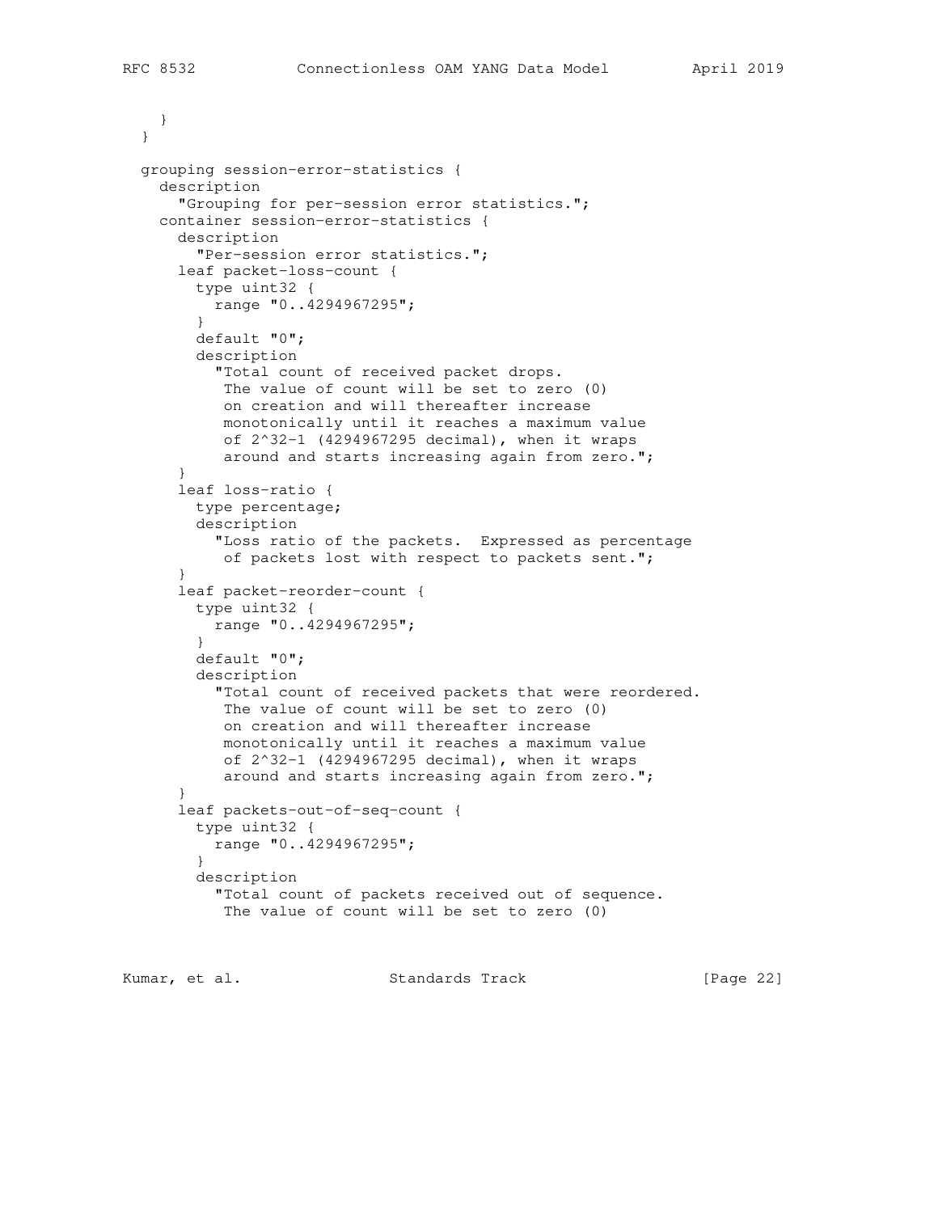```
    }
  }

  grouping session-error-statistics {
    description
      "Grouping for per-session error statistics.";
    container session-error-statistics {
      description
        "Per-session error statistics.";
      leaf packet-loss-count {
        type uint32 {
          range "0..4294967295";
        }
        default "0";
        description
          "Total count of received packet drops.
           The value of count will be set to zero (0)
           on creation and will thereafter increase
           monotonically until it reaches a maximum value
           of 2^32-1 (4294967295 decimal), when it wraps
           around and starts increasing again from zero.";
      }
      leaf loss-ratio {
        type percentage;
        description
          "Loss ratio of the packets.  Expressed as percentage
           of packets lost with respect to packets sent.";
      }
      leaf packet-reorder-count {
        type uint32 {
          range "0..4294967295";
        }
        default "0";
        description
          "Total count of received packets that were reordered.
           The value of count will be set to zero (0)
           on creation and will thereafter increase
           monotonically until it reaches a maximum value
           of 2^32-1 (4294967295 decimal), when it wraps
           around and starts increasing again from zero.";
      }
      leaf packets-out-of-seq-count {
        type uint32 {
          range "0..4294967295";
        }
        description
          "Total count of packets received out of sequence.
           The value of count will be set to zero (0)
```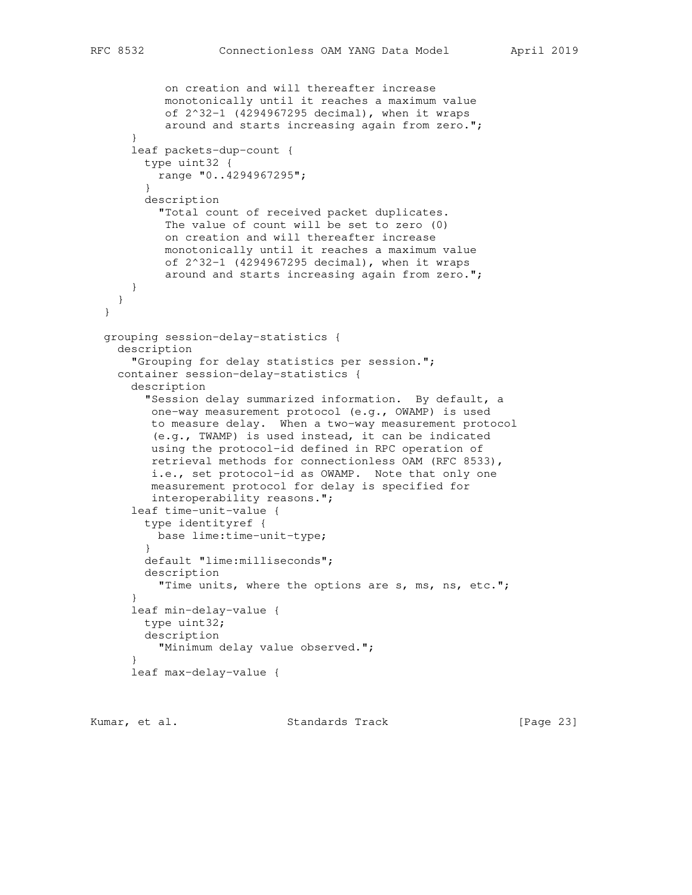```
           on creation and will thereafter increase
           monotonically until it reaches a maximum value
           of 2^32-1 (4294967295 decimal), when it wraps
           around and starts increasing again from zero.";
      }
      leaf packets-dup-count {
        type uint32 {
          range "0..4294967295";
        }
        description
          "Total count of received packet duplicates.
           The value of count will be set to zero (0)
           on creation and will thereafter increase
           monotonically until it reaches a maximum value
           of 2^32-1 (4294967295 decimal), when it wraps
           around and starts increasing again from zero.";
      }
    }
  }

  grouping session-delay-statistics {
    description
      "Grouping for delay statistics per session.";
    container session-delay-statistics {
      description
        "Session delay summarized information.  By default, a
         one-way measurement protocol (e.g., OWAMP) is used
         to measure delay.  When a two-way measurement protocol
         (e.g., TWAMP) is used instead, it can be indicated
         using the protocol-id defined in RPC operation of
         retrieval methods for connectionless OAM (RFC 8533),
         i.e., set protocol-id as OWAMP.  Note that only one
         measurement protocol for delay is specified for
         interoperability reasons.";
      leaf time-unit-value {
        type identityref {
          base lime:time-unit-type;
        }
        default "lime:milliseconds";
        description
          "Time units, where the options are s, ms, ns, etc.";
      }
      leaf min-delay-value {
        type uint32;
        description
          "Minimum delay value observed.";
      }
      leaf max-delay-value {
```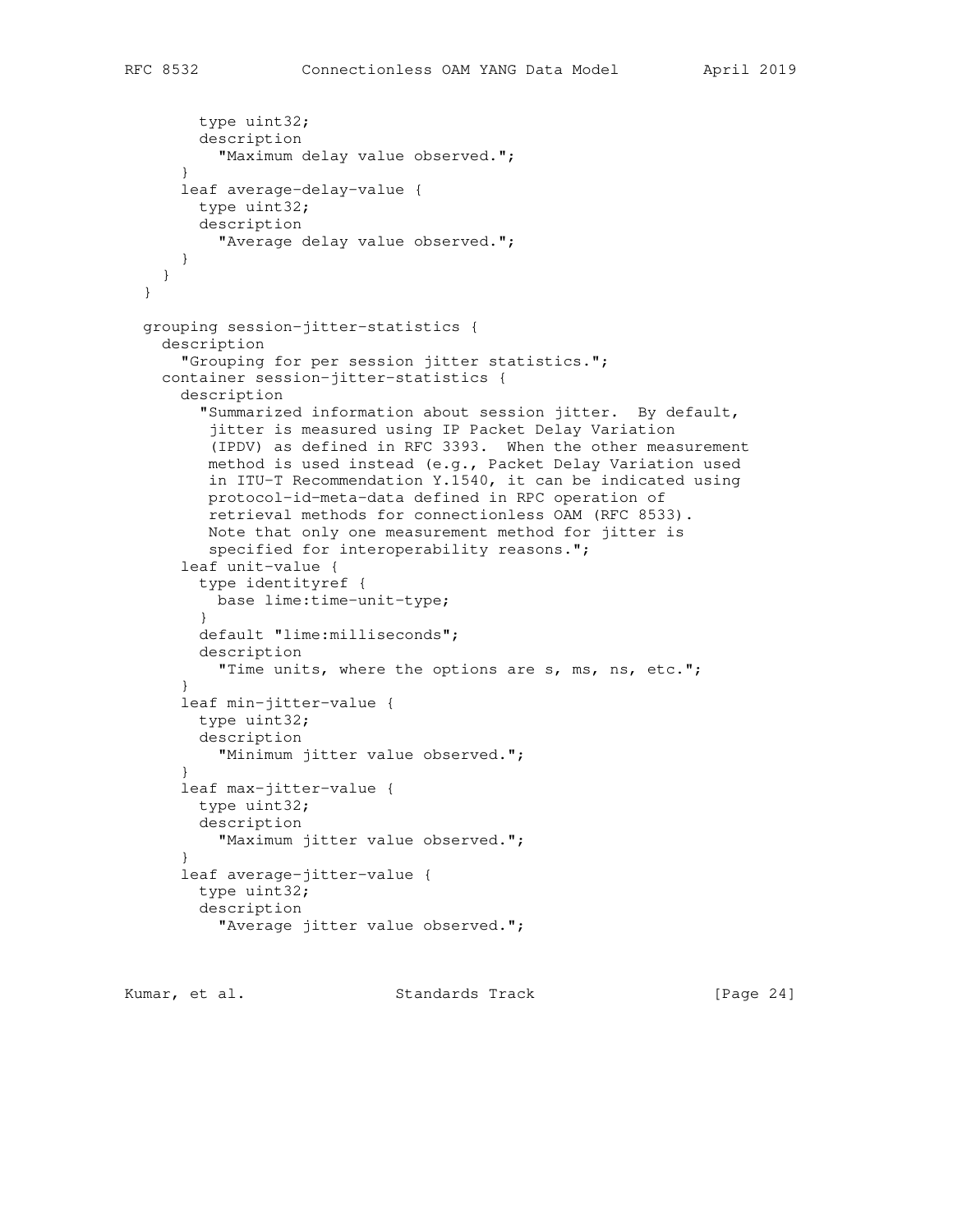```
        type uint32;
        description
          "Maximum delay value observed.";
      }
      leaf average-delay-value {
        type uint32;
        description
          "Average delay value observed.";
      }
    }
  }

  grouping session-jitter-statistics {
    description
      "Grouping for per session jitter statistics.";
    container session-jitter-statistics {
      description
        "Summarized information about session jitter.  By default,
         jitter is measured using IP Packet Delay Variation
         (IPDV) as defined in RFC 3393.  When the other measurement
         method is used instead (e.g., Packet Delay Variation used
         in ITU-T Recommendation Y.1540, it can be indicated using
         protocol-id-meta-data defined in RPC operation of
         retrieval methods for connectionless OAM (RFC 8533).
         Note that only one measurement method for jitter is
         specified for interoperability reasons.";
      leaf unit-value {
        type identityref {
          base lime:time-unit-type;
        }
        default "lime:milliseconds";
        description
          "Time units, where the options are s, ms, ns, etc.";
      }
      leaf min-jitter-value {
        type uint32;
        description
          "Minimum jitter value observed.";
      }
      leaf max-jitter-value {
        type uint32;
        description
          "Maximum jitter value observed.";
      }
      leaf average-jitter-value {
        type uint32;
        description
          "Average jitter value observed.";
```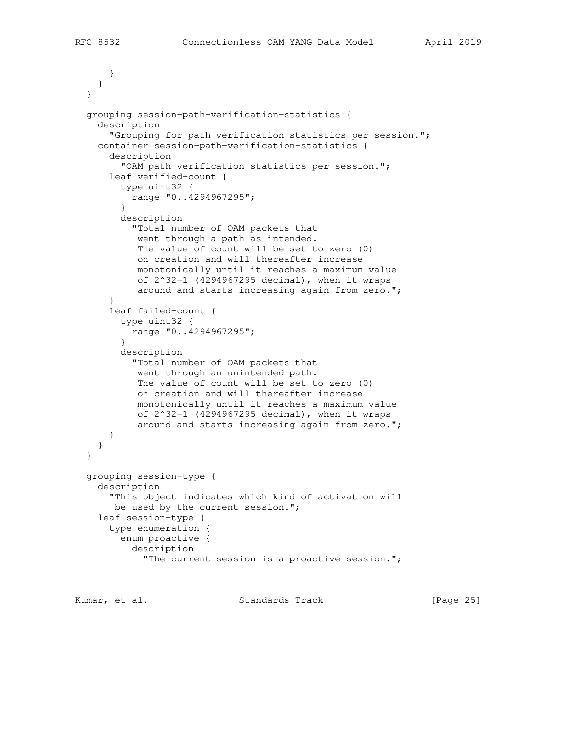```
      }
    }
  }

  grouping session-path-verification-statistics {
    description
      "Grouping for path verification statistics per session.";
    container session-path-verification-statistics {
      description
        "OAM path verification statistics per session.";
      leaf verified-count {
        type uint32 {
          range "0..4294967295";
        }
        description
          "Total number of OAM packets that
           went through a path as intended.
           The value of count will be set to zero (0)
           on creation and will thereafter increase
           monotonically until it reaches a maximum value
           of 2^32-1 (4294967295 decimal), when it wraps
           around and starts increasing again from zero.";
      }
      leaf failed-count {
        type uint32 {
          range "0..4294967295";
        }
        description
          "Total number of OAM packets that
           went through an unintended path.
           The value of count will be set to zero (0)
           on creation and will thereafter increase
           monotonically until it reaches a maximum value
           of 2^32-1 (4294967295 decimal), when it wraps
           around and starts increasing again from zero.";
      }
    }
  }

  grouping session-type {
    description
      "This object indicates which kind of activation will
       be used by the current session.";
    leaf session-type {
      type enumeration {
        enum proactive {
          description
            "The current session is a proactive session.";
```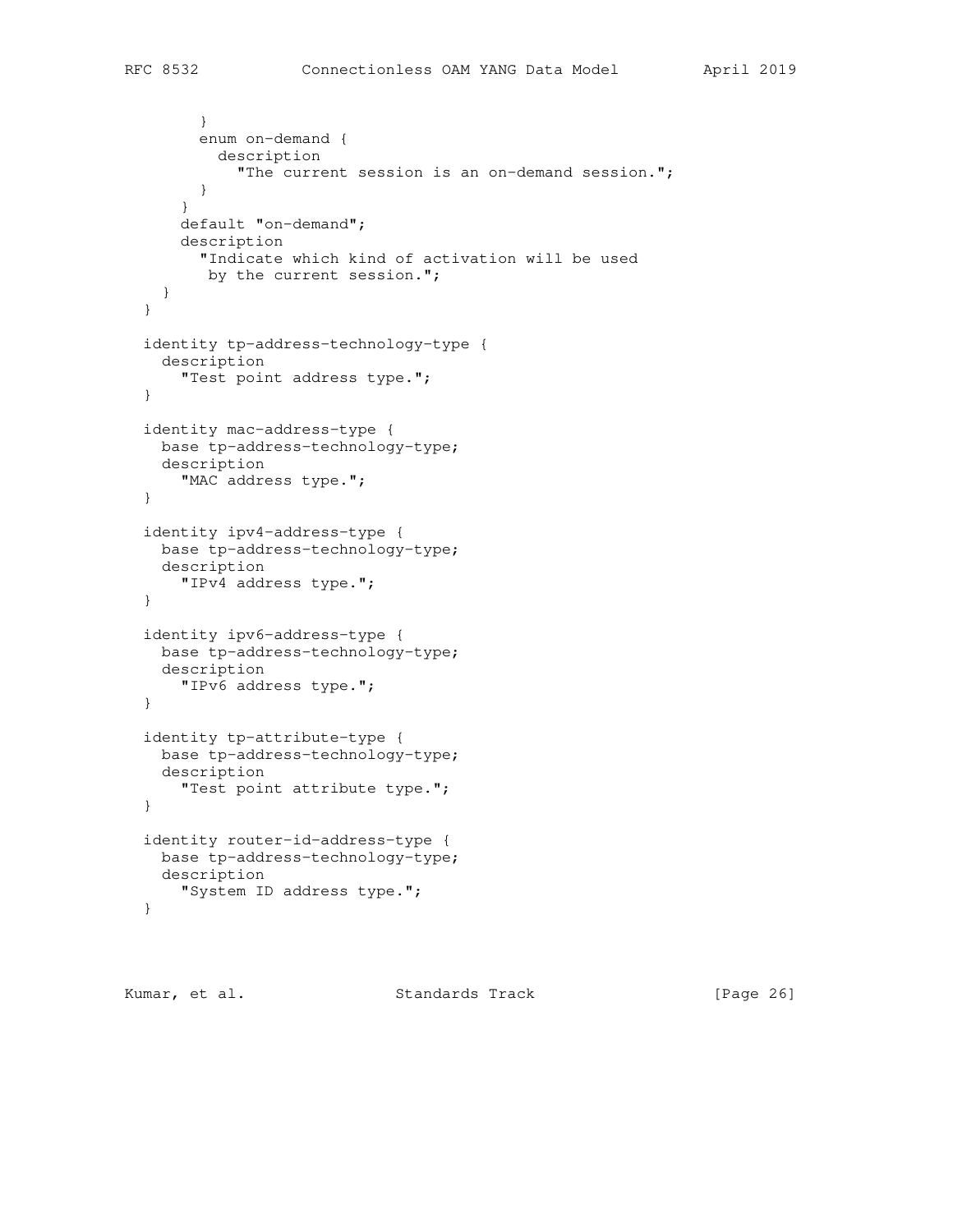```
        }
        enum on-demand {
          description
            "The current session is an on-demand session.";
        }
      }
      default "on-demand";
      description
        "Indicate which kind of activation will be used
         by the current session.";
    }
  }

  identity tp-address-technology-type {
    description
      "Test point address type.";
  }

  identity mac-address-type {
    base tp-address-technology-type;
    description
      "MAC address type.";
  }

  identity ipv4-address-type {
    base tp-address-technology-type;
    description
      "IPv4 address type.";
  }

  identity ipv6-address-type {
    base tp-address-technology-type;
    description
      "IPv6 address type.";
  }

  identity tp-attribute-type {
    base tp-address-technology-type;
    description
      "Test point attribute type.";
  }

  identity router-id-address-type {
    base tp-address-technology-type;
    description
      "System ID address type.";
  }
```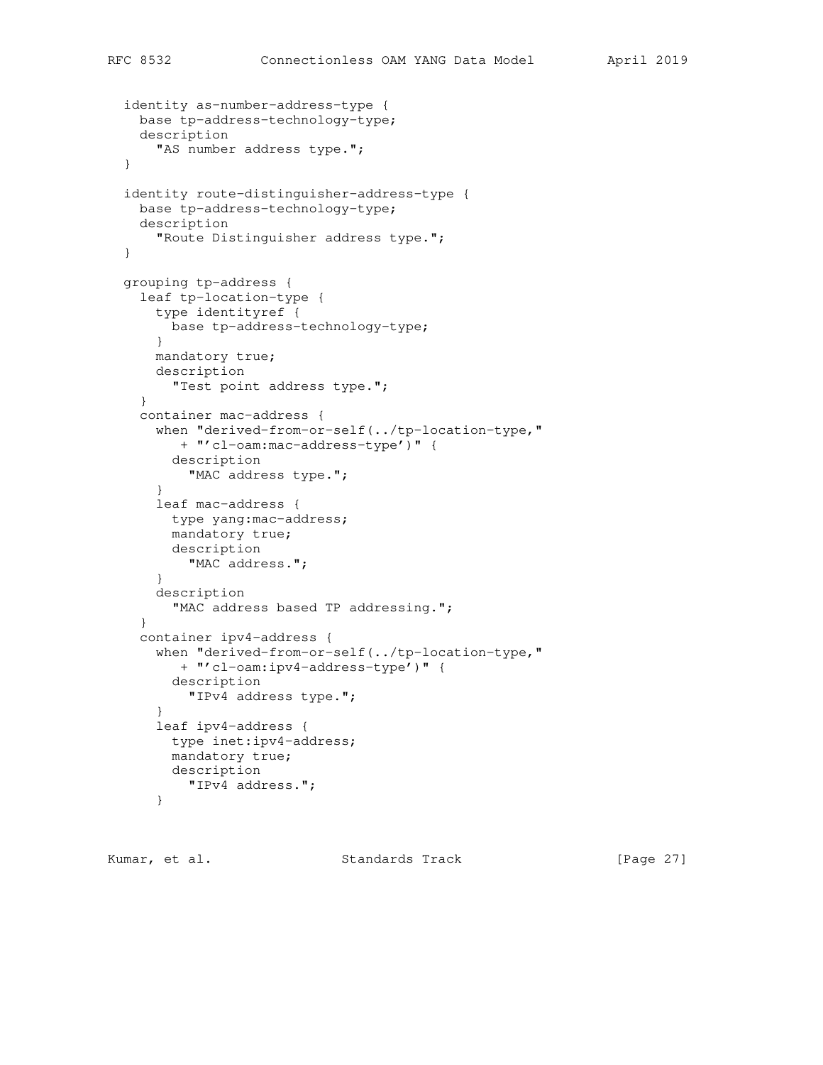```
  identity as-number-address-type {
    base tp-address-technology-type;
    description
      "AS number address type.";
  }

  identity route-distinguisher-address-type {
    base tp-address-technology-type;
    description
      "Route Distinguisher address type.";
  }

  grouping tp-address {
    leaf tp-location-type {
      type identityref {
        base tp-address-technology-type;
      }
      mandatory true;
      description
        "Test point address type.";
    }
    container mac-address {
      when "derived-from-or-self(../tp-location-type,"
         + "'cl-oam:mac-address-type')" {
        description
          "MAC address type.";
      }
      leaf mac-address {
        type yang:mac-address;
        mandatory true;
        description
          "MAC address.";
      }
      description
        "MAC address based TP addressing.";
    }
    container ipv4-address {
      when "derived-from-or-self(../tp-location-type,"
         + "'cl-oam:ipv4-address-type')" {
        description
          "IPv4 address type.";
      }
      leaf ipv4-address {
        type inet:ipv4-address;
        mandatory true;
        description
          "IPv4 address.";
      }
```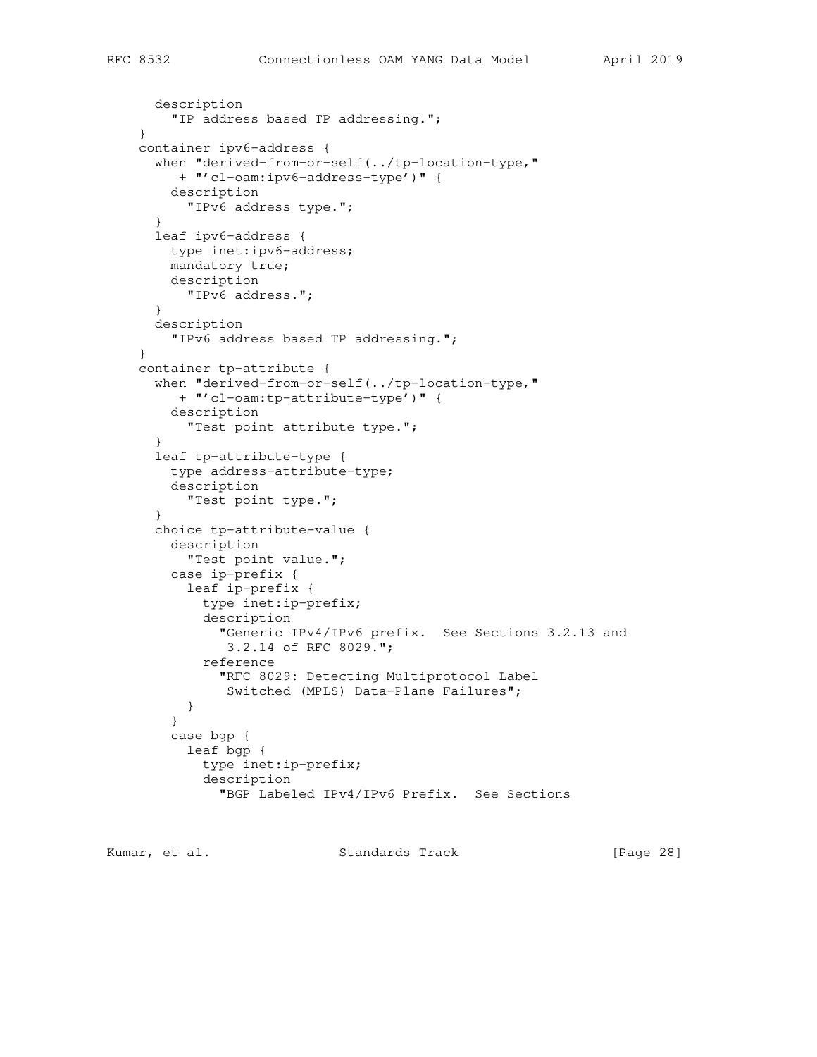```
      description
        "IP address based TP addressing.";
    }
    container ipv6-address {
      when "derived-from-or-self(../tp-location-type,"
         + "'cl-oam:ipv6-address-type')" {
        description
          "IPv6 address type.";
      }
      leaf ipv6-address {
        type inet:ipv6-address;
        mandatory true;
        description
          "IPv6 address.";
      }
      description
        "IPv6 address based TP addressing.";
    }
    container tp-attribute {
      when "derived-from-or-self(../tp-location-type,"
         + "'cl-oam:tp-attribute-type')" {
        description
          "Test point attribute type.";
      }
      leaf tp-attribute-type {
        type address-attribute-type;
        description
          "Test point type.";
      }
      choice tp-attribute-value {
        description
          "Test point value.";
        case ip-prefix {
          leaf ip-prefix {
            type inet:ip-prefix;
            description
              "Generic IPv4/IPv6 prefix.  See Sections 3.2.13 and
               3.2.14 of RFC 8029.";
            reference
              "RFC 8029: Detecting Multiprotocol Label
               Switched (MPLS) Data-Plane Failures";
          }
        }
        case bgp {
          leaf bgp {
            type inet:ip-prefix;
            description
              "BGP Labeled IPv4/IPv6 Prefix.  See Sections
```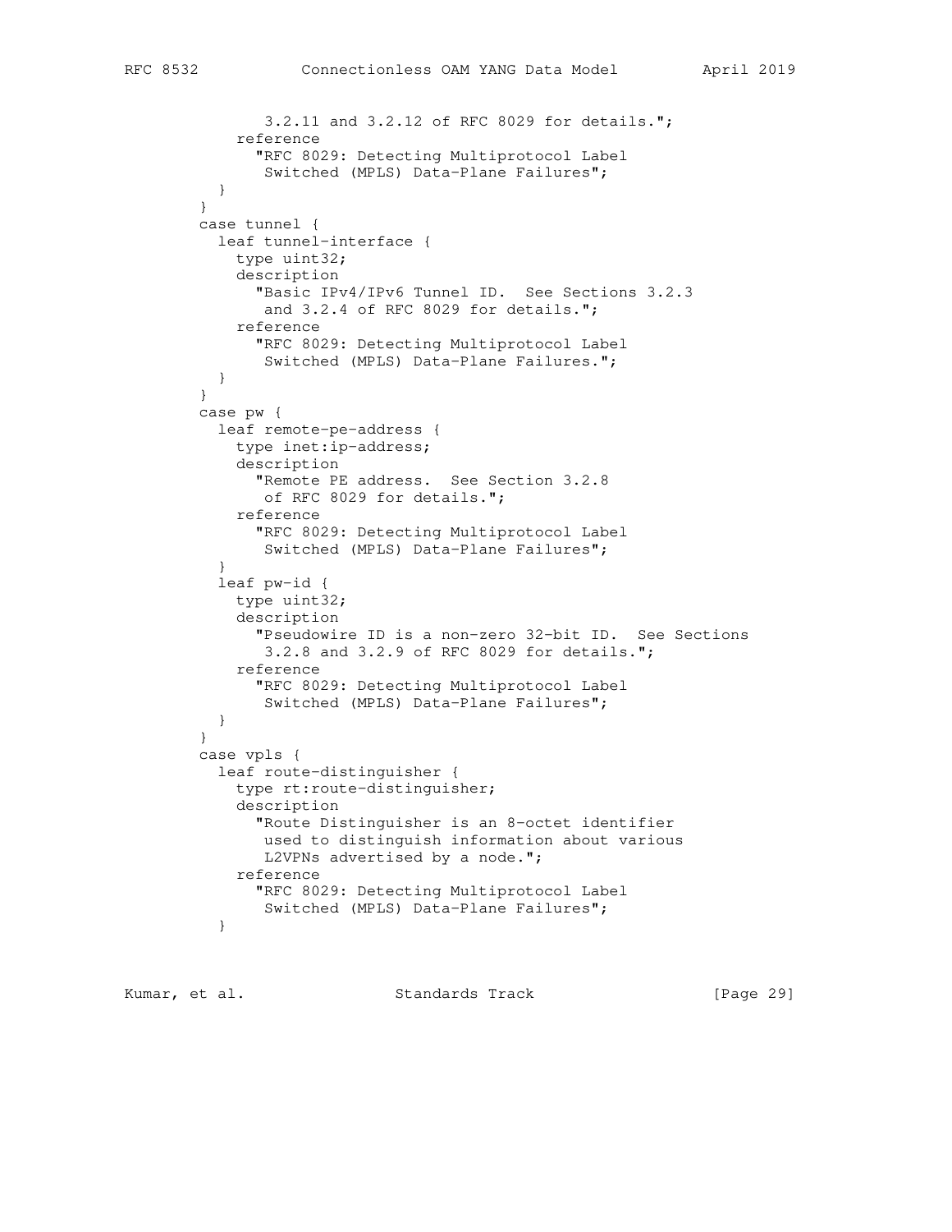```
                3.2.11 and 3.2.12 of RFC 8029 for details.";
             reference
               "RFC 8029: Detecting Multiprotocol Label
                Switched (MPLS) Data-Plane Failures";
           }
         }
         case tunnel {
           leaf tunnel-interface {
             type uint32;
             description
               "Basic IPv4/IPv6 Tunnel ID.  See Sections 3.2.3
                and 3.2.4 of RFC 8029 for details.";
             reference
               "RFC 8029: Detecting Multiprotocol Label
                Switched (MPLS) Data-Plane Failures.";
           }
         }
         case pw {
           leaf remote-pe-address {
             type inet:ip-address;
             description
               "Remote PE address.  See Section 3.2.8
                of RFC 8029 for details.";
             reference
               "RFC 8029: Detecting Multiprotocol Label
                Switched (MPLS) Data-Plane Failures";
           }
           leaf pw-id {
             type uint32;
             description
               "Pseudowire ID is a non-zero 32-bit ID.  See Sections
                3.2.8 and 3.2.9 of RFC 8029 for details.";
             reference
               "RFC 8029: Detecting Multiprotocol Label
                Switched (MPLS) Data-Plane Failures";
           }
         }
         case vpls {
           leaf route-distinguisher {
             type rt:route-distinguisher;
             description
               "Route Distinguisher is an 8-octet identifier
                used to distinguish information about various
                L2VPNs advertised by a node.";
             reference
               "RFC 8029: Detecting Multiprotocol Label
                Switched (MPLS) Data-Plane Failures";
           }
```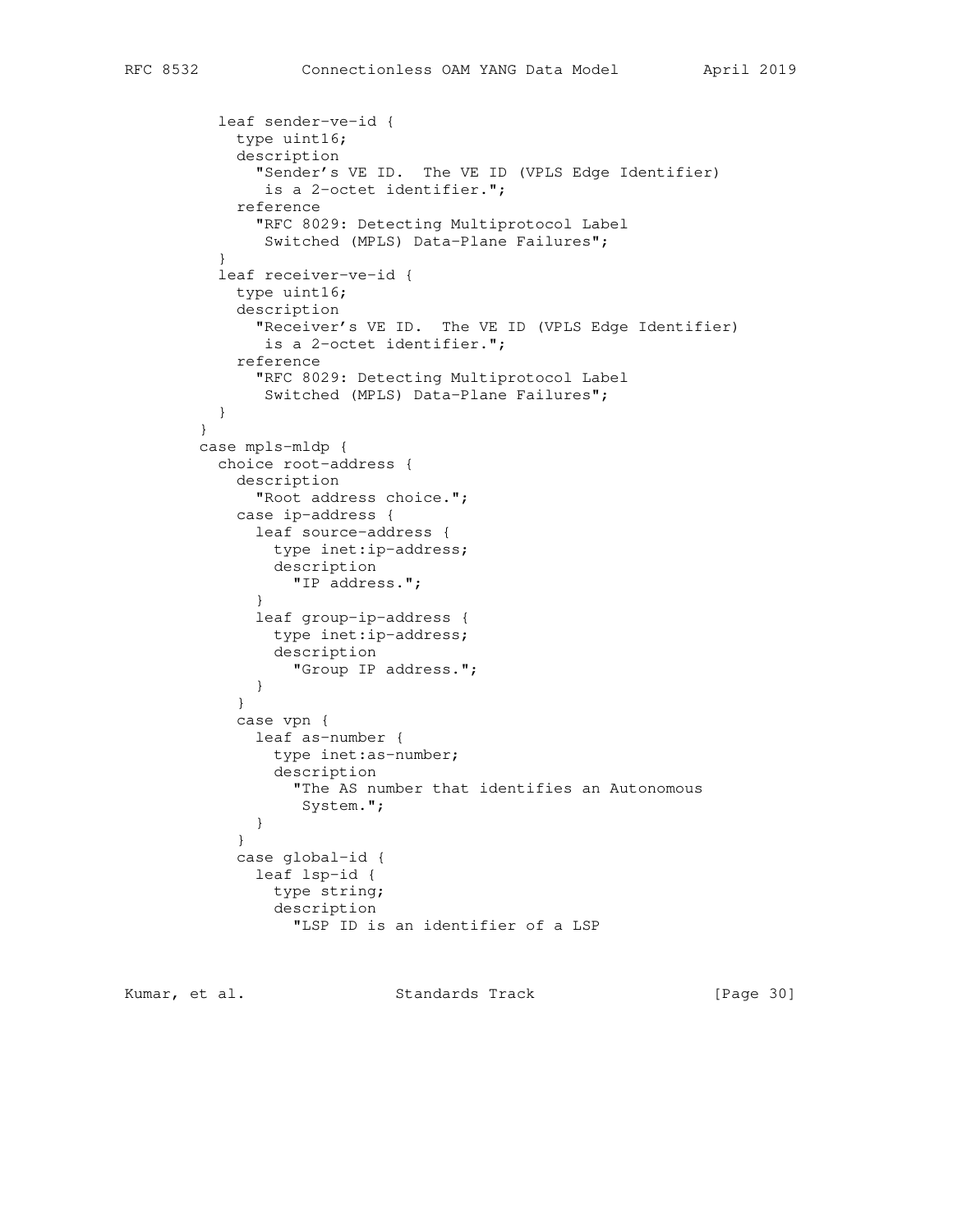```
          leaf sender-ve-id {
            type uint16;
            description
              "Sender's VE ID.  The VE ID (VPLS Edge Identifier)
               is a 2-octet identifier.";
            reference
              "RFC 8029: Detecting Multiprotocol Label
               Switched (MPLS) Data-Plane Failures";
          }
          leaf receiver-ve-id {
            type uint16;
            description
              "Receiver's VE ID.  The VE ID (VPLS Edge Identifier)
               is a 2-octet identifier.";
            reference
              "RFC 8029: Detecting Multiprotocol Label
               Switched (MPLS) Data-Plane Failures";
          }
        }
        case mpls-mldp {
          choice root-address {
            description
              "Root address choice.";
            case ip-address {
              leaf source-address {
                type inet:ip-address;
                description
                  "IP address.";
              }
              leaf group-ip-address {
                type inet:ip-address;
                description
                  "Group IP address.";
              }
            }
            case vpn {
              leaf as-number {
                type inet:as-number;
                description
                  "The AS number that identifies an Autonomous
                   System.";
              }
            }
            case global-id {
              leaf lsp-id {
                type string;
                description
                  "LSP ID is an identifier of a LSP
```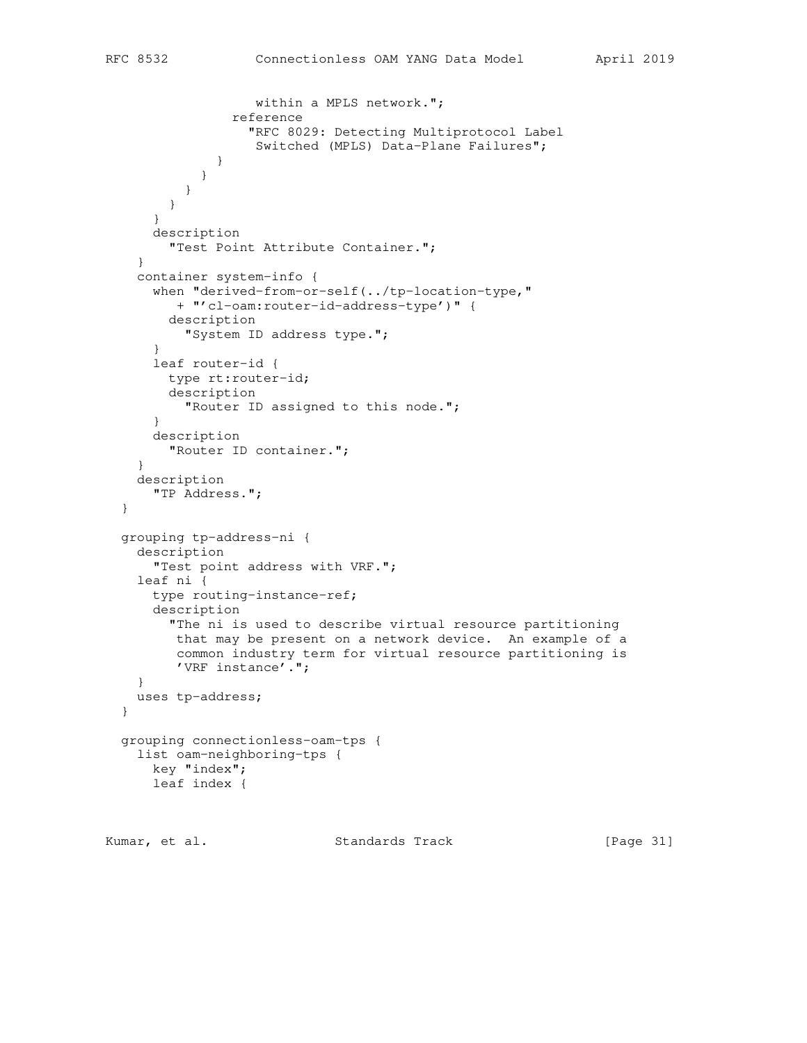```
                   within a MPLS network.";
                reference
                  "RFC 8029: Detecting Multiprotocol Label
                   Switched (MPLS) Data-Plane Failures";
              }
            }
          }
        }
      }
      description
        "Test Point Attribute Container.";
    }
    container system-info {
      when "derived-from-or-self(../tp-location-type,"
         + "'cl-oam:router-id-address-type')" {
        description
          "System ID address type.";
      }
      leaf router-id {
        type rt:router-id;
        description
          "Router ID assigned to this node.";
      }
      description
        "Router ID container.";
    }
    description
      "TP Address.";
  }

  grouping tp-address-ni {
    description
      "Test point address with VRF.";
    leaf ni {
      type routing-instance-ref;
      description
        "The ni is used to describe virtual resource partitioning
         that may be present on a network device.  An example of a
         common industry term for virtual resource partitioning is
         'VRF instance'.";
    }
    uses tp-address;
  }

  grouping connectionless-oam-tps {
    list oam-neighboring-tps {
      key "index";
      leaf index {
```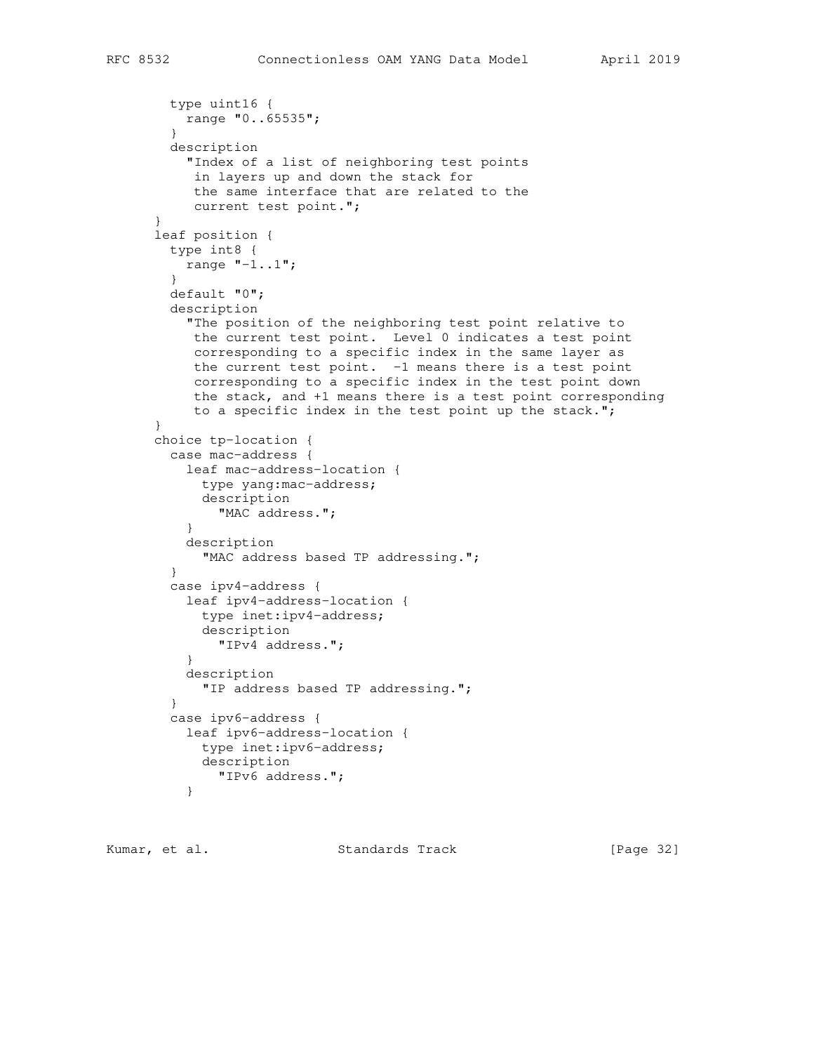```
        type uint16 {
          range "0..65535";
        }
        description
          "Index of a list of neighboring test points
           in layers up and down the stack for
           the same interface that are related to the
           current test point.";
      }
      leaf position {
        type int8 {
          range "-1..1";
        }
        default "0";
        description
          "The position of the neighboring test point relative to
           the current test point.  Level 0 indicates a test point
           corresponding to a specific index in the same layer as
           the current test point.  -1 means there is a test point
           corresponding to a specific index in the test point down
           the stack, and +1 means there is a test point corresponding
           to a specific index in the test point up the stack.";
      }
      choice tp-location {
        case mac-address {
          leaf mac-address-location {
            type yang:mac-address;
            description
              "MAC address.";
          }
          description
            "MAC address based TP addressing.";
        }
        case ipv4-address {
          leaf ipv4-address-location {
            type inet:ipv4-address;
            description
              "IPv4 address.";
          }
          description
            "IP address based TP addressing.";
        }
        case ipv6-address {
          leaf ipv6-address-location {
            type inet:ipv6-address;
            description
              "IPv6 address.";
          }
```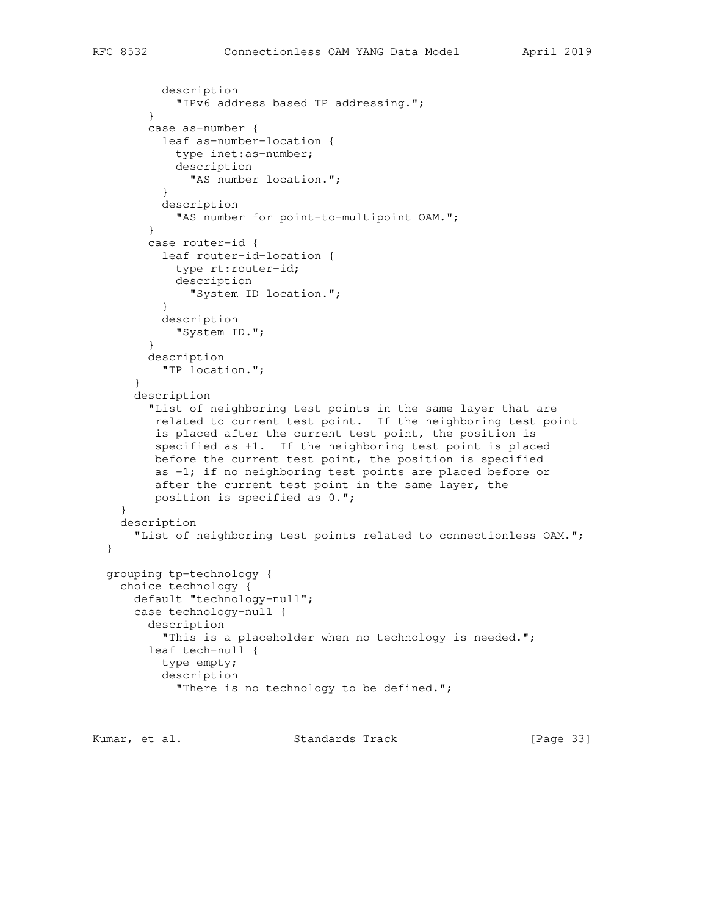```
          description
            "IPv6 address based TP addressing.";
        }
        case as-number {
          leaf as-number-location {
            type inet:as-number;
            description
              "AS number location.";
          }
          description
            "AS number for point-to-multipoint OAM.";
        }
        case router-id {
          leaf router-id-location {
            type rt:router-id;
            description
              "System ID location.";
          }
          description
            "System ID.";
        }
        description
          "TP location.";
      }
      description
        "List of neighboring test points in the same layer that are
         related to current test point.  If the neighboring test point
         is placed after the current test point, the position is
         specified as +1.  If the neighboring test point is placed
         before the current test point, the position is specified
         as -1; if no neighboring test points are placed before or
         after the current test point in the same layer, the
         position is specified as 0.";
    }
    description
      "List of neighboring test points related to connectionless OAM.";
  }

  grouping tp-technology {
    choice technology {
      default "technology-null";
      case technology-null {
        description
          "This is a placeholder when no technology is needed.";
        leaf tech-null {
          type empty;
          description
            "There is no technology to be defined.";
```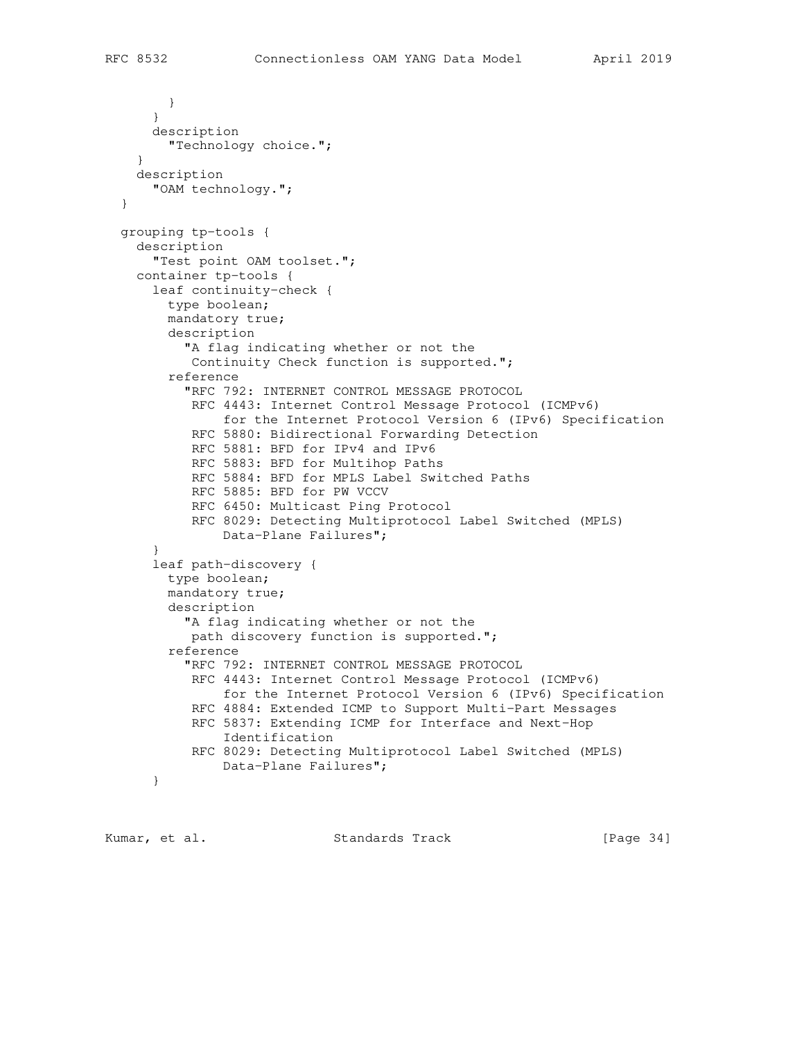```
        }
      }
      description
        "Technology choice.";
    }
    description
      "OAM technology.";
  }

  grouping tp-tools {
    description
      "Test point OAM toolset.";
    container tp-tools {
      leaf continuity-check {
        type boolean;
        mandatory true;
        description
          "A flag indicating whether or not the
           Continuity Check function is supported.";
        reference
          "RFC 792: INTERNET CONTROL MESSAGE PROTOCOL
           RFC 4443: Internet Control Message Protocol (ICMPv6)
                for the Internet Protocol Version 6 (IPv6) Specification
           RFC 5880: Bidirectional Forwarding Detection
           RFC 5881: BFD for IPv4 and IPv6
           RFC 5883: BFD for Multihop Paths
           RFC 5884: BFD for MPLS Label Switched Paths
           RFC 5885: BFD for PW VCCV
           RFC 6450: Multicast Ping Protocol
           RFC 8029: Detecting Multiprotocol Label Switched (MPLS)
               Data-Plane Failures";
      }
      leaf path-discovery {
        type boolean;
        mandatory true;
        description
          "A flag indicating whether or not the
           path discovery function is supported.";
        reference
          "RFC 792: INTERNET CONTROL MESSAGE PROTOCOL
           RFC 4443: Internet Control Message Protocol (ICMPv6)
                for the Internet Protocol Version 6 (IPv6) Specification
           RFC 4884: Extended ICMP to Support Multi-Part Messages
           RFC 5837: Extending ICMP for Interface and Next-Hop
                Identification
           RFC 8029: Detecting Multiprotocol Label Switched (MPLS)
               Data-Plane Failures";
      }
```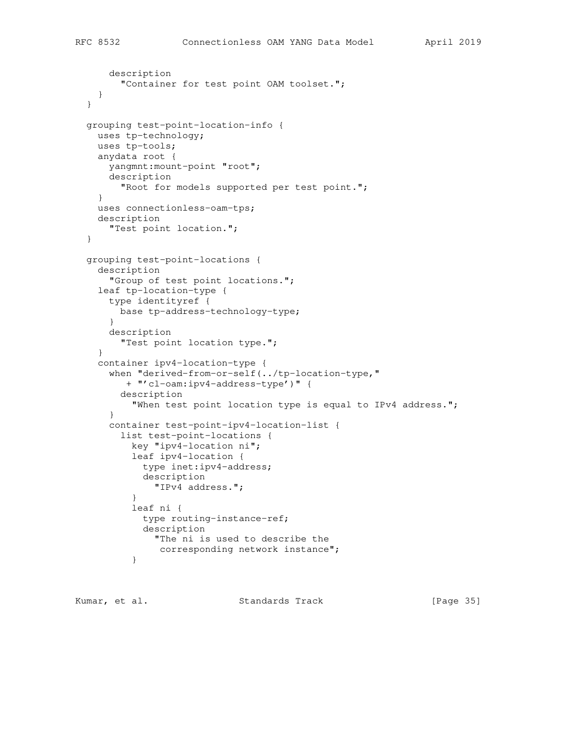```
      description
        "Container for test point OAM toolset.";
    }
  }

  grouping test-point-location-info {
    uses tp-technology;
    uses tp-tools;
    anydata root {
      yangmnt:mount-point "root";
      description
        "Root for models supported per test point.";
    }
    uses connectionless-oam-tps;
    description
      "Test point location.";
  }

  grouping test-point-locations {
    description
      "Group of test point locations.";
    leaf tp-location-type {
      type identityref {
        base tp-address-technology-type;
      }
      description
        "Test point location type.";
    }
    container ipv4-location-type {
      when "derived-from-or-self(../tp-location-type,"
         + "'cl-oam:ipv4-address-type')" {
        description
          "When test point location type is equal to IPv4 address.";
      }
      container test-point-ipv4-location-list {
        list test-point-locations {
          key "ipv4-location ni";
          leaf ipv4-location {
            type inet:ipv4-address;
            description
              "IPv4 address.";
          }
          leaf ni {
            type routing-instance-ref;
            description
              "The ni is used to describe the
               corresponding network instance";
          }
```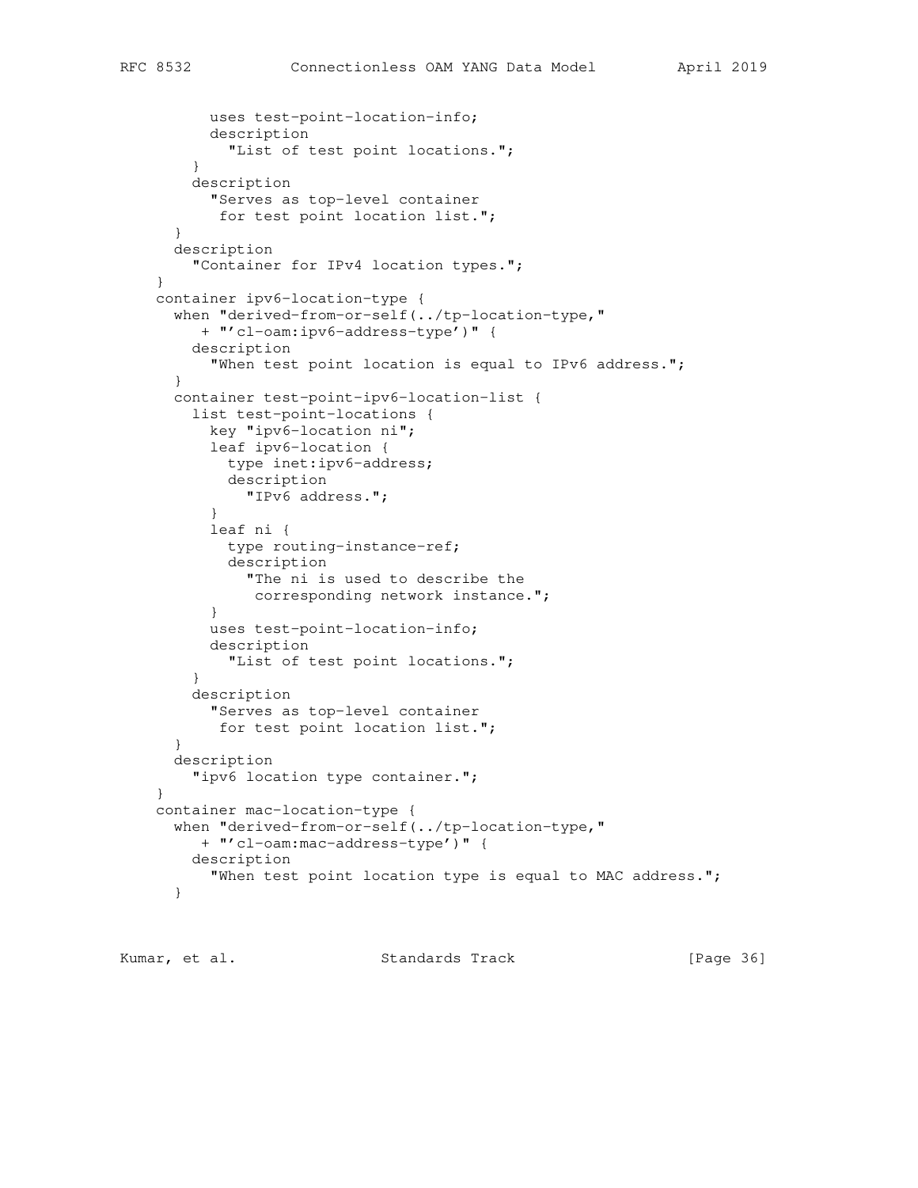```
          uses test-point-location-info;
          description
            "List of test point locations.";
        }
        description
          "Serves as top-level container
           for test point location list.";
      }
      description
        "Container for IPv4 location types.";
    }
    container ipv6-location-type {
      when "derived-from-or-self(../tp-location-type,"
         + "'cl-oam:ipv6-address-type')" {
        description
          "When test point location is equal to IPv6 address.";
      }
      container test-point-ipv6-location-list {
        list test-point-locations {
          key "ipv6-location ni";
          leaf ipv6-location {
            type inet:ipv6-address;
            description
              "IPv6 address.";
          }
          leaf ni {
            type routing-instance-ref;
            description
              "The ni is used to describe the
               corresponding network instance.";
          }
          uses test-point-location-info;
          description
            "List of test point locations.";
        }
        description
          "Serves as top-level container
           for test point location list.";
      }
      description
        "ipv6 location type container.";
    }
    container mac-location-type {
      when "derived-from-or-self(../tp-location-type,"
         + "'cl-oam:mac-address-type')" {
        description
          "When test point location type is equal to MAC address.";
      }
```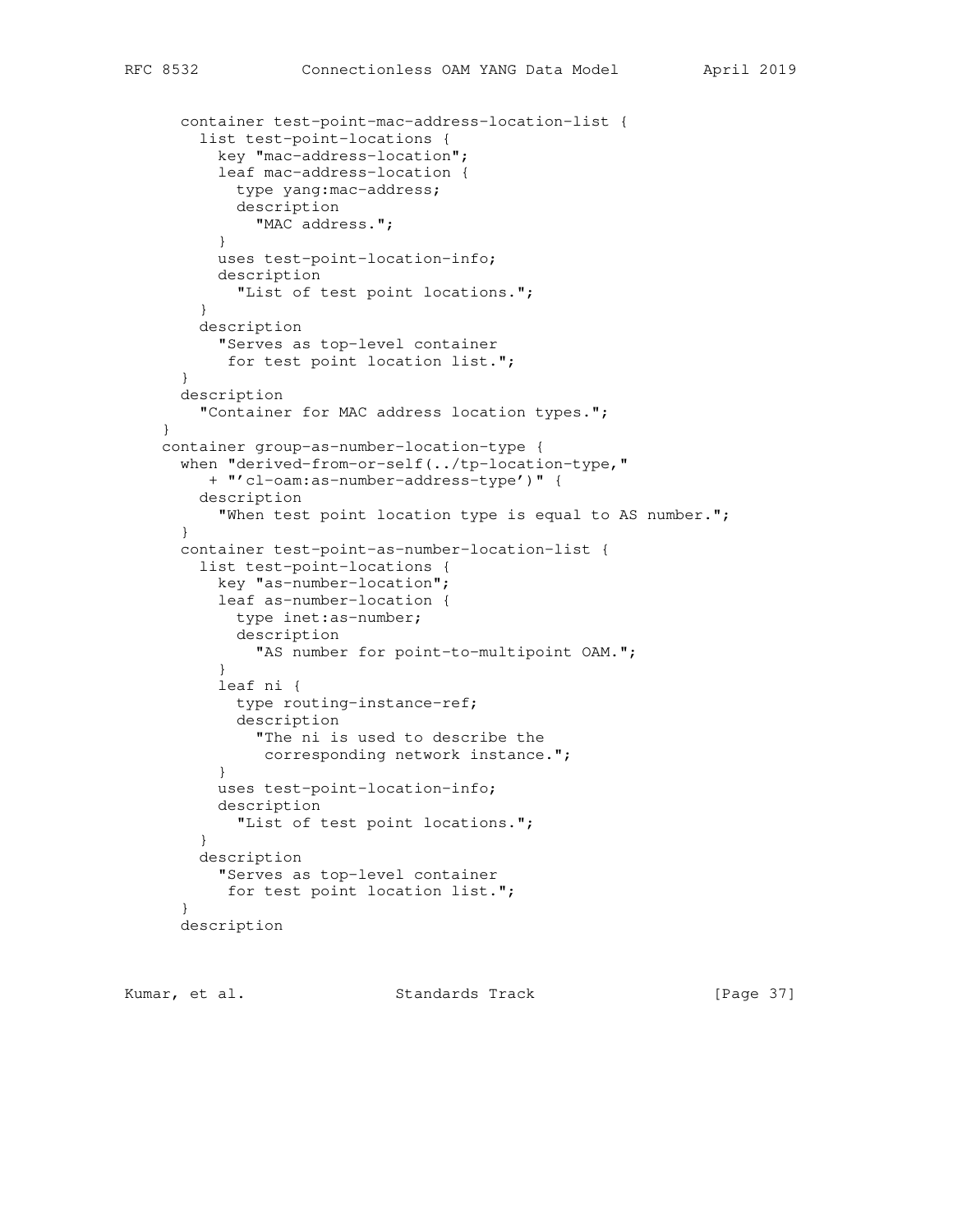```
      container test-point-mac-address-location-list {
        list test-point-locations {
          key "mac-address-location";
          leaf mac-address-location {
            type yang:mac-address;
            description
              "MAC address.";
          }
          uses test-point-location-info;
          description
            "List of test point locations.";
        }
        description
          "Serves as top-level container
           for test point location list.";
      }
      description
        "Container for MAC address location types.";
    }
    container group-as-number-location-type {
      when "derived-from-or-self(../tp-location-type,"
         + "'cl-oam:as-number-address-type')" {
        description
          "When test point location type is equal to AS number.";
      }
      container test-point-as-number-location-list {
        list test-point-locations {
          key "as-number-location";
          leaf as-number-location {
            type inet:as-number;
            description
              "AS number for point-to-multipoint OAM.";
          }
          leaf ni {
            type routing-instance-ref;
            description
              "The ni is used to describe the
               corresponding network instance.";
          }
          uses test-point-location-info;
          description
            "List of test point locations.";
        }
        description
          "Serves as top-level container
           for test point location list.";
      }
      description
```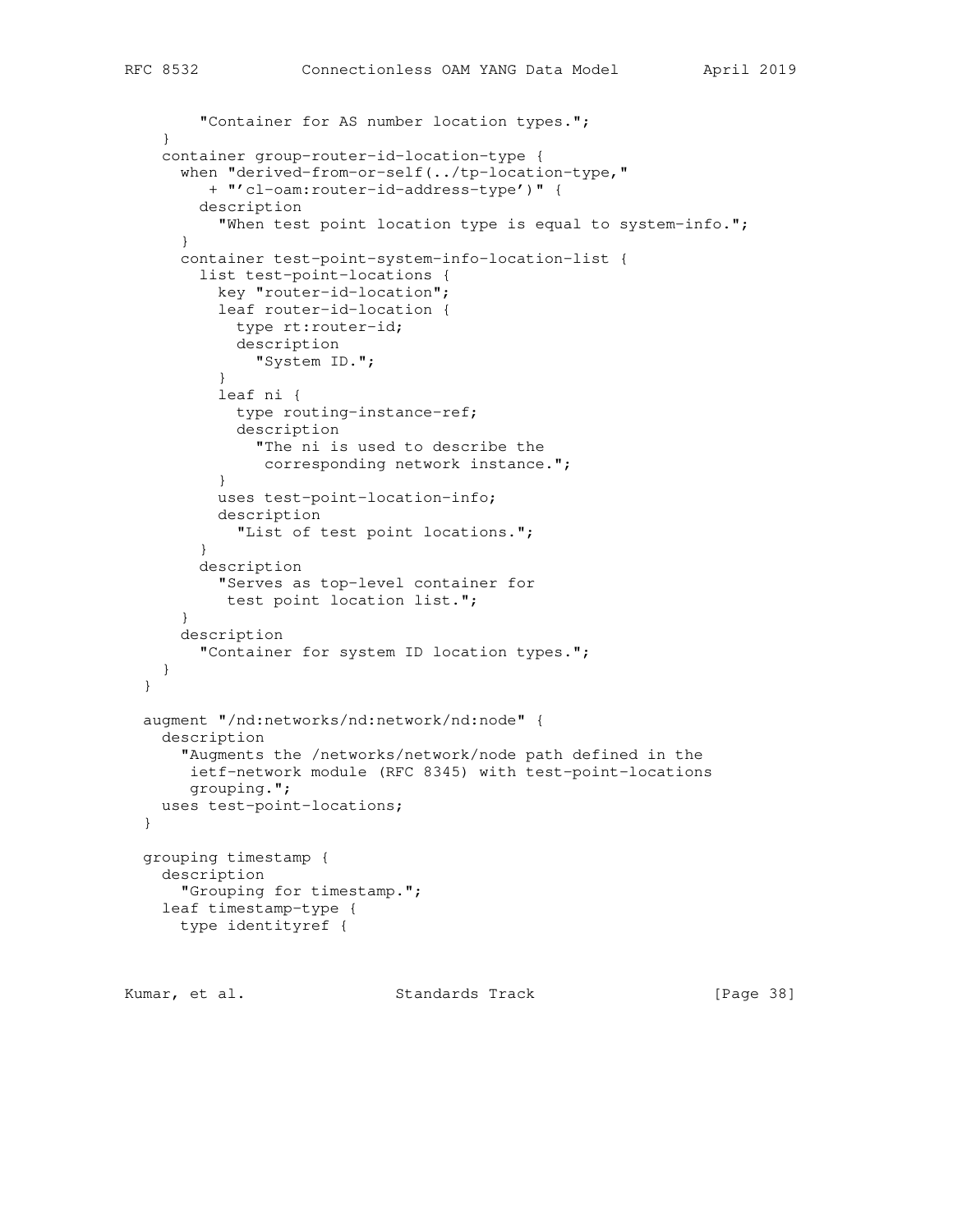```
        "Container for AS number location types.";
    }
    container group-router-id-location-type {
      when "derived-from-or-self(../tp-location-type,"
         + "'cl-oam:router-id-address-type')" {
        description
          "When test point location type is equal to system-info.";
      }
      container test-point-system-info-location-list {
        list test-point-locations {
          key "router-id-location";
          leaf router-id-location {
            type rt:router-id;
            description
              "System ID.";
          }
          leaf ni {
            type routing-instance-ref;
            description
              "The ni is used to describe the
               corresponding network instance.";
          }
          uses test-point-location-info;
          description
            "List of test point locations.";
        }
        description
          "Serves as top-level container for
           test point location list.";
      }
      description
        "Container for system ID location types.";
    }
  }

  augment "/nd:networks/nd:network/nd:node" {
    description
      "Augments the /networks/network/node path defined in the
       ietf-network module (RFC 8345) with test-point-locations
       grouping.";
    uses test-point-locations;
  }

  grouping timestamp {
    description
      "Grouping for timestamp.";
    leaf timestamp-type {
      type identityref {
```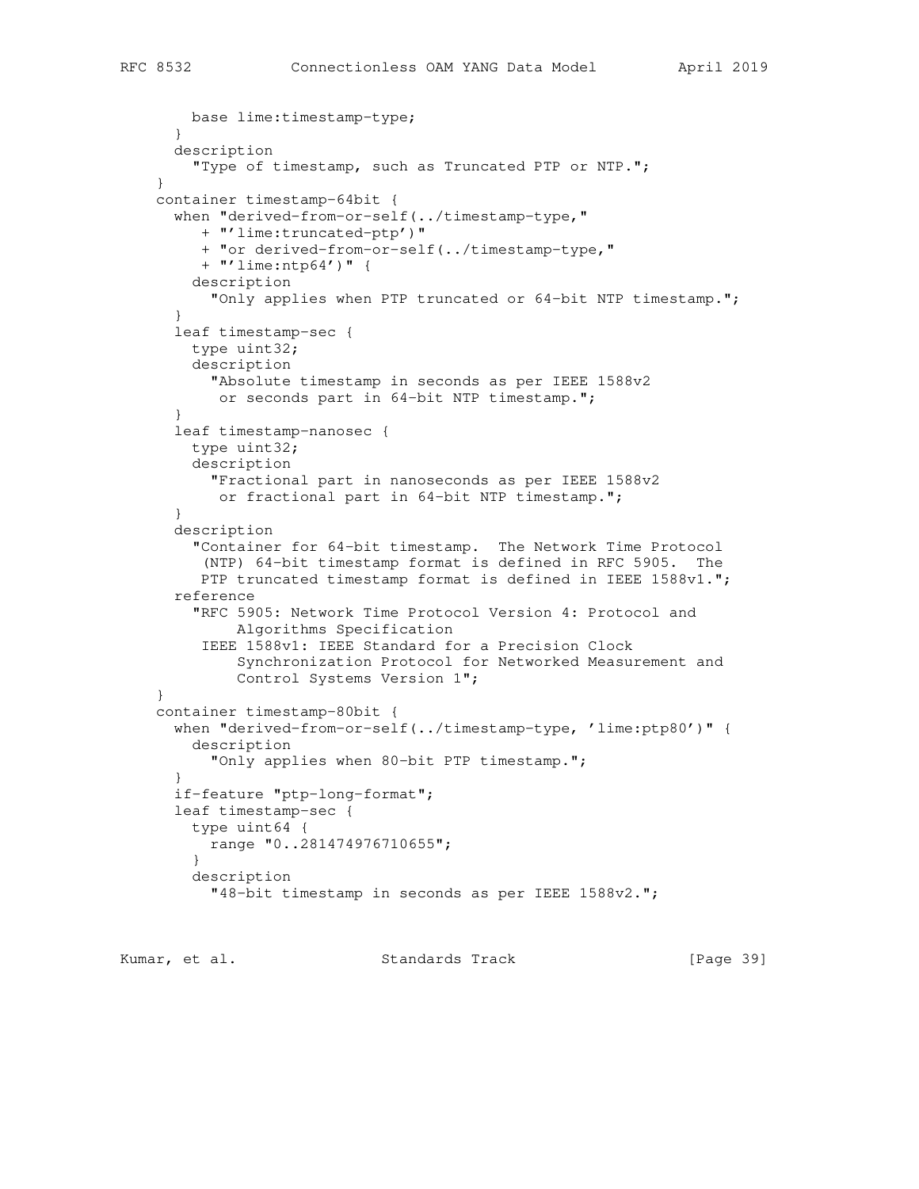```
        base lime:timestamp-type;
      }
      description
        "Type of timestamp, such as Truncated PTP or NTP.";
    }
    container timestamp-64bit {
      when "derived-from-or-self(../timestamp-type,"
         + "'lime:truncated-ptp')"
         + "or derived-from-or-self(../timestamp-type,"
         + "'lime:ntp64')" {
        description
          "Only applies when PTP truncated or 64-bit NTP timestamp.";
      }
      leaf timestamp-sec {
        type uint32;
        description
          "Absolute timestamp in seconds as per IEEE 1588v2
           or seconds part in 64-bit NTP timestamp.";
      }
      leaf timestamp-nanosec {
        type uint32;
        description
          "Fractional part in nanoseconds as per IEEE 1588v2
           or fractional part in 64-bit NTP timestamp.";
      }
      description
        "Container for 64-bit timestamp.  The Network Time Protocol
         (NTP) 64-bit timestamp format is defined in RFC 5905.  The
         PTP truncated timestamp format is defined in IEEE 1588v1.";
      reference
        "RFC 5905: Network Time Protocol Version 4: Protocol and
             Algorithms Specification
         IEEE 1588v1: IEEE Standard for a Precision Clock
             Synchronization Protocol for Networked Measurement and
             Control Systems Version 1";
    }
    container timestamp-80bit {
      when "derived-from-or-self(../timestamp-type, 'lime:ptp80')" {
        description
          "Only applies when 80-bit PTP timestamp.";
      }
      if-feature "ptp-long-format";
      leaf timestamp-sec {
        type uint64 {
          range "0..281474976710655";
        }
        description
          "48-bit timestamp in seconds as per IEEE 1588v2.";
```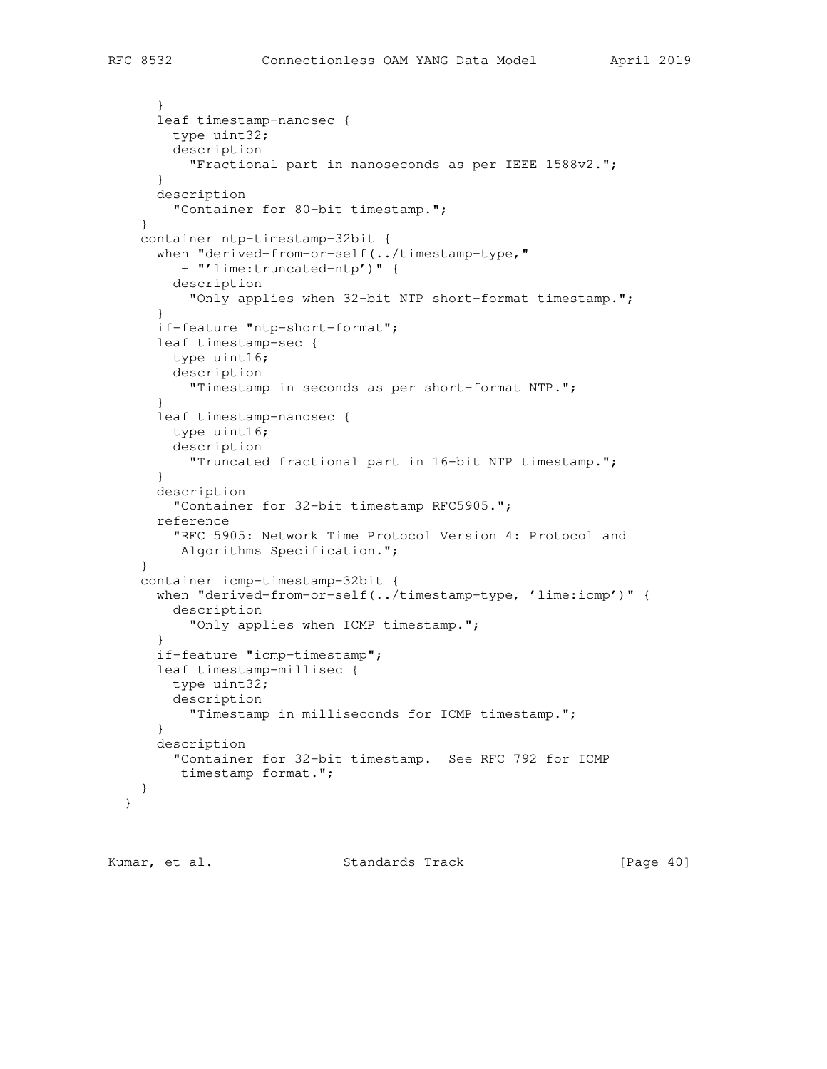```
      }
      leaf timestamp-nanosec {
        type uint32;
        description
          "Fractional part in nanoseconds as per IEEE 1588v2.";
      }
      description
        "Container for 80-bit timestamp.";
    }
    container ntp-timestamp-32bit {
      when "derived-from-or-self(../timestamp-type,"
         + "'lime:truncated-ntp')" {
        description
          "Only applies when 32-bit NTP short-format timestamp.";
      }
      if-feature "ntp-short-format";
      leaf timestamp-sec {
        type uint16;
        description
          "Timestamp in seconds as per short-format NTP.";
      }
      leaf timestamp-nanosec {
        type uint16;
        description
          "Truncated fractional part in 16-bit NTP timestamp.";
      }
      description
        "Container for 32-bit timestamp RFC5905.";
      reference
        "RFC 5905: Network Time Protocol Version 4: Protocol and
         Algorithms Specification.";
    }
    container icmp-timestamp-32bit {
      when "derived-from-or-self(../timestamp-type, 'lime:icmp')" {
        description
          "Only applies when ICMP timestamp.";
      }
      if-feature "icmp-timestamp";
      leaf timestamp-millisec {
        type uint32;
        description
          "Timestamp in milliseconds for ICMP timestamp.";
      }
      description
        "Container for 32-bit timestamp.  See RFC 792 for ICMP
         timestamp format.";
    }
  }
```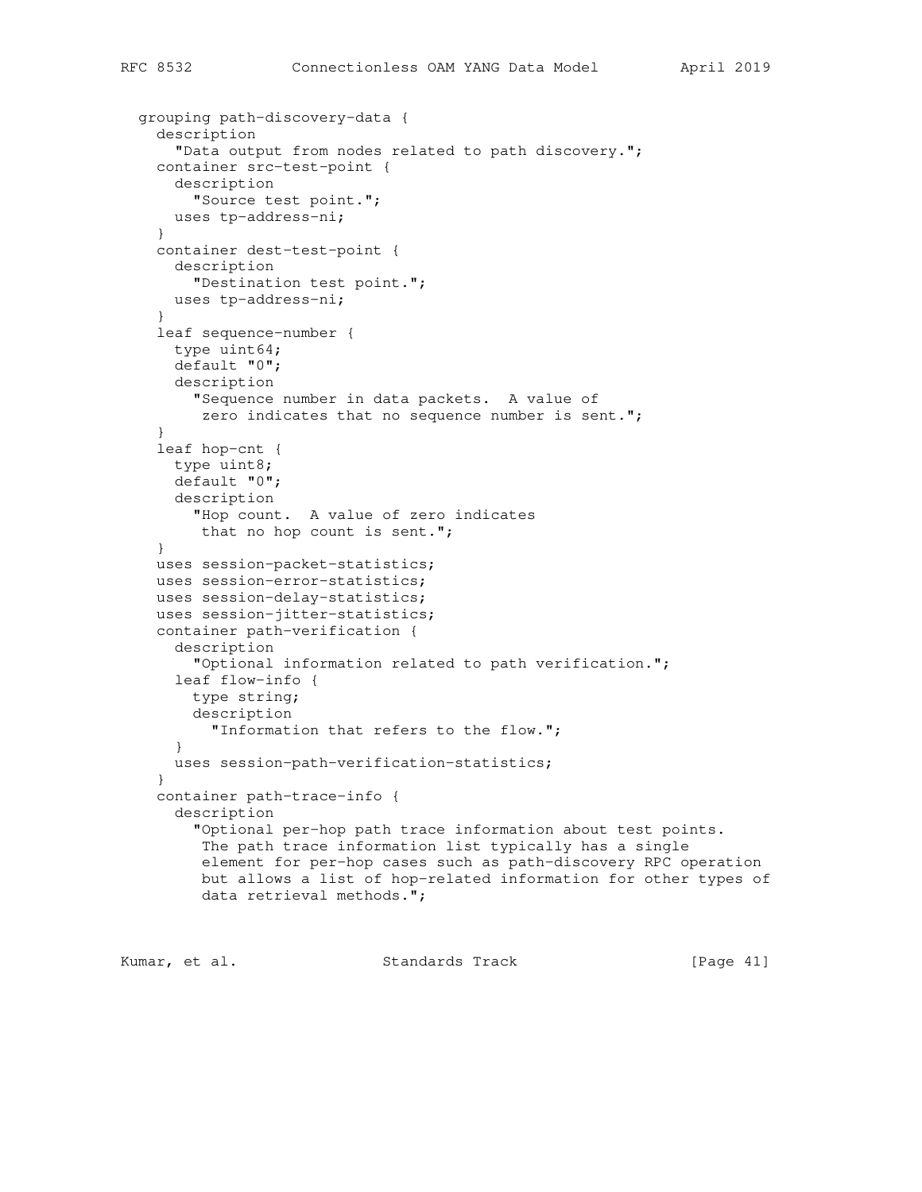```
  grouping path-discovery-data {
    description
      "Data output from nodes related to path discovery.";
    container src-test-point {
      description
        "Source test point.";
      uses tp-address-ni;
    }
    container dest-test-point {
      description
        "Destination test point.";
      uses tp-address-ni;
    }
    leaf sequence-number {
      type uint64;
      default "0";
      description
        "Sequence number in data packets.  A value of
         zero indicates that no sequence number is sent.";
    }
    leaf hop-cnt {
      type uint8;
      default "0";
      description
        "Hop count.  A value of zero indicates
         that no hop count is sent.";
    }
    uses session-packet-statistics;
    uses session-error-statistics;
    uses session-delay-statistics;
    uses session-jitter-statistics;
    container path-verification {
      description
        "Optional information related to path verification.";
      leaf flow-info {
        type string;
        description
          "Information that refers to the flow.";
      }
      uses session-path-verification-statistics;
    }
    container path-trace-info {
      description
        "Optional per-hop path trace information about test points.
         The path trace information list typically has a single
         element for per-hop cases such as path-discovery RPC operation
         but allows a list of hop-related information for other types of
         data retrieval methods.";
```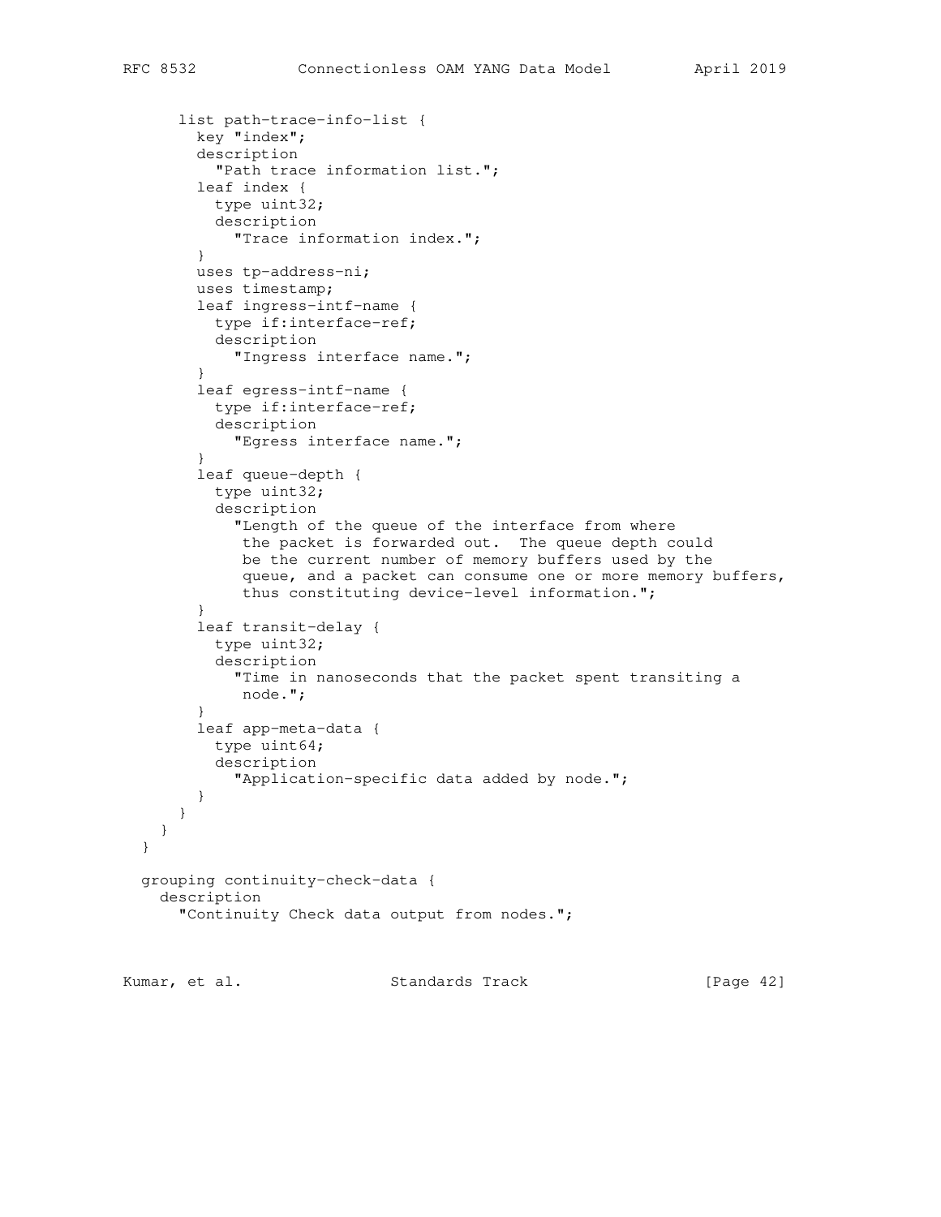```
      list path-trace-info-list {
        key "index";
        description
          "Path trace information list.";
        leaf index {
          type uint32;
          description
            "Trace information index.";
        }
        uses tp-address-ni;
        uses timestamp;
        leaf ingress-intf-name {
          type if:interface-ref;
          description
            "Ingress interface name.";
        }
        leaf egress-intf-name {
          type if:interface-ref;
          description
            "Egress interface name.";
        }
        leaf queue-depth {
          type uint32;
          description
            "Length of the queue of the interface from where
             the packet is forwarded out.  The queue depth could
             be the current number of memory buffers used by the
             queue, and a packet can consume one or more memory buffers,
             thus constituting device-level information.";
        }
        leaf transit-delay {
          type uint32;
          description
            "Time in nanoseconds that the packet spent transiting a
             node.";
        }
        leaf app-meta-data {
          type uint64;
          description
            "Application-specific data added by node.";
        }
      }
    }
  }

  grouping continuity-check-data {
    description
      "Continuity Check data output from nodes.";
```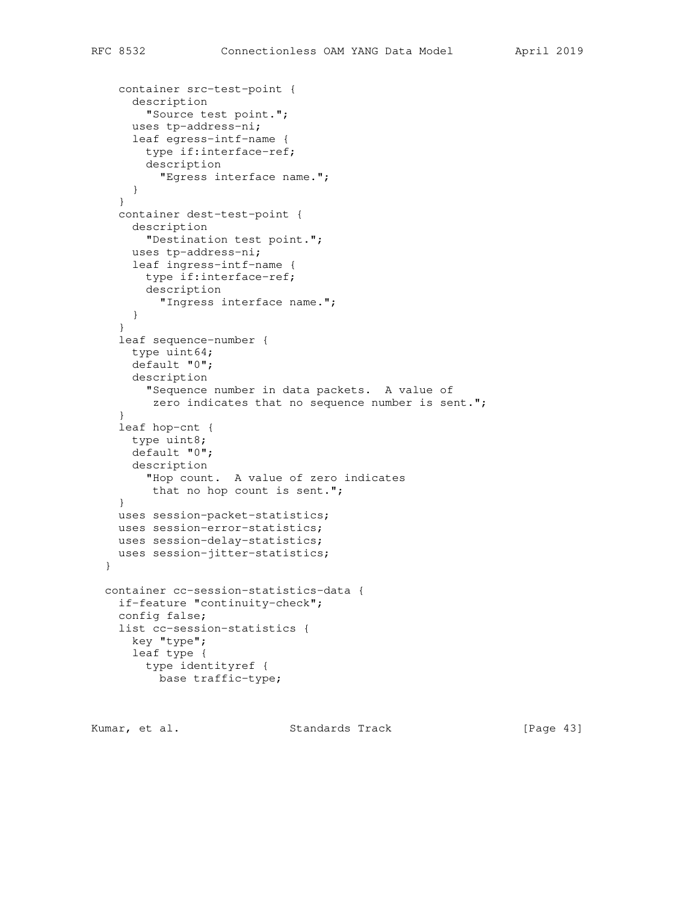```
    container src-test-point {
      description
        "Source test point.";
      uses tp-address-ni;
      leaf egress-intf-name {
        type if:interface-ref;
        description
          "Egress interface name.";
      }
    }
    container dest-test-point {
      description
        "Destination test point.";
      uses tp-address-ni;
      leaf ingress-intf-name {
        type if:interface-ref;
        description
          "Ingress interface name.";
      }
    }
    leaf sequence-number {
      type uint64;
      default "0";
      description
        "Sequence number in data packets.  A value of
         zero indicates that no sequence number is sent.";
    }
    leaf hop-cnt {
      type uint8;
      default "0";
      description
        "Hop count.  A value of zero indicates
         that no hop count is sent.";
    }
    uses session-packet-statistics;
    uses session-error-statistics;
    uses session-delay-statistics;
    uses session-jitter-statistics;
  }

  container cc-session-statistics-data {
    if-feature "continuity-check";
    config false;
    list cc-session-statistics {
      key "type";
      leaf type {
        type identityref {
          base traffic-type;
```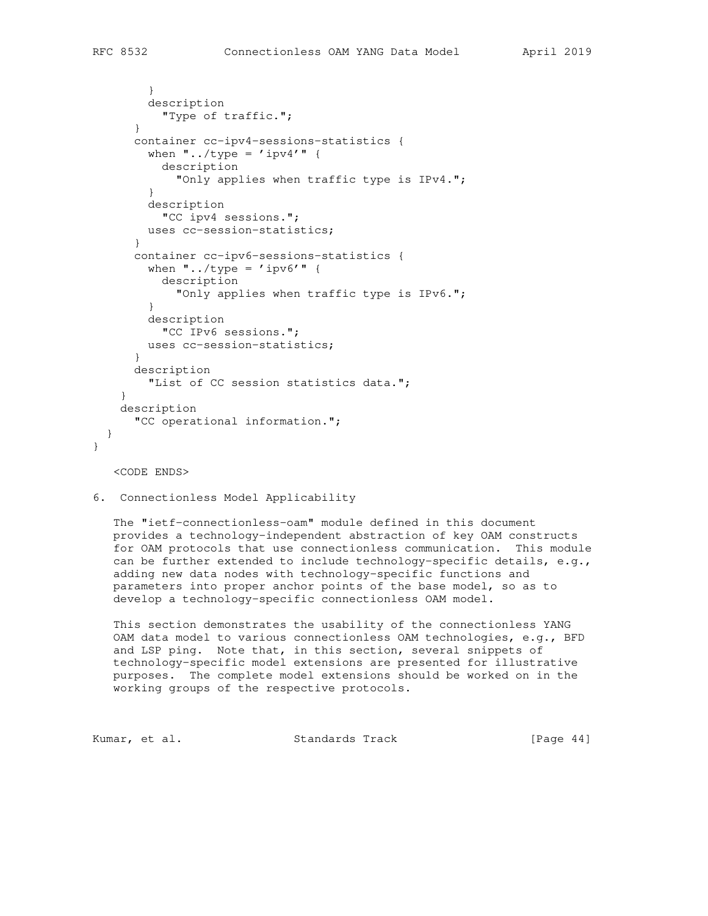```
        }
        description
          "Type of traffic.";
      }
      container cc-ipv4-sessions-statistics {
        when "../type = 'ipv4'" {
          description
            "Only applies when traffic type is IPv4.";
        }
        description
          "CC ipv4 sessions.";
        uses cc-session-statistics;
      }
      container cc-ipv6-sessions-statistics {
        when "../type = 'ipv6'" {
          description
            "Only applies when traffic type is IPv6.";
        }
        description
          "CC IPv6 sessions.";
        uses cc-session-statistics;
      }
      description
        "List of CC session statistics data.";
    }
    description
      "CC operational information.";
  }
}
```

<CODE ENDS>

## 6. Connectionless Model Applicability

The "ietf-connectionless-oam" module defined in this document provides a technology-independent abstraction of key OAM constructs for OAM protocols that use connectionless communication. This module can be further extended to include technology-specific details, e.g., adding new data nodes with technology-specific functions and parameters into proper anchor points of the base model, so as to develop a technology-specific connectionless OAM model.

This section demonstrates the usability of the connectionless YANG OAM data model to various connectionless OAM technologies, e.g., BFD and LSP ping. Note that, in this section, several snippets of technology-specific model extensions are presented for illustrative purposes. The complete model extensions should be worked on in the working groups of the respective protocols.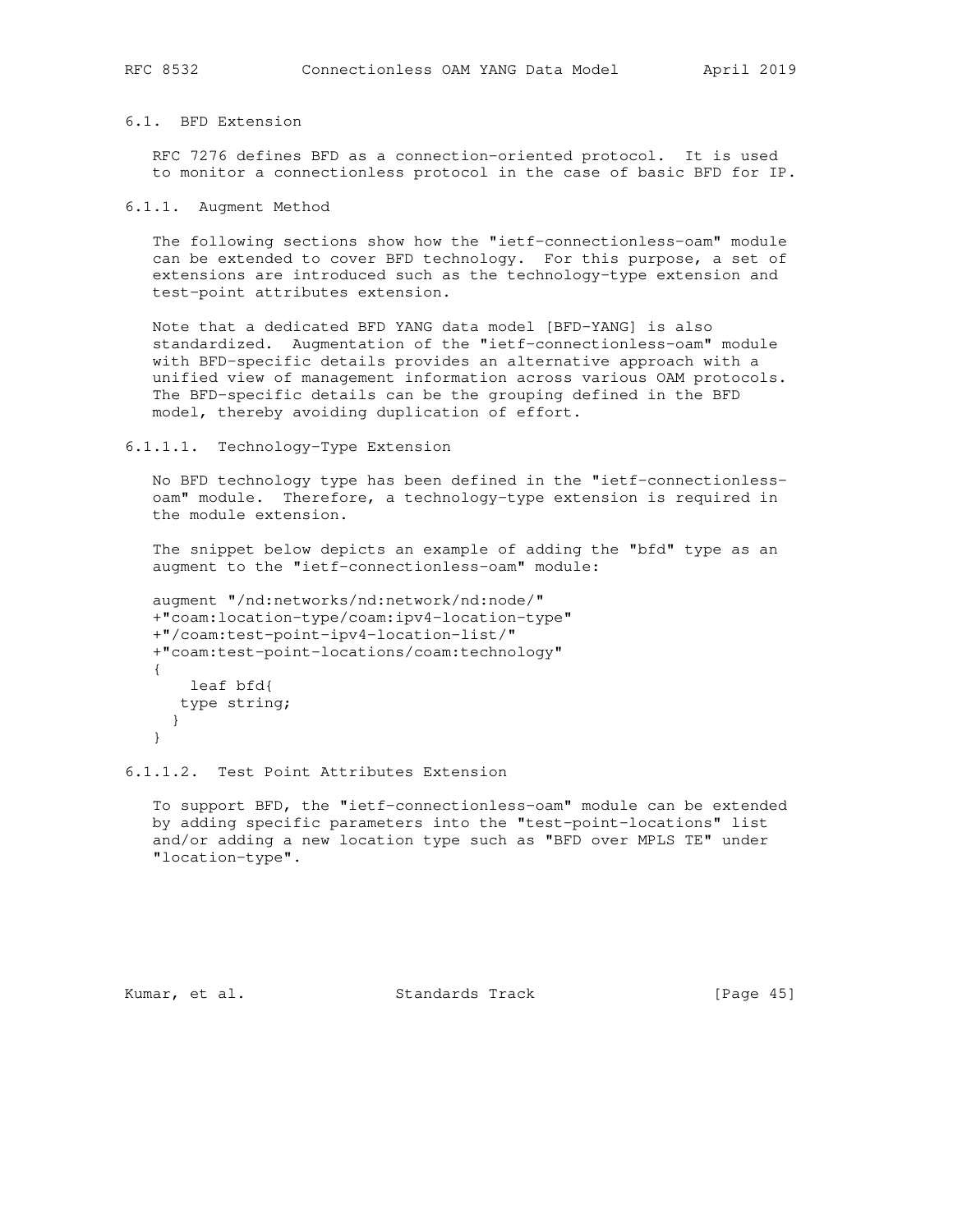### 6.1. BFD Extension

RFC 7276 defines BFD as a connection-oriented protocol. It is used to monitor a connectionless protocol in the case of basic BFD for IP.

#### 6.1.1. Augment Method

The following sections show how the "ietf-connectionless-oam" module can be extended to cover BFD technology. For this purpose, a set of extensions are introduced such as the technology-type extension and test-point attributes extension.

Note that a dedicated BFD YANG data model [BFD-YANG] is also standardized. Augmentation of the "ietf-connectionless-oam" module with BFD-specific details provides an alternative approach with a unified view of management information across various OAM protocols. The BFD-specific details can be the grouping defined in the BFD model, thereby avoiding duplication of effort.

##### 6.1.1.1. Technology-Type Extension

No BFD technology type has been defined in the "ietf-connectionless-oam" module. Therefore, a technology-type extension is required in the module extension.

The snippet below depicts an example of adding the "bfd" type as an augment to the "ietf-connectionless-oam" module:

```
augment "/nd:networks/nd:network/nd:node/"
+"coam:location-type/coam:ipv4-location-type"
+"/coam:test-point-ipv4-location-list/"
+"coam:test-point-locations/coam:technology"
{
    leaf bfd{
   type string;
  }
}
```

##### 6.1.1.2. Test Point Attributes Extension

To support BFD, the "ietf-connectionless-oam" module can be extended by adding specific parameters into the "test-point-locations" list and/or adding a new location type such as "BFD over MPLS TE" under "location-type".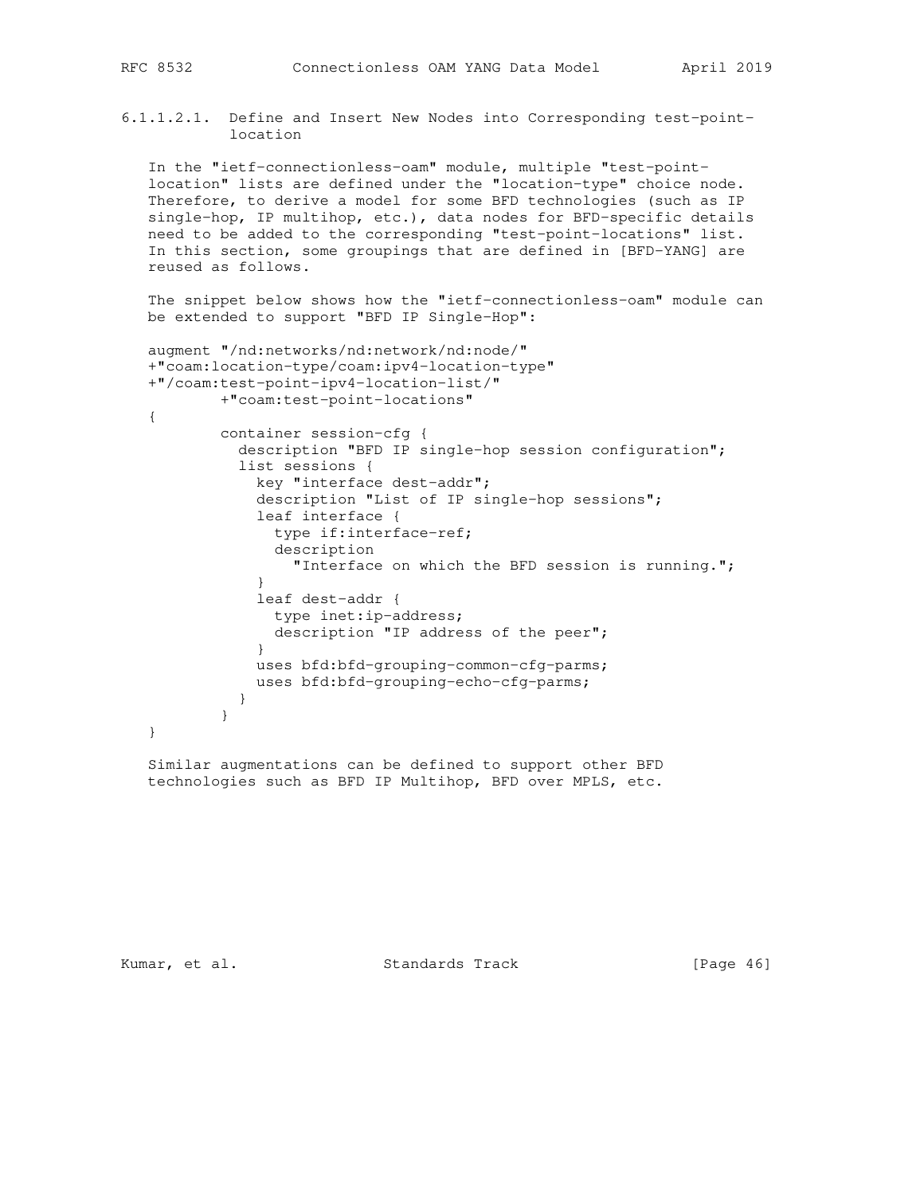#### 6.1.1.2.1. Define and Insert New Nodes into Corresponding test-point-location

In the "ietf-connectionless-oam" module, multiple "test-point-location" lists are defined under the "location-type" choice node. Therefore, to derive a model for some BFD technologies (such as IP single-hop, IP multihop, etc.), data nodes for BFD-specific details need to be added to the corresponding "test-point-locations" list. In this section, some groupings that are defined in [BFD-YANG] are reused as follows.

The snippet below shows how the "ietf-connectionless-oam" module can be extended to support "BFD IP Single-Hop":

```
augment "/nd:networks/nd:network/nd:node/"
+"coam:location-type/coam:ipv4-location-type"
+"/coam:test-point-ipv4-location-list/"
        +"coam:test-point-locations"
{
        container session-cfg {
          description "BFD IP single-hop session configuration";
          list sessions {
            key "interface dest-addr";
            description "List of IP single-hop sessions";
            leaf interface {
              type if:interface-ref;
              description
                "Interface on which the BFD session is running.";
            }
            leaf dest-addr {
              type inet:ip-address;
              description "IP address of the peer";
            }
            uses bfd:bfd-grouping-common-cfg-parms;
            uses bfd:bfd-grouping-echo-cfg-parms;
          }
        }
}
```

Similar augmentations can be defined to support other BFD technologies such as BFD IP Multihop, BFD over MPLS, etc.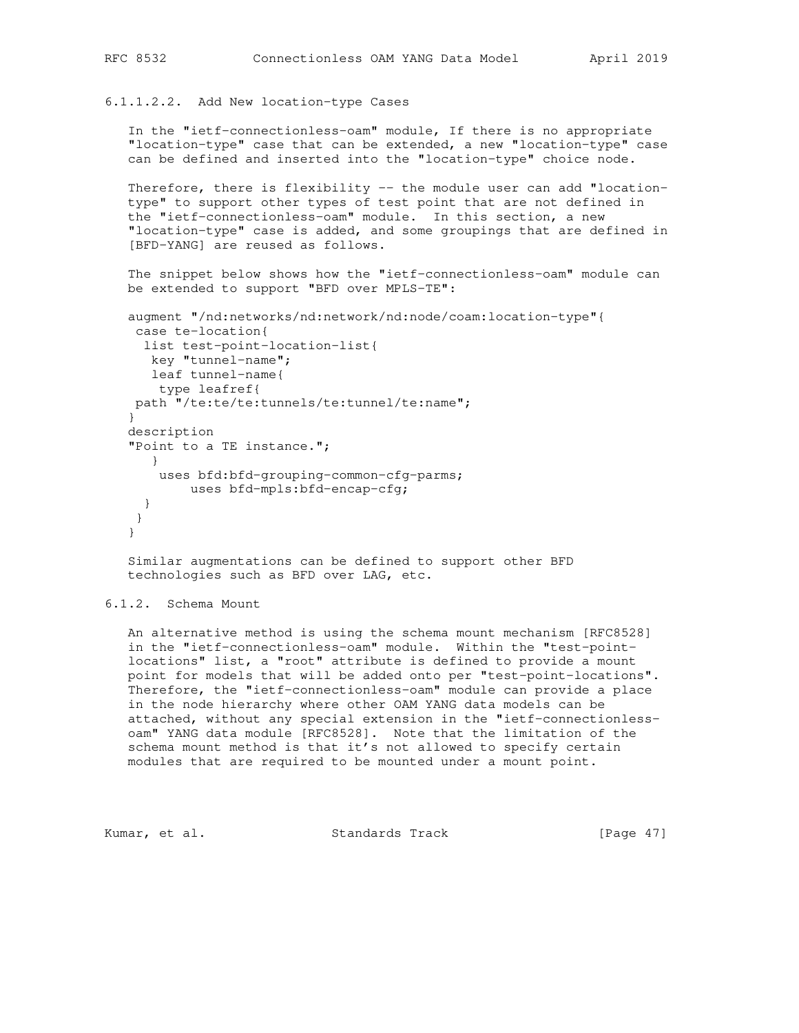#### 6.1.1.2.2. Add New location-type Cases

In the "ietf-connectionless-oam" module, If there is no appropriate "location-type" case that can be extended, a new "location-type" case can be defined and inserted into the "location-type" choice node.

Therefore, there is flexibility -- the module user can add "location-type" to support other types of test point that are not defined in the "ietf-connectionless-oam" module. In this section, a new "location-type" case is added, and some groupings that are defined in [BFD-YANG] are reused as follows.

The snippet below shows how the "ietf-connectionless-oam" module can be extended to support "BFD over MPLS-TE":

```
augment "/nd:networks/nd:network/nd:node/coam:location-type"{
 case te-location{
  list test-point-location-list{
   key "tunnel-name";
   leaf tunnel-name{
    type leafref{
 path "/te:te/te:tunnels/te:tunnel/te:name";
}
description
"Point to a TE instance.";
   }
    uses bfd:bfd-grouping-common-cfg-parms;
        uses bfd-mpls:bfd-encap-cfg;
  }
 }
}
```

Similar augmentations can be defined to support other BFD technologies such as BFD over LAG, etc.

### 6.1.2. Schema Mount

An alternative method is using the schema mount mechanism [RFC8528] in the "ietf-connectionless-oam" module. Within the "test-point-locations" list, a "root" attribute is defined to provide a mount point for models that will be added onto per "test-point-locations". Therefore, the "ietf-connectionless-oam" module can provide a place in the node hierarchy where other OAM YANG data models can be attached, without any special extension in the "ietf-connectionless-oam" YANG data module [RFC8528]. Note that the limitation of the schema mount method is that it's not allowed to specify certain modules that are required to be mounted under a mount point.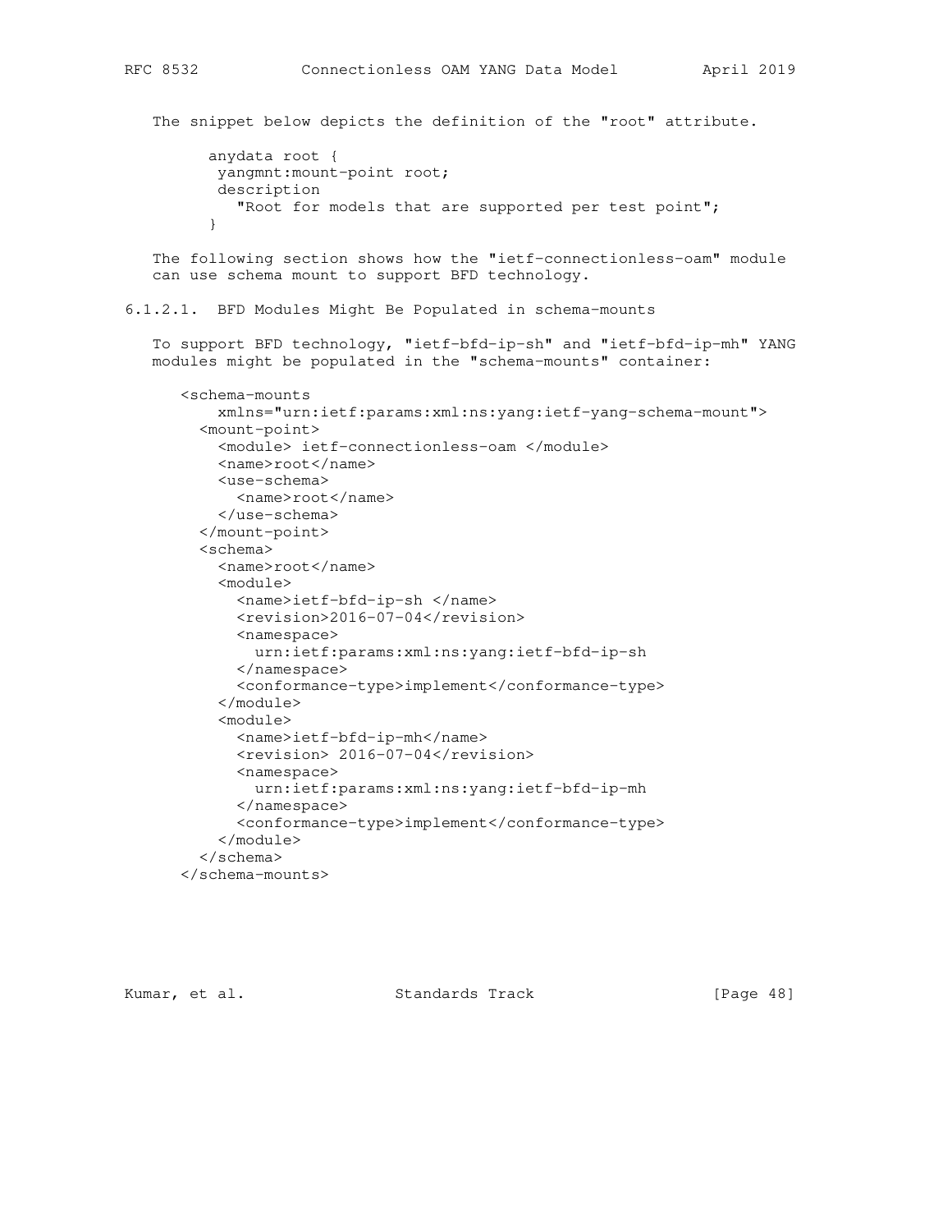The snippet below depicts the definition of the "root" attribute.

```
anydata root {
 yangmnt:mount-point root;
 description
   "Root for models that are supported per test point";
}
```

The following section shows how the "ietf-connectionless-oam" module can use schema mount to support BFD technology.

#### 6.1.2.1. BFD Modules Might Be Populated in schema-mounts

To support BFD technology, "ietf-bfd-ip-sh" and "ietf-bfd-ip-mh" YANG modules might be populated in the "schema-mounts" container:

```
<schema-mounts
    xmlns="urn:ietf:params:xml:ns:yang:ietf-yang-schema-mount">
  <mount-point>
    <module> ietf-connectionless-oam </module>
    <name>root</name>
    <use-schema>
      <name>root</name>
    </use-schema>
  </mount-point>
  <schema>
    <name>root</name>
    <module>
      <name>ietf-bfd-ip-sh </name>
      <revision>2016-07-04</revision>
      <namespace>
        urn:ietf:params:xml:ns:yang:ietf-bfd-ip-sh
      </namespace>
      <conformance-type>implement</conformance-type>
    </module>
    <module>
      <name>ietf-bfd-ip-mh</name>
      <revision> 2016-07-04</revision>
      <namespace>
        urn:ietf:params:xml:ns:yang:ietf-bfd-ip-mh
      </namespace>
      <conformance-type>implement</conformance-type>
    </module>
  </schema>
</schema-mounts>
```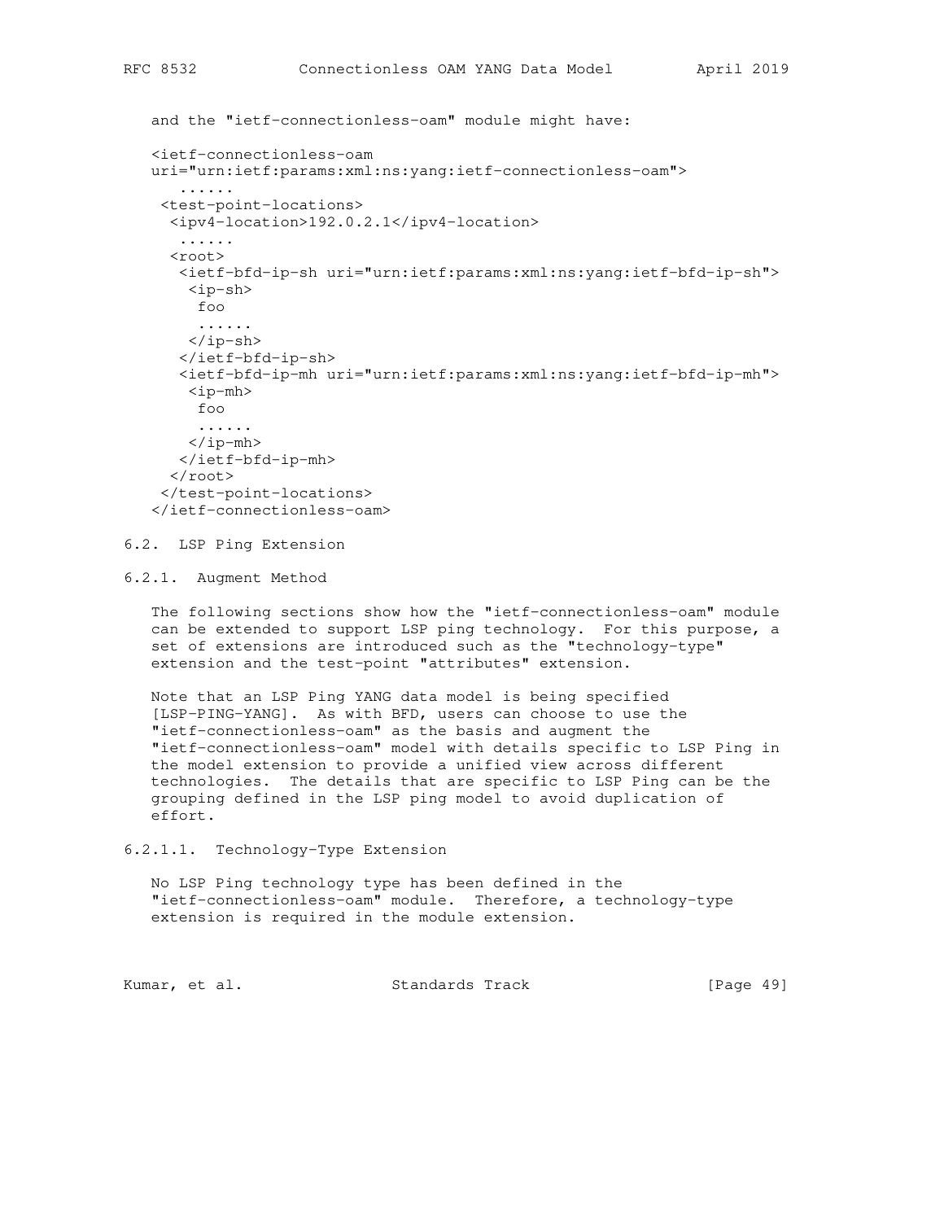and the "ietf-connectionless-oam" module might have:

```
<ietf-connectionless-oam
uri="urn:ietf:params:xml:ns:yang:ietf-connectionless-oam">
   ......
 <test-point-locations>
  <ipv4-location>192.0.2.1</ipv4-location>
   ......
  <root>
   <ietf-bfd-ip-sh uri="urn:ietf:params:xml:ns:yang:ietf-bfd-ip-sh">
    <ip-sh>
     foo
     ......
    </ip-sh>
   </ietf-bfd-ip-sh>
   <ietf-bfd-ip-mh uri="urn:ietf:params:xml:ns:yang:ietf-bfd-ip-mh">
    <ip-mh>
     foo
     ......
    </ip-mh>
   </ietf-bfd-ip-mh>
  </root>
 </test-point-locations>
</ietf-connectionless-oam>
```

### 6.2. LSP Ping Extension

#### 6.2.1. Augment Method

The following sections show how the "ietf-connectionless-oam" module can be extended to support LSP ping technology. For this purpose, a set of extensions are introduced such as the "technology-type" extension and the test-point "attributes" extension.

Note that an LSP Ping YANG data model is being specified [LSP-PING-YANG]. As with BFD, users can choose to use the "ietf-connectionless-oam" as the basis and augment the "ietf-connectionless-oam" model with details specific to LSP Ping in the model extension to provide a unified view across different technologies. The details that are specific to LSP Ping can be the grouping defined in the LSP ping model to avoid duplication of effort.

##### 6.2.1.1. Technology-Type Extension

No LSP Ping technology type has been defined in the "ietf-connectionless-oam" module. Therefore, a technology-type extension is required in the module extension.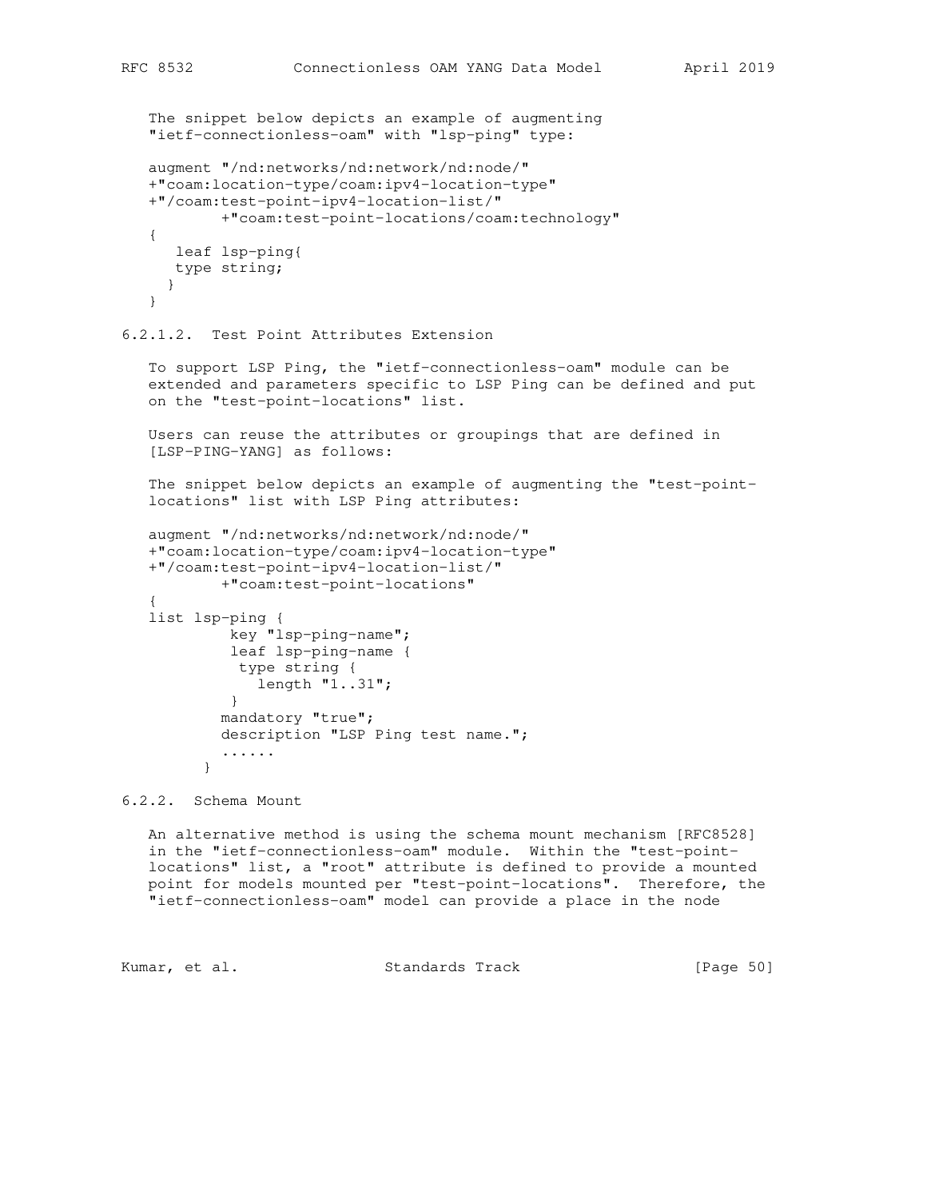The snippet below depicts an example of augmenting "ietf-connectionless-oam" with "lsp-ping" type:

```
augment "/nd:networks/nd:network/nd:node/"
+"coam:location-type/coam:ipv4-location-type"
+"/coam:test-point-ipv4-location-list/"
        +"coam:test-point-locations/coam:technology"
{
   leaf lsp-ping{
   type string;
  }
}
```

### 6.2.1.2. Test Point Attributes Extension

To support LSP Ping, the "ietf-connectionless-oam" module can be extended and parameters specific to LSP Ping can be defined and put on the "test-point-locations" list.

Users can reuse the attributes or groupings that are defined in [LSP-PING-YANG] as follows:

The snippet below depicts an example of augmenting the "test-point-locations" list with LSP Ping attributes:

```
augment "/nd:networks/nd:network/nd:node/"
+"coam:location-type/coam:ipv4-location-type"
+"/coam:test-point-ipv4-location-list/"
        +"coam:test-point-locations"
{
list lsp-ping {
          key "lsp-ping-name";
          leaf lsp-ping-name {
           type string {
              length "1..31";
           }
         mandatory "true";
         description "LSP Ping test name.";
         ......
       }
```

### 6.2.2. Schema Mount

An alternative method is using the schema mount mechanism [RFC8528] in the "ietf-connectionless-oam" module. Within the "test-point-locations" list, a "root" attribute is defined to provide a mounted point for models mounted per "test-point-locations". Therefore, the "ietf-connectionless-oam" model can provide a place in the node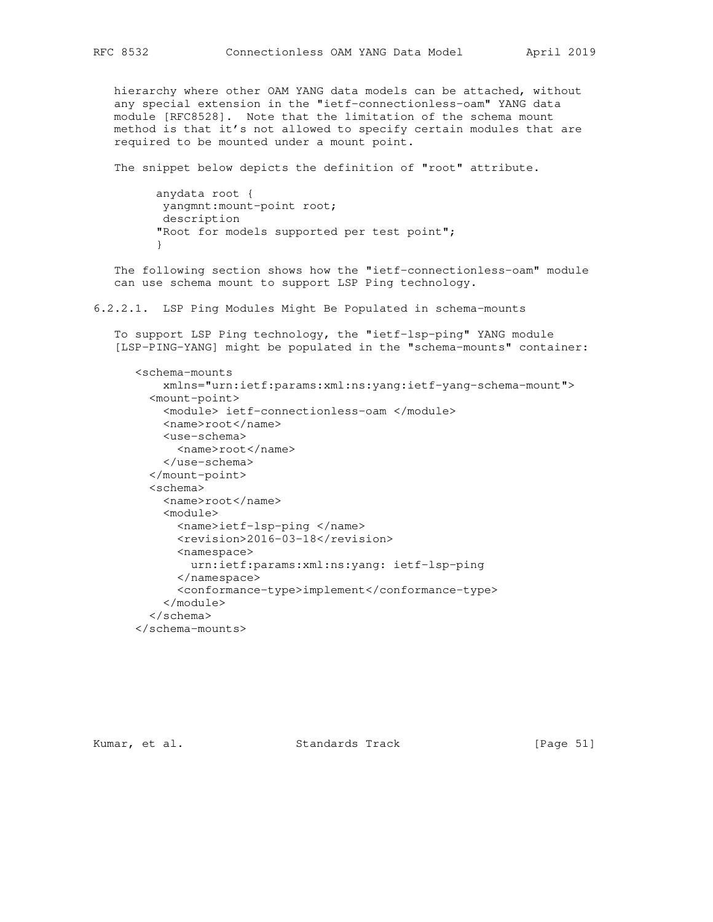hierarchy where other OAM YANG data models can be attached, without any special extension in the "ietf-connectionless-oam" YANG data module [RFC8528]. Note that the limitation of the schema mount method is that it's not allowed to specify certain modules that are required to be mounted under a mount point.

The snippet below depicts the definition of "root" attribute.

```
anydata root {
 yangmnt:mount-point root;
 description
"Root for models supported per test point";
}
```

The following section shows how the "ietf-connectionless-oam" module can use schema mount to support LSP Ping technology.

#### 6.2.2.1. LSP Ping Modules Might Be Populated in schema-mounts

To support LSP Ping technology, the "ietf-lsp-ping" YANG module [LSP-PING-YANG] might be populated in the "schema-mounts" container:

```
<schema-mounts
    xmlns="urn:ietf:params:xml:ns:yang:ietf-yang-schema-mount">
  <mount-point>
    <module> ietf-connectionless-oam </module>
    <name>root</name>
    <use-schema>
      <name>root</name>
    </use-schema>
  </mount-point>
  <schema>
    <name>root</name>
    <module>
      <name>ietf-lsp-ping </name>
      <revision>2016-03-18</revision>
      <namespace>
        urn:ietf:params:xml:ns:yang: ietf-lsp-ping
      </namespace>
      <conformance-type>implement</conformance-type>
    </module>
  </schema>
</schema-mounts>
```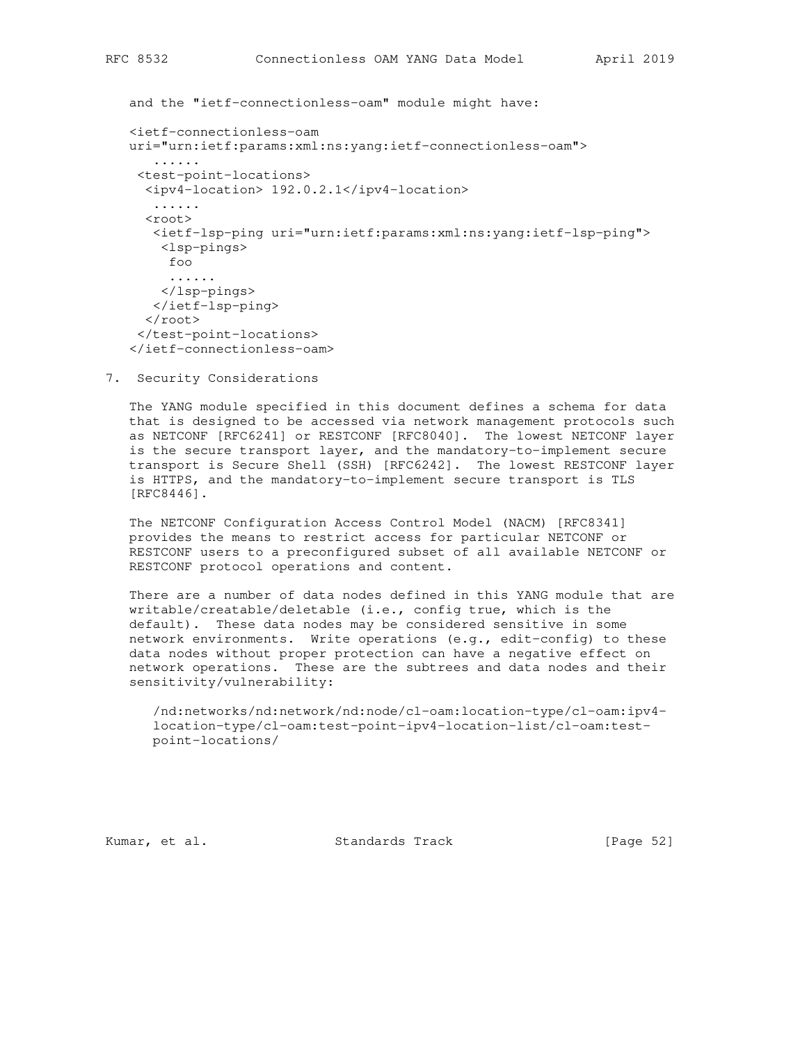and the "ietf-connectionless-oam" module might have:

```
<ietf-connectionless-oam
uri="urn:ietf:params:xml:ns:yang:ietf-connectionless-oam">
   ......
 <test-point-locations>
  <ipv4-location> 192.0.2.1</ipv4-location>
   ......
  <root>
   <ietf-lsp-ping uri="urn:ietf:params:xml:ns:yang:ietf-lsp-ping">
    <lsp-pings>
     foo
     ......
    </lsp-pings>
   </ietf-lsp-ping>
  </root>
 </test-point-locations>
</ietf-connectionless-oam>
```

## 7. Security Considerations

The YANG module specified in this document defines a schema for data that is designed to be accessed via network management protocols such as NETCONF [RFC6241] or RESTCONF [RFC8040]. The lowest NETCONF layer is the secure transport layer, and the mandatory-to-implement secure transport is Secure Shell (SSH) [RFC6242]. The lowest RESTCONF layer is HTTPS, and the mandatory-to-implement secure transport is TLS [RFC8446].

The NETCONF Configuration Access Control Model (NACM) [RFC8341] provides the means to restrict access for particular NETCONF or RESTCONF users to a preconfigured subset of all available NETCONF or RESTCONF protocol operations and content.

There are a number of data nodes defined in this YANG module that are writable/creatable/deletable (i.e., config true, which is the default). These data nodes may be considered sensitive in some network environments. Write operations (e.g., edit-config) to these data nodes without proper protection can have a negative effect on network operations. These are the subtrees and data nodes and their sensitivity/vulnerability:

/nd:networks/nd:network/nd:node/cl-oam:location-type/cl-oam:ipv4-location-type/cl-oam:test-point-ipv4-location-list/cl-oam:test-point-locations/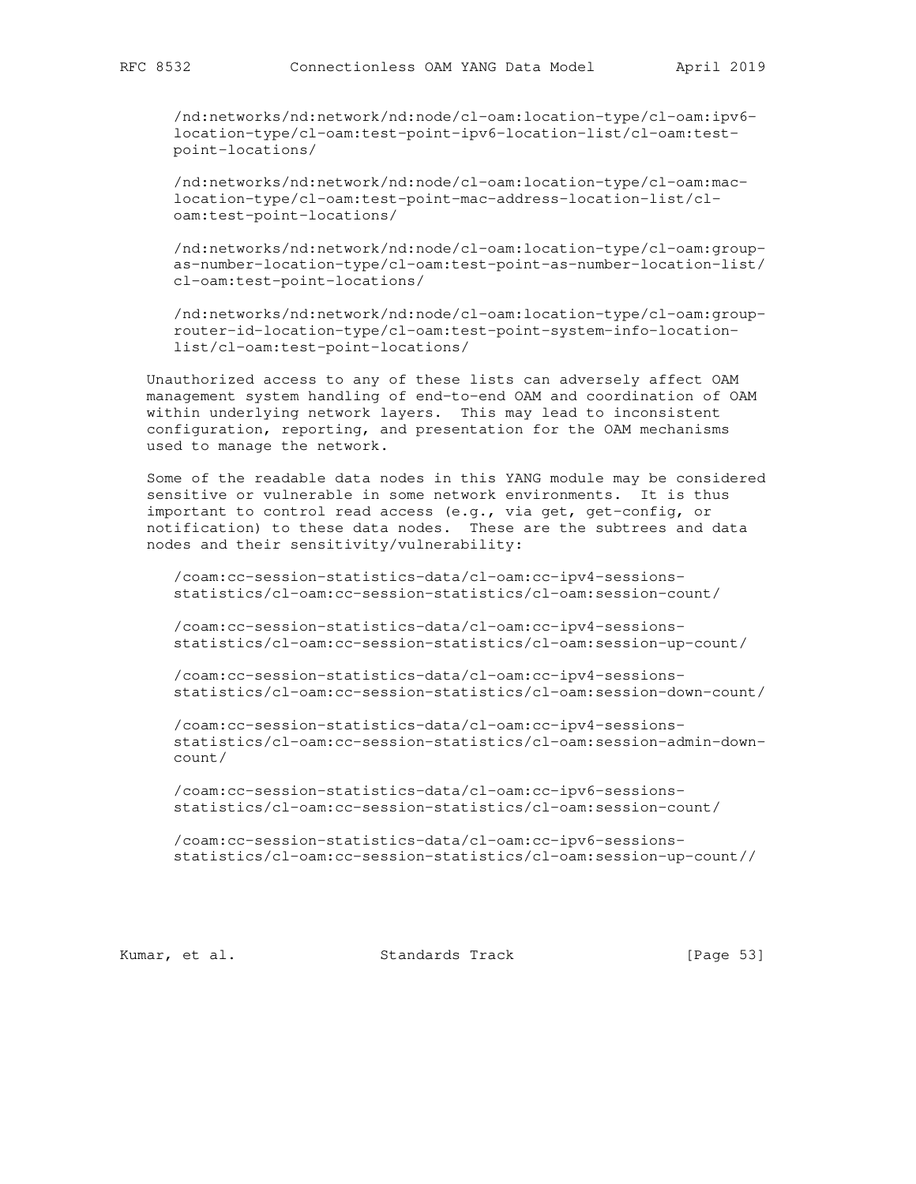/nd:networks/nd:network/nd:node/cl-oam:location-type/cl-oam:ipv6-location-type/cl-oam:test-point-ipv6-location-list/cl-oam:test-point-locations/

/nd:networks/nd:network/nd:node/cl-oam:location-type/cl-oam:mac-location-type/cl-oam:test-point-mac-address-location-list/cl-oam:test-point-locations/

/nd:networks/nd:network/nd:node/cl-oam:location-type/cl-oam:group-as-number-location-type/cl-oam:test-point-as-number-location-list/cl-oam:test-point-locations/

/nd:networks/nd:network/nd:node/cl-oam:location-type/cl-oam:group-router-id-location-type/cl-oam:test-point-system-info-location-list/cl-oam:test-point-locations/

Unauthorized access to any of these lists can adversely affect OAM management system handling of end-to-end OAM and coordination of OAM within underlying network layers. This may lead to inconsistent configuration, reporting, and presentation for the OAM mechanisms used to manage the network.

Some of the readable data nodes in this YANG module may be considered sensitive or vulnerable in some network environments. It is thus important to control read access (e.g., via get, get-config, or notification) to these data nodes. These are the subtrees and data nodes and their sensitivity/vulnerability:

/coam:cc-session-statistics-data/cl-oam:cc-ipv4-sessions-statistics/cl-oam:cc-session-statistics/cl-oam:session-count/

/coam:cc-session-statistics-data/cl-oam:cc-ipv4-sessions-statistics/cl-oam:cc-session-statistics/cl-oam:session-up-count/

/coam:cc-session-statistics-data/cl-oam:cc-ipv4-sessions-statistics/cl-oam:cc-session-statistics/cl-oam:session-down-count/

/coam:cc-session-statistics-data/cl-oam:cc-ipv4-sessions-statistics/cl-oam:cc-session-statistics/cl-oam:session-admin-down-count/

/coam:cc-session-statistics-data/cl-oam:cc-ipv6-sessions-statistics/cl-oam:cc-session-statistics/cl-oam:session-count/

/coam:cc-session-statistics-data/cl-oam:cc-ipv6-sessions-statistics/cl-oam:cc-session-statistics/cl-oam:session-up-count//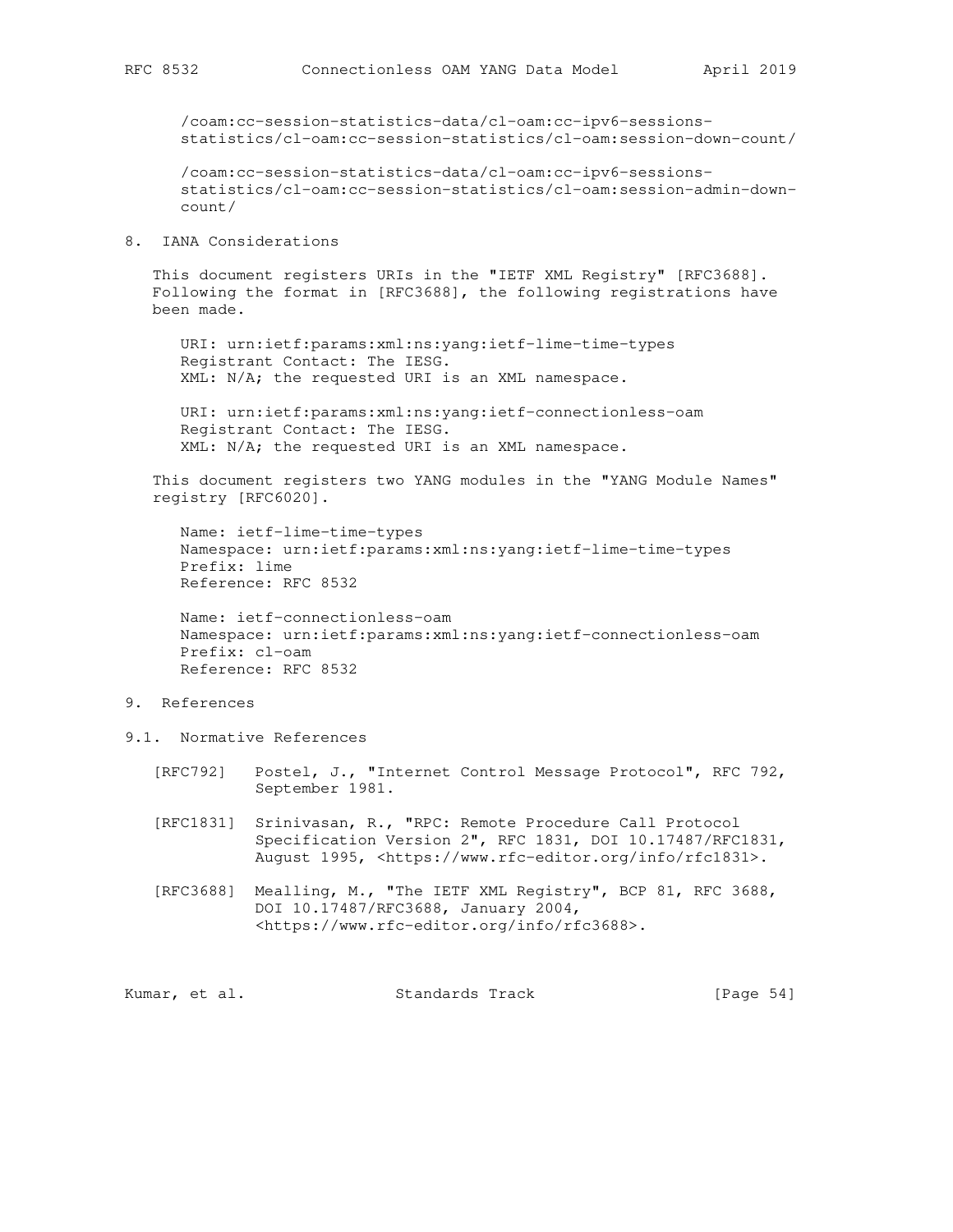/coam:cc-session-statistics-data/cl-oam:cc-ipv6-sessions-statistics/cl-oam:cc-session-statistics/cl-oam:session-down-count/

/coam:cc-session-statistics-data/cl-oam:cc-ipv6-sessions-statistics/cl-oam:cc-session-statistics/cl-oam:session-admin-down-count/

## 8. IANA Considerations

This document registers URIs in the "IETF XML Registry" [RFC3688]. Following the format in [RFC3688], the following registrations have been made.

```
URI: urn:ietf:params:xml:ns:yang:ietf-lime-time-types
Registrant Contact: The IESG.
XML: N/A; the requested URI is an XML namespace.

URI: urn:ietf:params:xml:ns:yang:ietf-connectionless-oam
Registrant Contact: The IESG.
XML: N/A; the requested URI is an XML namespace.
```

This document registers two YANG modules in the "YANG Module Names" registry [RFC6020].

```
Name: ietf-lime-time-types
Namespace: urn:ietf:params:xml:ns:yang:ietf-lime-time-types
Prefix: lime
Reference: RFC 8532

Name: ietf-connectionless-oam
Namespace: urn:ietf:params:xml:ns:yang:ietf-connectionless-oam
Prefix: cl-oam
Reference: RFC 8532
```

## 9. References

### 9.1. Normative References

[RFC792] Postel, J., "Internet Control Message Protocol", RFC 792, September 1981.

[RFC1831] Srinivasan, R., "RPC: Remote Procedure Call Protocol Specification Version 2", RFC 1831, DOI 10.17487/RFC1831, August 1995, <https://www.rfc-editor.org/info/rfc1831>.

[RFC3688] Mealling, M., "The IETF XML Registry", BCP 81, RFC 3688, DOI 10.17487/RFC3688, January 2004, <https://www.rfc-editor.org/info/rfc3688>.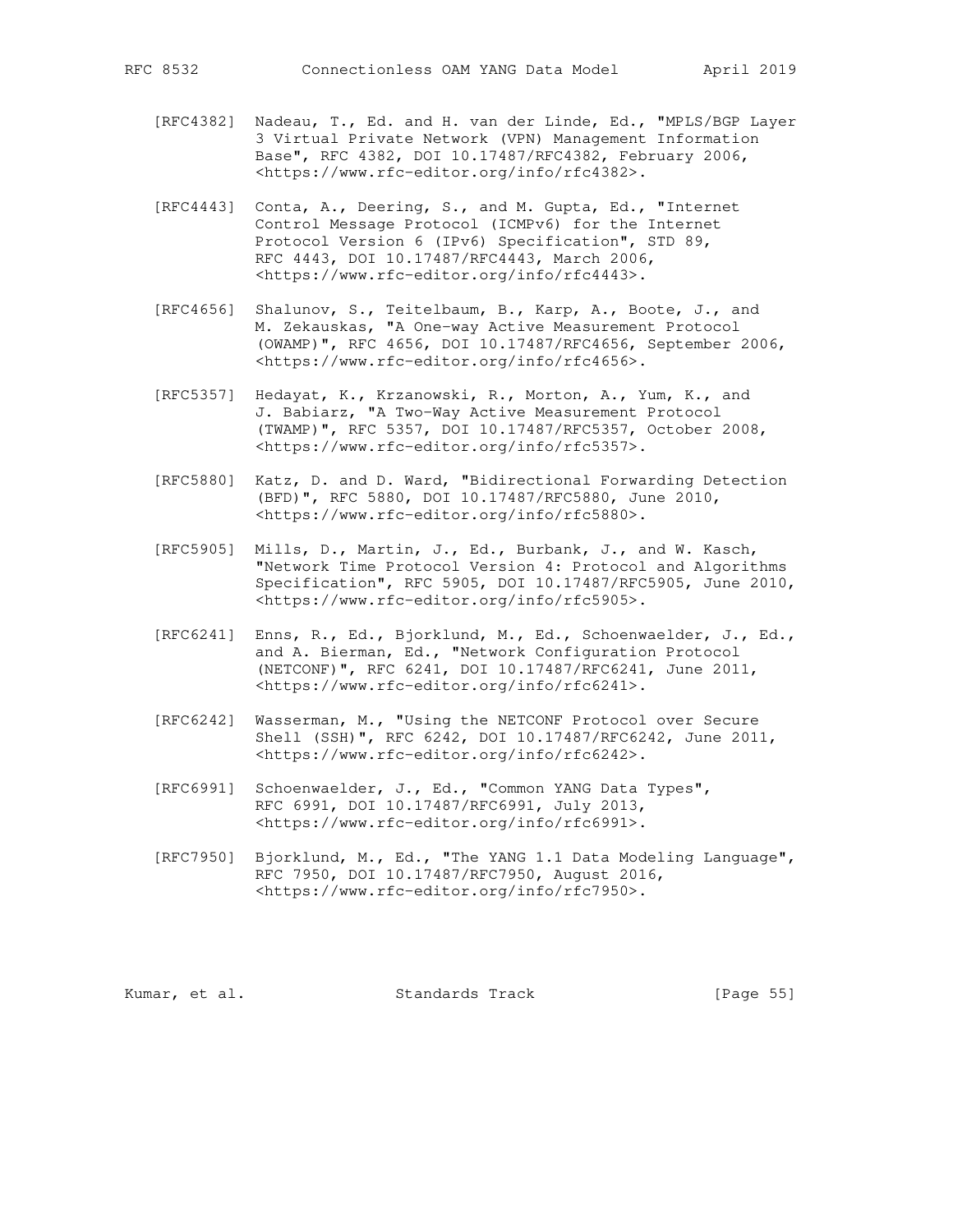[RFC4382] Nadeau, T., Ed. and H. van der Linde, Ed., "MPLS/BGP Layer 3 Virtual Private Network (VPN) Management Information Base", RFC 4382, DOI 10.17487/RFC4382, February 2006, <https://www.rfc-editor.org/info/rfc4382>.

[RFC4443] Conta, A., Deering, S., and M. Gupta, Ed., "Internet Control Message Protocol (ICMPv6) for the Internet Protocol Version 6 (IPv6) Specification", STD 89, RFC 4443, DOI 10.17487/RFC4443, March 2006, <https://www.rfc-editor.org/info/rfc4443>.

[RFC4656] Shalunov, S., Teitelbaum, B., Karp, A., Boote, J., and M. Zekauskas, "A One-way Active Measurement Protocol (OWAMP)", RFC 4656, DOI 10.17487/RFC4656, September 2006, <https://www.rfc-editor.org/info/rfc4656>.

[RFC5357] Hedayat, K., Krzanowski, R., Morton, A., Yum, K., and J. Babiarz, "A Two-Way Active Measurement Protocol (TWAMP)", RFC 5357, DOI 10.17487/RFC5357, October 2008, <https://www.rfc-editor.org/info/rfc5357>.

[RFC5880] Katz, D. and D. Ward, "Bidirectional Forwarding Detection (BFD)", RFC 5880, DOI 10.17487/RFC5880, June 2010, <https://www.rfc-editor.org/info/rfc5880>.

[RFC5905] Mills, D., Martin, J., Ed., Burbank, J., and W. Kasch, "Network Time Protocol Version 4: Protocol and Algorithms Specification", RFC 5905, DOI 10.17487/RFC5905, June 2010, <https://www.rfc-editor.org/info/rfc5905>.

[RFC6241] Enns, R., Ed., Bjorklund, M., Ed., Schoenwaelder, J., Ed., and A. Bierman, Ed., "Network Configuration Protocol (NETCONF)", RFC 6241, DOI 10.17487/RFC6241, June 2011, <https://www.rfc-editor.org/info/rfc6241>.

[RFC6242] Wasserman, M., "Using the NETCONF Protocol over Secure Shell (SSH)", RFC 6242, DOI 10.17487/RFC6242, June 2011, <https://www.rfc-editor.org/info/rfc6242>.

[RFC6991] Schoenwaelder, J., Ed., "Common YANG Data Types", RFC 6991, DOI 10.17487/RFC6991, July 2013, <https://www.rfc-editor.org/info/rfc6991>.

[RFC7950] Bjorklund, M., Ed., "The YANG 1.1 Data Modeling Language", RFC 7950, DOI 10.17487/RFC7950, August 2016, <https://www.rfc-editor.org/info/rfc7950>.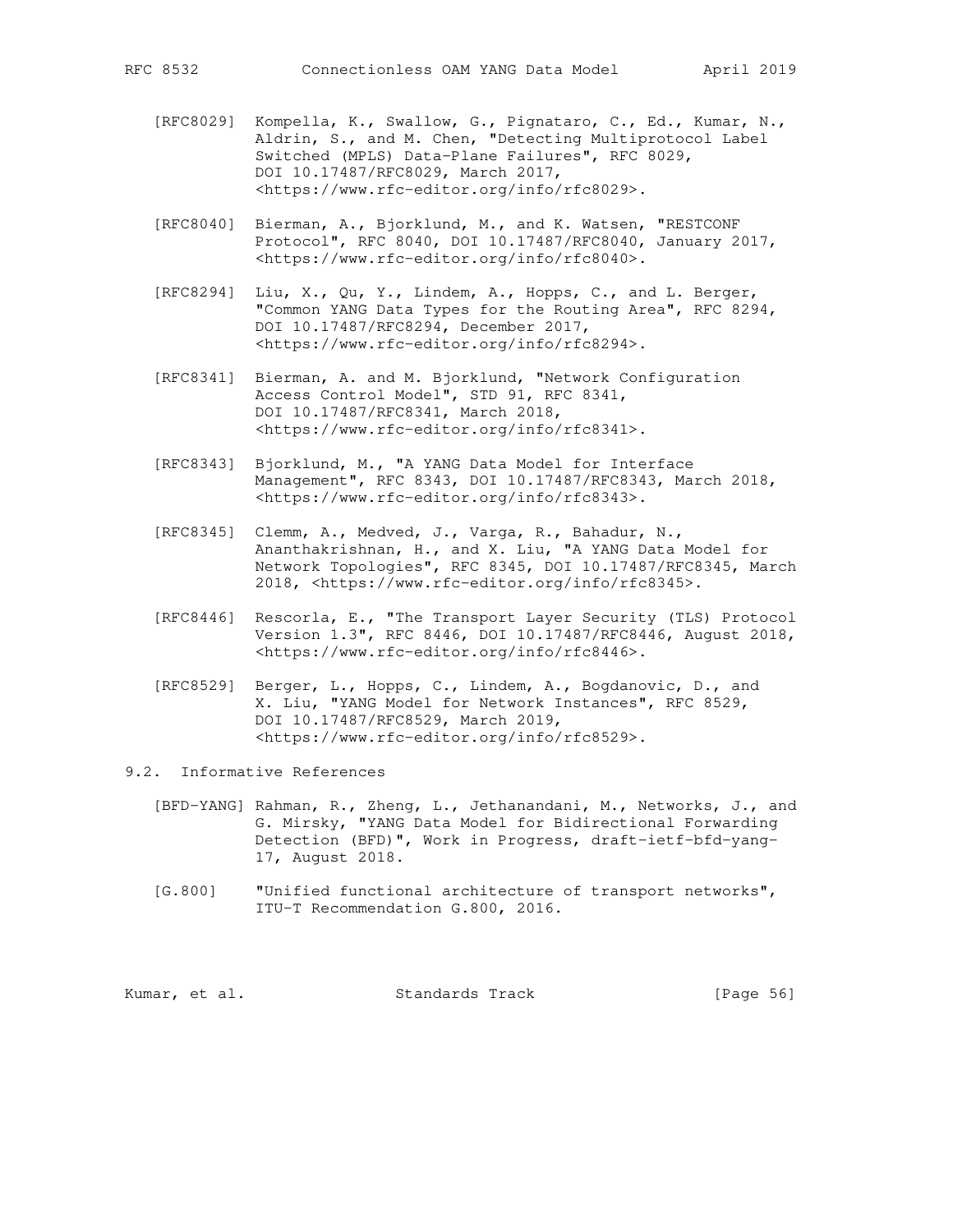[RFC8029] Kompella, K., Swallow, G., Pignataro, C., Ed., Kumar, N., Aldrin, S., and M. Chen, "Detecting Multiprotocol Label Switched (MPLS) Data-Plane Failures", RFC 8029, DOI 10.17487/RFC8029, March 2017, <https://www.rfc-editor.org/info/rfc8029>.

[RFC8040] Bierman, A., Bjorklund, M., and K. Watsen, "RESTCONF Protocol", RFC 8040, DOI 10.17487/RFC8040, January 2017, <https://www.rfc-editor.org/info/rfc8040>.

[RFC8294] Liu, X., Qu, Y., Lindem, A., Hopps, C., and L. Berger, "Common YANG Data Types for the Routing Area", RFC 8294, DOI 10.17487/RFC8294, December 2017, <https://www.rfc-editor.org/info/rfc8294>.

[RFC8341] Bierman, A. and M. Bjorklund, "Network Configuration Access Control Model", STD 91, RFC 8341, DOI 10.17487/RFC8341, March 2018, <https://www.rfc-editor.org/info/rfc8341>.

[RFC8343] Bjorklund, M., "A YANG Data Model for Interface Management", RFC 8343, DOI 10.17487/RFC8343, March 2018, <https://www.rfc-editor.org/info/rfc8343>.

[RFC8345] Clemm, A., Medved, J., Varga, R., Bahadur, N., Ananthakrishnan, H., and X. Liu, "A YANG Data Model for Network Topologies", RFC 8345, DOI 10.17487/RFC8345, March 2018, <https://www.rfc-editor.org/info/rfc8345>.

[RFC8446] Rescorla, E., "The Transport Layer Security (TLS) Protocol Version 1.3", RFC 8446, DOI 10.17487/RFC8446, August 2018, <https://www.rfc-editor.org/info/rfc8446>.

[RFC8529] Berger, L., Hopps, C., Lindem, A., Bogdanovic, D., and X. Liu, "YANG Model for Network Instances", RFC 8529, DOI 10.17487/RFC8529, March 2019, <https://www.rfc-editor.org/info/rfc8529>.

## 9.2. Informative References

[BFD-YANG] Rahman, R., Zheng, L., Jethanandani, M., Networks, J., and G. Mirsky, "YANG Data Model for Bidirectional Forwarding Detection (BFD)", Work in Progress, draft-ietf-bfd-yang-17, August 2018.

[G.800] "Unified functional architecture of transport networks", ITU-T Recommendation G.800, 2016.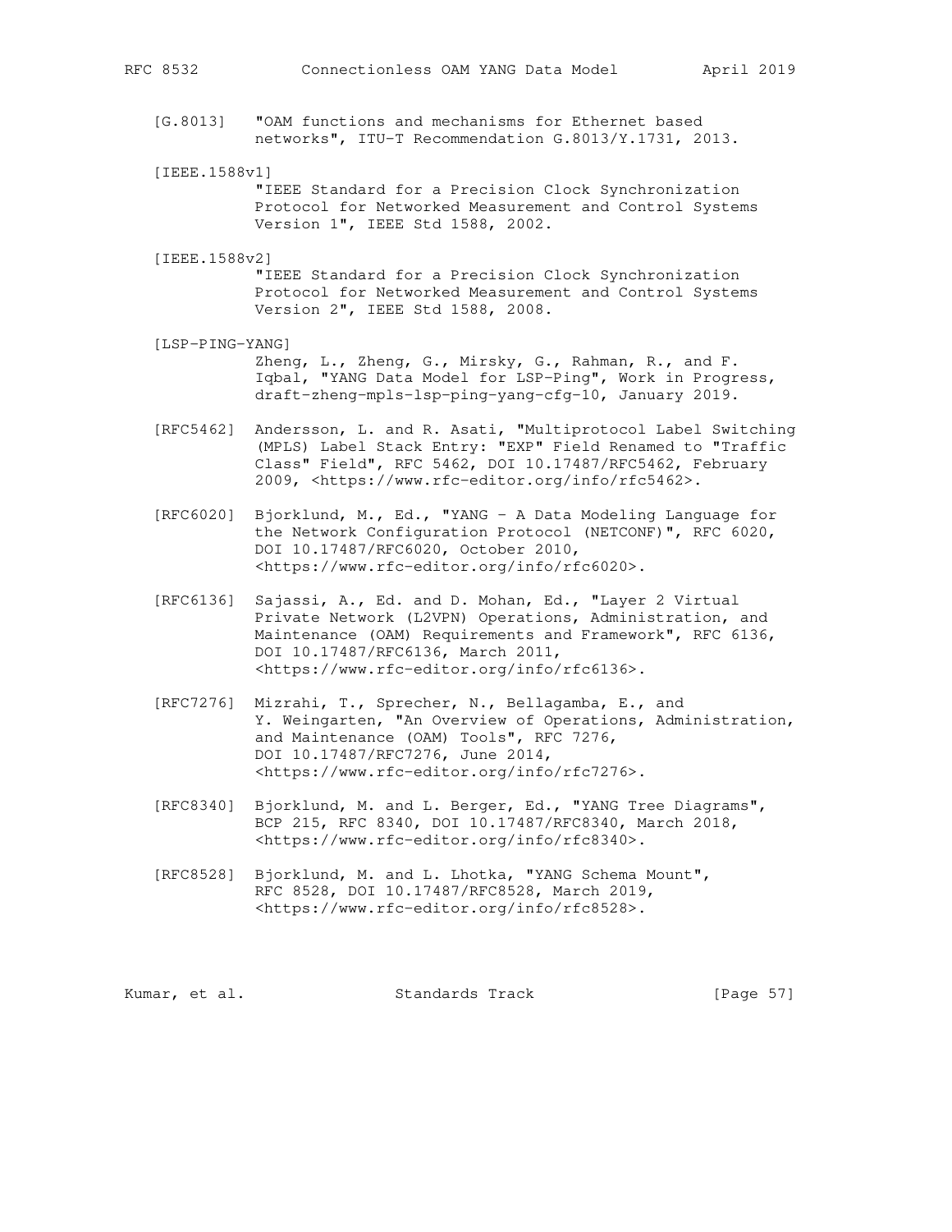[G.8013] "OAM functions and mechanisms for Ethernet based networks", ITU-T Recommendation G.8013/Y.1731, 2013.

[IEEE.1588v1] "IEEE Standard for a Precision Clock Synchronization Protocol for Networked Measurement and Control Systems Version 1", IEEE Std 1588, 2002.

[IEEE.1588v2] "IEEE Standard for a Precision Clock Synchronization Protocol for Networked Measurement and Control Systems Version 2", IEEE Std 1588, 2008.

[LSP-PING-YANG] Zheng, L., Zheng, G., Mirsky, G., Rahman, R., and F. Iqbal, "YANG Data Model for LSP-Ping", Work in Progress, draft-zheng-mpls-lsp-ping-yang-cfg-10, January 2019.

[RFC5462] Andersson, L. and R. Asati, "Multiprotocol Label Switching (MPLS) Label Stack Entry: "EXP" Field Renamed to "Traffic Class" Field", RFC 5462, DOI 10.17487/RFC5462, February 2009, <https://www.rfc-editor.org/info/rfc5462>.

[RFC6020] Bjorklund, M., Ed., "YANG - A Data Modeling Language for the Network Configuration Protocol (NETCONF)", RFC 6020, DOI 10.17487/RFC6020, October 2010, <https://www.rfc-editor.org/info/rfc6020>.

[RFC6136] Sajassi, A., Ed. and D. Mohan, Ed., "Layer 2 Virtual Private Network (L2VPN) Operations, Administration, and Maintenance (OAM) Requirements and Framework", RFC 6136, DOI 10.17487/RFC6136, March 2011, <https://www.rfc-editor.org/info/rfc6136>.

[RFC7276] Mizrahi, T., Sprecher, N., Bellagamba, E., and Y. Weingarten, "An Overview of Operations, Administration, and Maintenance (OAM) Tools", RFC 7276, DOI 10.17487/RFC7276, June 2014, <https://www.rfc-editor.org/info/rfc7276>.

[RFC8340] Bjorklund, M. and L. Berger, Ed., "YANG Tree Diagrams", BCP 215, RFC 8340, DOI 10.17487/RFC8340, March 2018, <https://www.rfc-editor.org/info/rfc8340>.

[RFC8528] Bjorklund, M. and L. Lhotka, "YANG Schema Mount", RFC 8528, DOI 10.17487/RFC8528, March 2019, <https://www.rfc-editor.org/info/rfc8528>.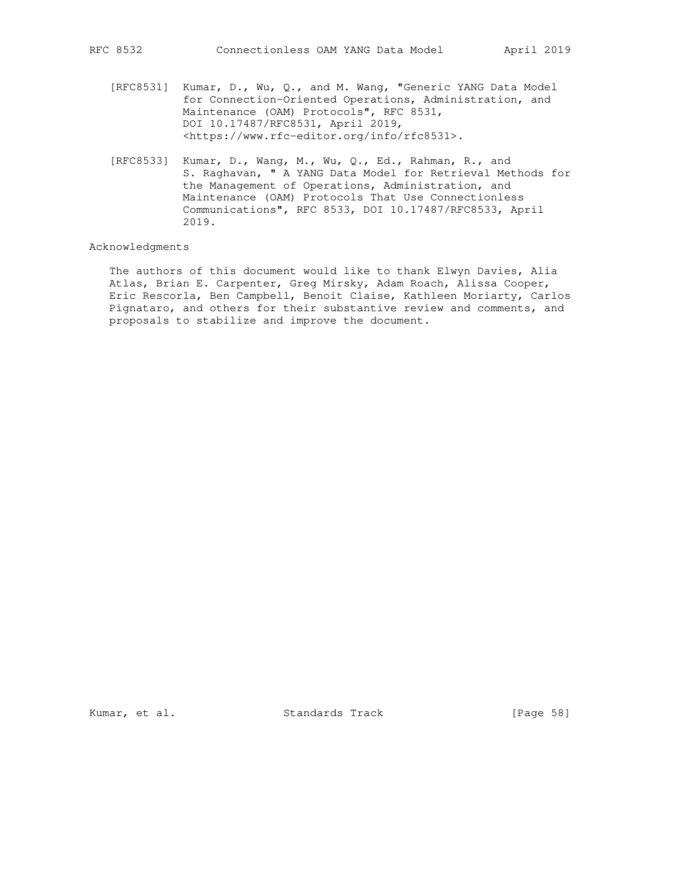[RFC8531] Kumar, D., Wu, Q., and M. Wang, "Generic YANG Data Model for Connection-Oriented Operations, Administration, and Maintenance (OAM) Protocols", RFC 8531, DOI 10.17487/RFC8531, April 2019, <https://www.rfc-editor.org/info/rfc8531>.

[RFC8533] Kumar, D., Wang, M., Wu, Q., Ed., Rahman, R., and S. Raghavan, " A YANG Data Model for Retrieval Methods for the Management of Operations, Administration, and Maintenance (OAM) Protocols That Use Connectionless Communications", RFC 8533, DOI 10.17487/RFC8533, April 2019.

## Acknowledgments

The authors of this document would like to thank Elwyn Davies, Alia Atlas, Brian E. Carpenter, Greg Mirsky, Adam Roach, Alissa Cooper, Eric Rescorla, Ben Campbell, Benoit Claise, Kathleen Moriarty, Carlos Pignataro, and others for their substantive review and comments, and proposals to stabilize and improve the document.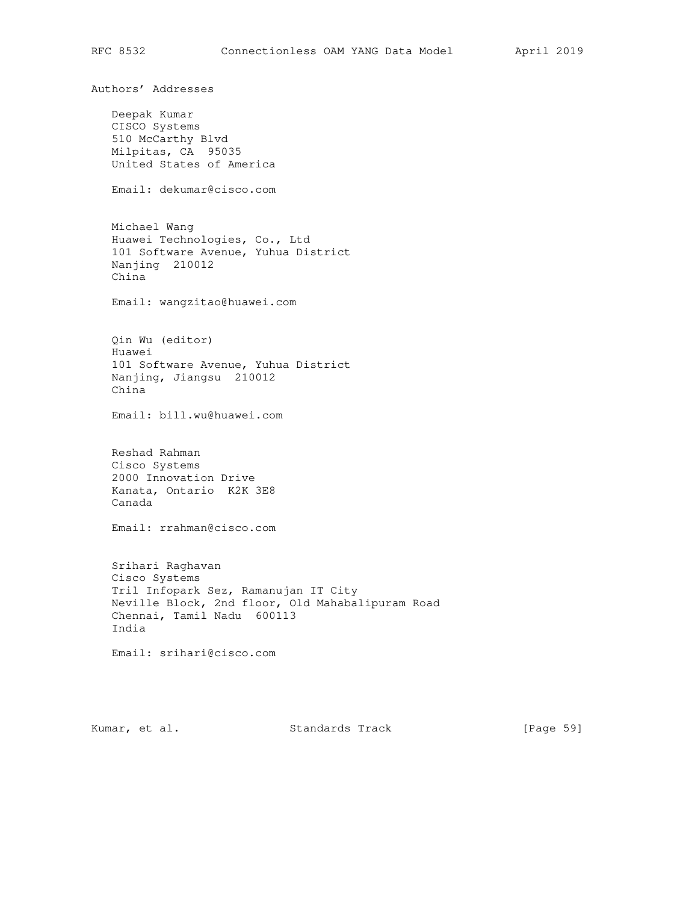## Authors' Addresses

Deepak Kumar
CISCO Systems
510 McCarthy Blvd
Milpitas, CA  95035
United States of America

Email: dekumar@cisco.com

Michael Wang
Huawei Technologies, Co., Ltd
101 Software Avenue, Yuhua District
Nanjing  210012
China

Email: wangzitao@huawei.com

Qin Wu (editor)
Huawei
101 Software Avenue, Yuhua District
Nanjing, Jiangsu  210012
China

Email: bill.wu@huawei.com

Reshad Rahman
Cisco Systems
2000 Innovation Drive
Kanata, Ontario  K2K 3E8
Canada

Email: rrahman@cisco.com

Srihari Raghavan
Cisco Systems
Tril Infopark Sez, Ramanujan IT City
Neville Block, 2nd floor, Old Mahabalipuram Road
Chennai, Tamil Nadu  600113
India

Email: srihari@cisco.com